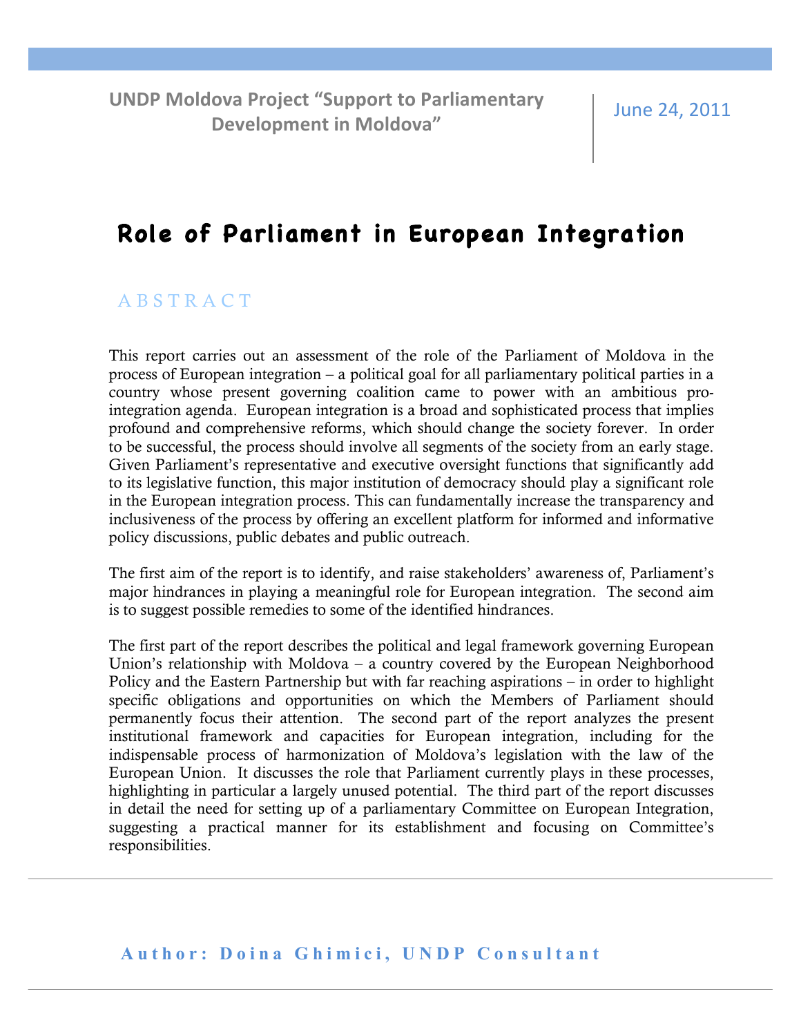UNDP Moldova Project "Support to Parliamentary Development in Moldova"

June 24, 2011

# Role of Parliament in European Integration

## ABSTRACT

This report carries out an assessment of the role of the Parliament of Moldova in the process of European integration – a political goal for all parliamentary political parties in a country whose present governing coalition came to power with an ambitious pro-integration agenda. European integration is a broad and sophisticated process that implies profound and comprehensive reforms, which should change the society forever. In order to be successful, the process should involve all segments of the society from an early stage. Given Parliament's representative and executive oversight functions that significantly add to its legislative function, this major institution of democracy should play a significant role in the European integration process. This can fundamentally increase the transparency and inclusiveness of the process by offering an excellent platform for informed and informative policy discussions, public debates and public outreach.

The first aim of the report is to identify, and raise stakeholders' awareness of, Parliament's major hindrances in playing a meaningful role for European integration. The second aim is to suggest possible remedies to some of the identified hindrances.

The first part of the report describes the political and legal framework governing European Union's relationship with Moldova – a country covered by the European Neighborhood Policy and the Eastern Partnership but with far reaching aspirations – in order to highlight specific obligations and opportunities on which the Members of Parliament should permanently focus their attention. The second part of the report analyzes the present institutional framework and capacities for European integration, including for the indispensable process of harmonization of Moldova's legislation with the law of the European Union. It discusses the role that Parliament currently plays in these processes, highlighting in particular a largely unused potential. The third part of the report discusses in detail the need for setting up of a parliamentary Committee on European Integration, suggesting a practical manner for its establishment and focusing on Committee's responsibilities.

**Author: Doina Ghimici, UNDP Consultant**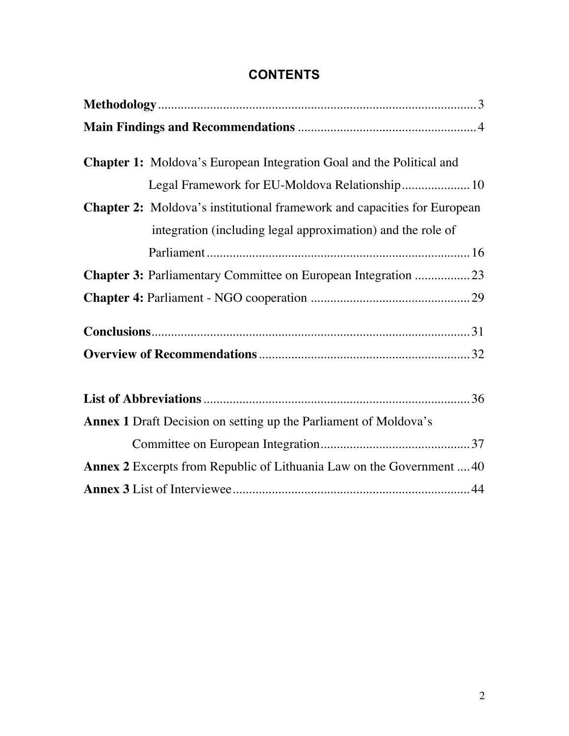# CONTENTS

**Methodology** .................................................................................................. 3

**Main Findings and Recommendations** ...................................................... 4

**Chapter 1:** Moldova's European Integration Goal and the Political and Legal Framework for EU-Moldova Relationship.................... 10

**Chapter 2:** Moldova's institutional framework and capacities for European integration (including legal approximation) and the role of Parliament ................................................................................ 16

**Chapter 3:** Parliamentary Committee on European Integration ................. 23

**Chapter 4:** Parliament - NGO cooperation ................................................ 29

**Conclusions**.................................................................................................. 31

**Overview of Recommendations** ................................................................ 32

**List of Abbreviations** ................................................................................. 36

**Annex 1** Draft Decision on setting up the Parliament of Moldova's Committee on European Integration............................................. 37

**Annex 2** Excerpts from Republic of Lithuania Law on the Government .... 40

**Annex 3** List of Interviewee......................................................................... 44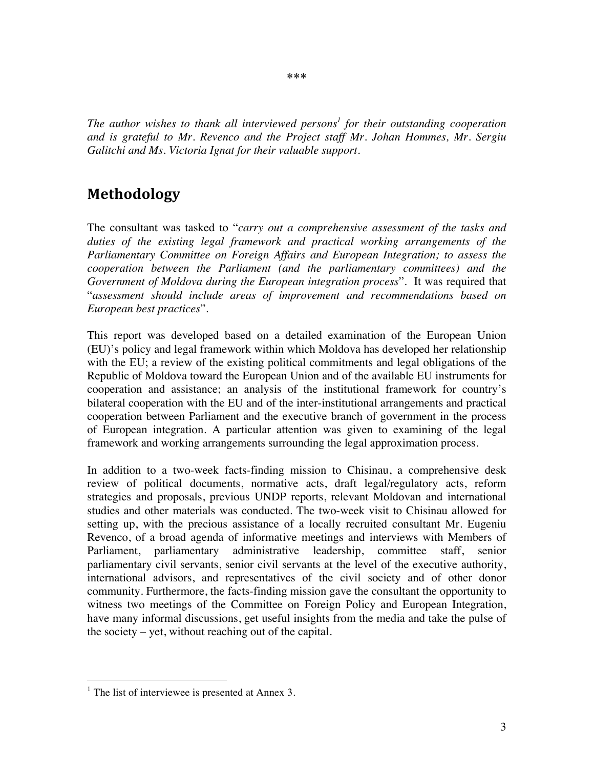\*\*\*

*The author wishes to thank all interviewed persons*[1] *for their outstanding cooperation and is grateful to Mr. Revenco and the Project staff Mr. Johan Hommes, Mr. Sergiu Galitchi and Ms. Victoria Ignat for their valuable support.*

# Methodology

The consultant was tasked to "*carry out a comprehensive assessment of the tasks and duties of the existing legal framework and practical working arrangements of the Parliamentary Committee on Foreign Affairs and European Integration; to assess the cooperation between the Parliament (and the parliamentary committees) and the Government of Moldova during the European integration process*". It was required that "*assessment should include areas of improvement and recommendations based on European best practices*".

This report was developed based on a detailed examination of the European Union (EU)'s policy and legal framework within which Moldova has developed her relationship with the EU; a review of the existing political commitments and legal obligations of the Republic of Moldova toward the European Union and of the available EU instruments for cooperation and assistance; an analysis of the institutional framework for country's bilateral cooperation with the EU and of the inter-institutional arrangements and practical cooperation between Parliament and the executive branch of government in the process of European integration. A particular attention was given to examining of the legal framework and working arrangements surrounding the legal approximation process.

In addition to a two-week facts-finding mission to Chisinau, a comprehensive desk review of political documents, normative acts, draft legal/regulatory acts, reform strategies and proposals, previous UNDP reports, relevant Moldovan and international studies and other materials was conducted. The two-week visit to Chisinau allowed for setting up, with the precious assistance of a locally recruited consultant Mr. Eugeniu Revenco, of a broad agenda of informative meetings and interviews with Members of Parliament, parliamentary administrative leadership, committee staff, senior parliamentary civil servants, senior civil servants at the level of the executive authority, international advisors, and representatives of the civil society and of other donor community. Furthermore, the facts-finding mission gave the consultant the opportunity to witness two meetings of the Committee on Foreign Policy and European Integration, have many informal discussions, get useful insights from the media and take the pulse of the society – yet, without reaching out of the capital.

---

[1] The list of interviewee is presented at Annex 3.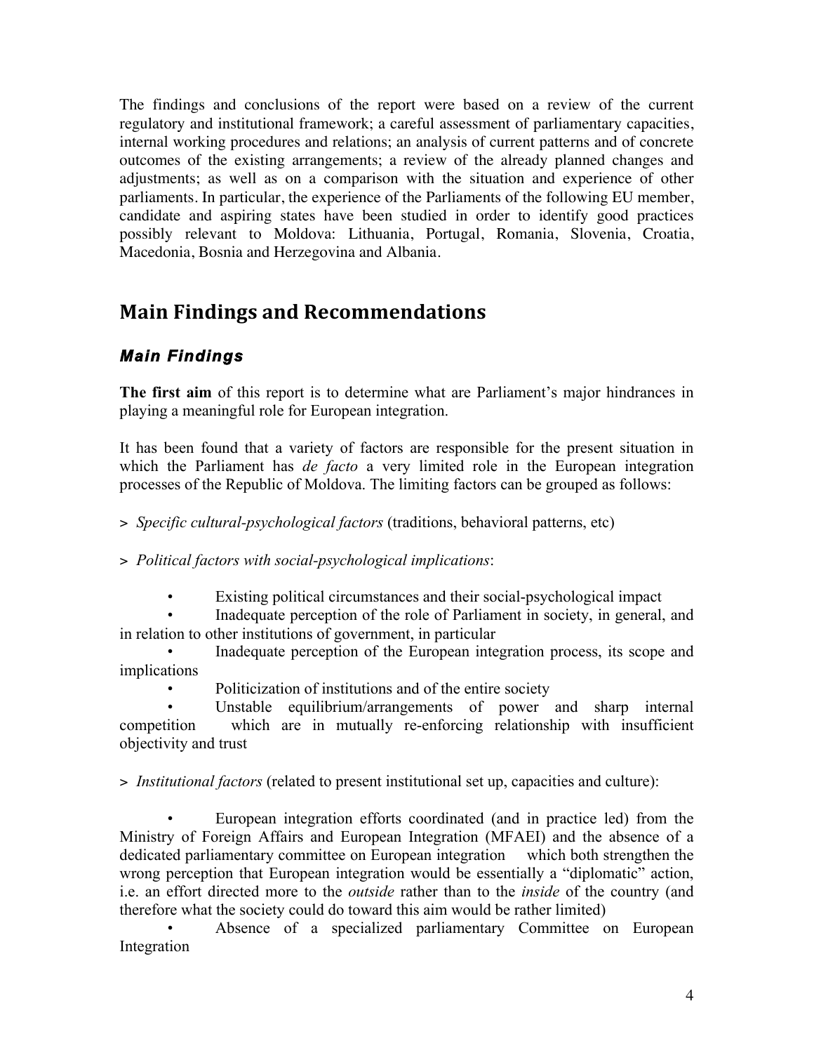The findings and conclusions of the report were based on a review of the current regulatory and institutional framework; a careful assessment of parliamentary capacities, internal working procedures and relations; an analysis of current patterns and of concrete outcomes of the existing arrangements; a review of the already planned changes and adjustments; as well as on a comparison with the situation and experience of other parliaments. In particular, the experience of the Parliaments of the following EU member, candidate and aspiring states have been studied in order to identify good practices possibly relevant to Moldova: Lithuania, Portugal, Romania, Slovenia, Croatia, Macedonia, Bosnia and Herzegovina and Albania.

# Main Findings and Recommendations

## *Main Findings*

**The first aim** of this report is to determine what are Parliament's major hindrances in playing a meaningful role for European integration.

It has been found that a variety of factors are responsible for the present situation in which the Parliament has *de facto* a very limited role in the European integration processes of the Republic of Moldova. The limiting factors can be grouped as follows:

> *Specific cultural-psychological factors* (traditions, behavioral patterns, etc)

> *Political factors with social-psychological implications*:

- Existing political circumstances and their social-psychological impact
- Inadequate perception of the role of Parliament in society, in general, and in relation to other institutions of government, in particular
- Inadequate perception of the European integration process, its scope and implications
- Politicization of institutions and of the entire society
- Unstable equilibrium/arrangements of power and sharp internal competition which are in mutually re-enforcing relationship with insufficient objectivity and trust

> *Institutional factors* (related to present institutional set up, capacities and culture):

- European integration efforts coordinated (and in practice led) from the Ministry of Foreign Affairs and European Integration (MFAEI) and the absence of a dedicated parliamentary committee on European integration which both strengthen the wrong perception that European integration would be essentially a "diplomatic" action, i.e. an effort directed more to the *outside* rather than to the *inside* of the country (and therefore what the society could do toward this aim would be rather limited)
- Absence of a specialized parliamentary Committee on European Integration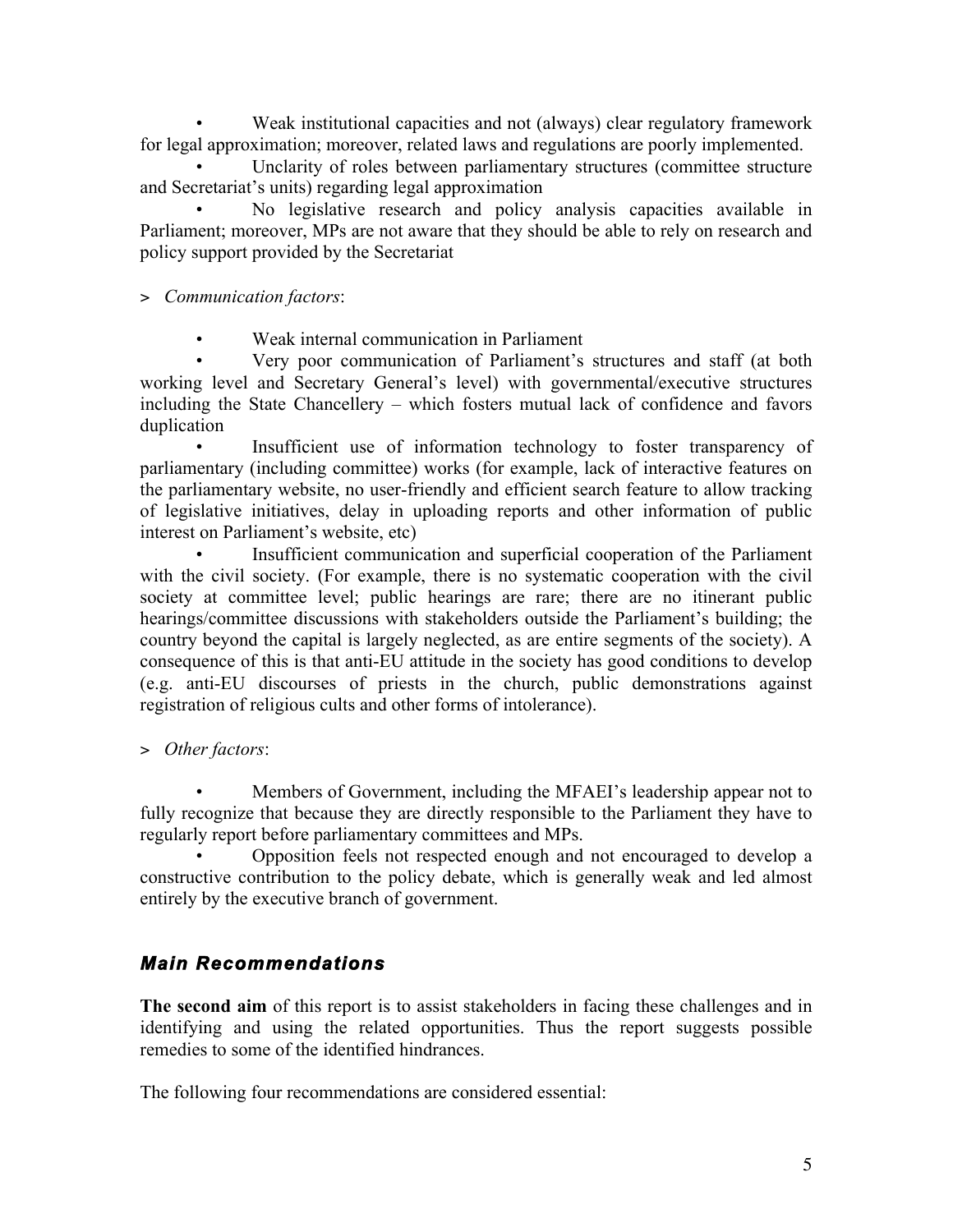- Weak institutional capacities and not (always) clear regulatory framework for legal approximation; moreover, related laws and regulations are poorly implemented.
- Unclarity of roles between parliamentary structures (committee structure and Secretariat's units) regarding legal approximation
- No legislative research and policy analysis capacities available in Parliament; moreover, MPs are not aware that they should be able to rely on research and policy support provided by the Secretariat

> *Communication factors*:

- Weak internal communication in Parliament
- Very poor communication of Parliament's structures and staff (at both working level and Secretary General's level) with governmental/executive structures including the State Chancellery – which fosters mutual lack of confidence and favors duplication
- Insufficient use of information technology to foster transparency of parliamentary (including committee) works (for example, lack of interactive features on the parliamentary website, no user-friendly and efficient search feature to allow tracking of legislative initiatives, delay in uploading reports and other information of public interest on Parliament's website, etc)
- Insufficient communication and superficial cooperation of the Parliament with the civil society. (For example, there is no systematic cooperation with the civil society at committee level; public hearings are rare; there are no itinerant public hearings/committee discussions with stakeholders outside the Parliament's building; the country beyond the capital is largely neglected, as are entire segments of the society). A consequence of this is that anti-EU attitude in the society has good conditions to develop (e.g. anti-EU discourses of priests in the church, public demonstrations against registration of religious cults and other forms of intolerance).

> *Other factors*:

- Members of Government, including the MFAEI's leadership appear not to fully recognize that because they are directly responsible to the Parliament they have to regularly report before parliamentary committees and MPs.
- Opposition feels not respected enough and not encouraged to develop a constructive contribution to the policy debate, which is generally weak and led almost entirely by the executive branch of government.

## *Main Recommendations*

**The second aim** of this report is to assist stakeholders in facing these challenges and in identifying and using the related opportunities. Thus the report suggests possible remedies to some of the identified hindrances.

The following four recommendations are considered essential: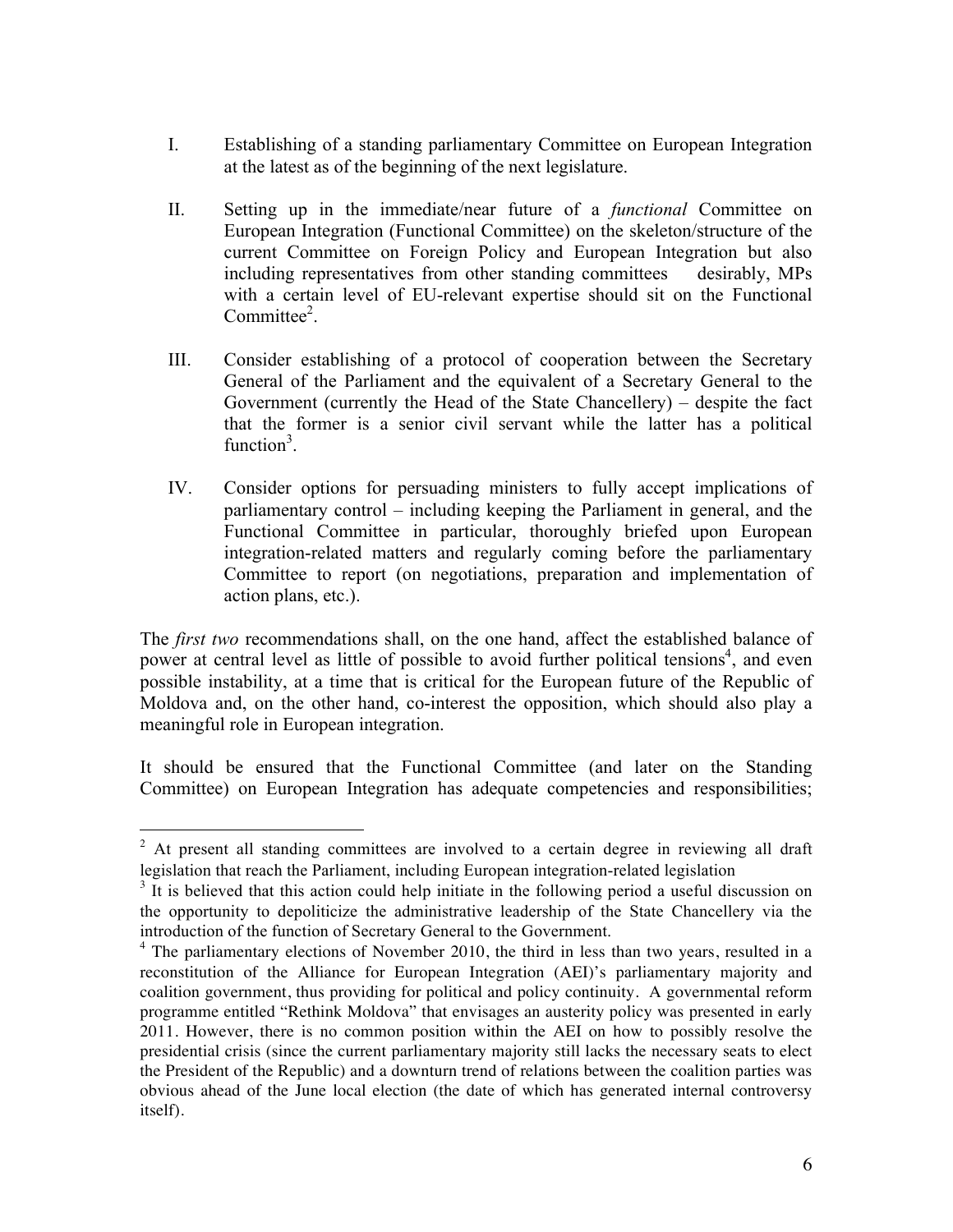I. Establishing of a standing parliamentary Committee on European Integration at the latest as of the beginning of the next legislature.

II. Setting up in the immediate/near future of a *functional* Committee on European Integration (Functional Committee) on the skeleton/structure of the current Committee on Foreign Policy and European Integration but also including representatives from other standing committees desirably, MPs with a certain level of EU-relevant expertise should sit on the Functional Committee[2].

III. Consider establishing of a protocol of cooperation between the Secretary General of the Parliament and the equivalent of a Secretary General to the Government (currently the Head of the State Chancellery) – despite the fact that the former is a senior civil servant while the latter has a political function[3].

IV. Consider options for persuading ministers to fully accept implications of parliamentary control – including keeping the Parliament in general, and the Functional Committee in particular, thoroughly briefed upon European integration-related matters and regularly coming before the parliamentary Committee to report (on negotiations, preparation and implementation of action plans, etc.).

The *first two* recommendations shall, on the one hand, affect the established balance of power at central level as little of possible to avoid further political tensions[4], and even possible instability, at a time that is critical for the European future of the Republic of Moldova and, on the other hand, co-interest the opposition, which should also play a meaningful role in European integration.

It should be ensured that the Functional Committee (and later on the Standing Committee) on European Integration has adequate competencies and responsibilities;

---

[2] At present all standing committees are involved to a certain degree in reviewing all draft legislation that reach the Parliament, including European integration-related legislation

[3] It is believed that this action could help initiate in the following period a useful discussion on the opportunity to depoliticize the administrative leadership of the State Chancellery via the introduction of the function of Secretary General to the Government.

[4] The parliamentary elections of November 2010, the third in less than two years, resulted in a reconstitution of the Alliance for European Integration (AEI)'s parliamentary majority and coalition government, thus providing for political and policy continuity. A governmental reform programme entitled "Rethink Moldova" that envisages an austerity policy was presented in early 2011. However, there is no common position within the AEI on how to possibly resolve the presidential crisis (since the current parliamentary majority still lacks the necessary seats to elect the President of the Republic) and a downturn trend of relations between the coalition parties was obvious ahead of the June local election (the date of which has generated internal controversy itself).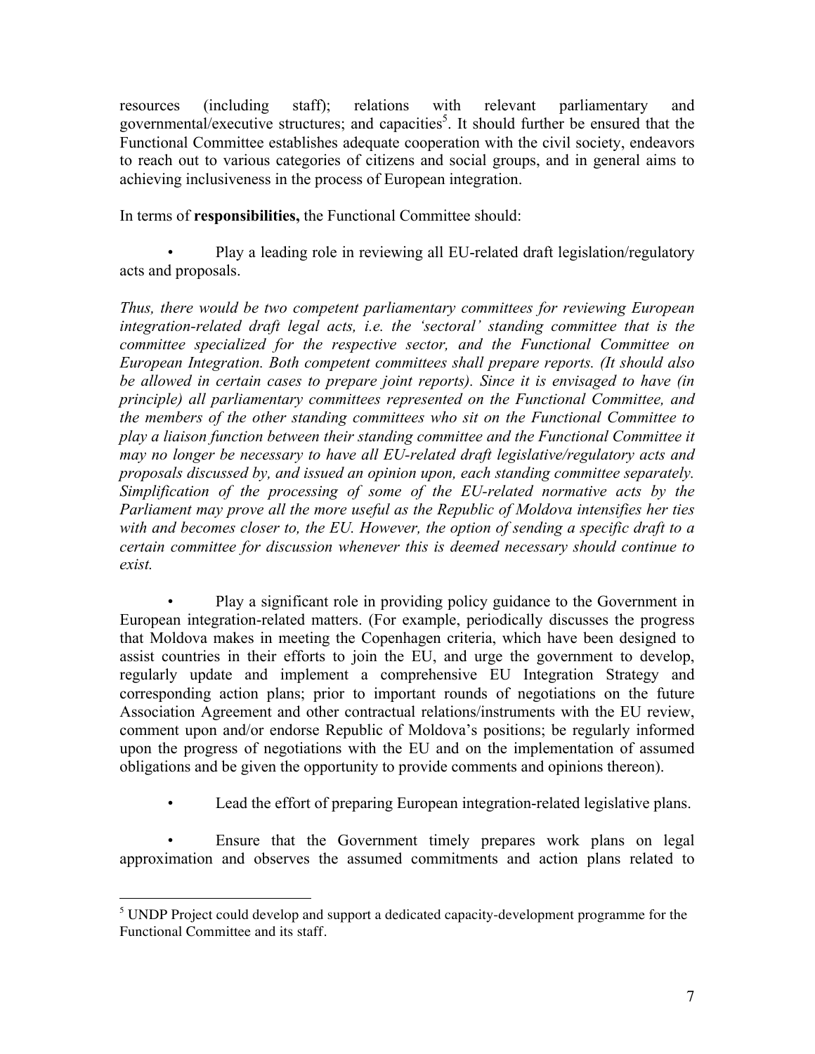resources (including staff); relations with relevant parliamentary and governmental/executive structures; and capacities[5]. It should further be ensured that the Functional Committee establishes adequate cooperation with the civil society, endeavors to reach out to various categories of citizens and social groups, and in general aims to achieving inclusiveness in the process of European integration.

In terms of **responsibilities,** the Functional Committee should:

- Play a leading role in reviewing all EU-related draft legislation/regulatory acts and proposals.

*Thus, there would be two competent parliamentary committees for reviewing European integration-related draft legal acts, i.e. the 'sectoral' standing committee that is the committee specialized for the respective sector, and the Functional Committee on European Integration. Both competent committees shall prepare reports. (It should also be allowed in certain cases to prepare joint reports). Since it is envisaged to have (in principle) all parliamentary committees represented on the Functional Committee, and the members of the other standing committees who sit on the Functional Committee to play a liaison function between their standing committee and the Functional Committee it may no longer be necessary to have all EU-related draft legislative/regulatory acts and proposals discussed by, and issued an opinion upon, each standing committee separately. Simplification of the processing of some of the EU-related normative acts by the Parliament may prove all the more useful as the Republic of Moldova intensifies her ties with and becomes closer to, the EU. However, the option of sending a specific draft to a certain committee for discussion whenever this is deemed necessary should continue to exist.*

- Play a significant role in providing policy guidance to the Government in European integration-related matters. (For example, periodically discusses the progress that Moldova makes in meeting the Copenhagen criteria, which have been designed to assist countries in their efforts to join the EU, and urge the government to develop, regularly update and implement a comprehensive EU Integration Strategy and corresponding action plans; prior to important rounds of negotiations on the future Association Agreement and other contractual relations/instruments with the EU review, comment upon and/or endorse Republic of Moldova's positions; be regularly informed upon the progress of negotiations with the EU and on the implementation of assumed obligations and be given the opportunity to provide comments and opinions thereon).

- Lead the effort of preparing European integration-related legislative plans.

- Ensure that the Government timely prepares work plans on legal approximation and observes the assumed commitments and action plans related to

---

[5] UNDP Project could develop and support a dedicated capacity-development programme for the Functional Committee and its staff.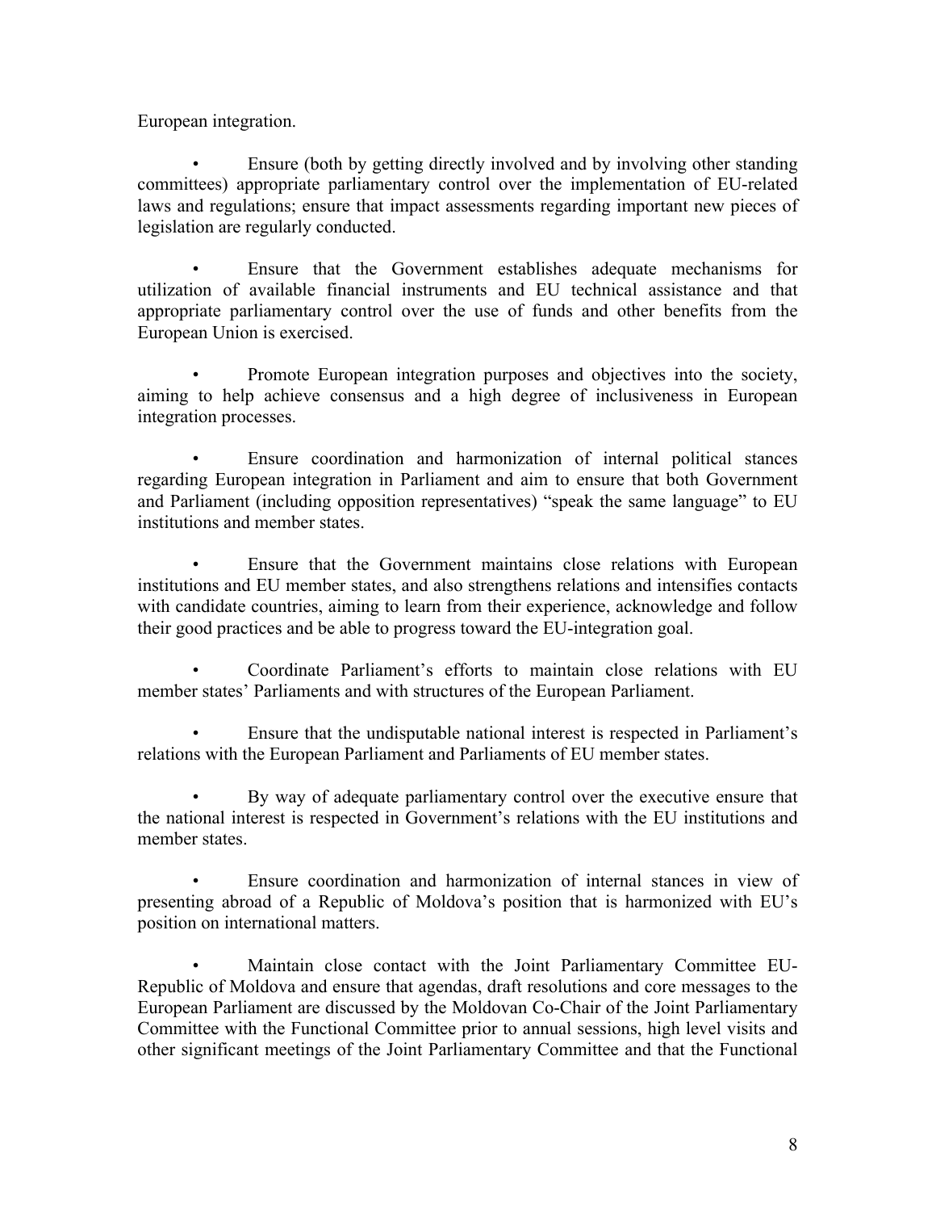European integration.

- Ensure (both by getting directly involved and by involving other standing committees) appropriate parliamentary control over the implementation of EU-related laws and regulations; ensure that impact assessments regarding important new pieces of legislation are regularly conducted.

- Ensure that the Government establishes adequate mechanisms for utilization of available financial instruments and EU technical assistance and that appropriate parliamentary control over the use of funds and other benefits from the European Union is exercised.

- Promote European integration purposes and objectives into the society, aiming to help achieve consensus and a high degree of inclusiveness in European integration processes.

- Ensure coordination and harmonization of internal political stances regarding European integration in Parliament and aim to ensure that both Government and Parliament (including opposition representatives) "speak the same language" to EU institutions and member states.

- Ensure that the Government maintains close relations with European institutions and EU member states, and also strengthens relations and intensifies contacts with candidate countries, aiming to learn from their experience, acknowledge and follow their good practices and be able to progress toward the EU-integration goal.

- Coordinate Parliament's efforts to maintain close relations with EU member states' Parliaments and with structures of the European Parliament.

- Ensure that the undisputable national interest is respected in Parliament's relations with the European Parliament and Parliaments of EU member states.

- By way of adequate parliamentary control over the executive ensure that the national interest is respected in Government's relations with the EU institutions and member states.

- Ensure coordination and harmonization of internal stances in view of presenting abroad of a Republic of Moldova's position that is harmonized with EU's position on international matters.

- Maintain close contact with the Joint Parliamentary Committee EU-Republic of Moldova and ensure that agendas, draft resolutions and core messages to the European Parliament are discussed by the Moldovan Co-Chair of the Joint Parliamentary Committee with the Functional Committee prior to annual sessions, high level visits and other significant meetings of the Joint Parliamentary Committee and that the Functional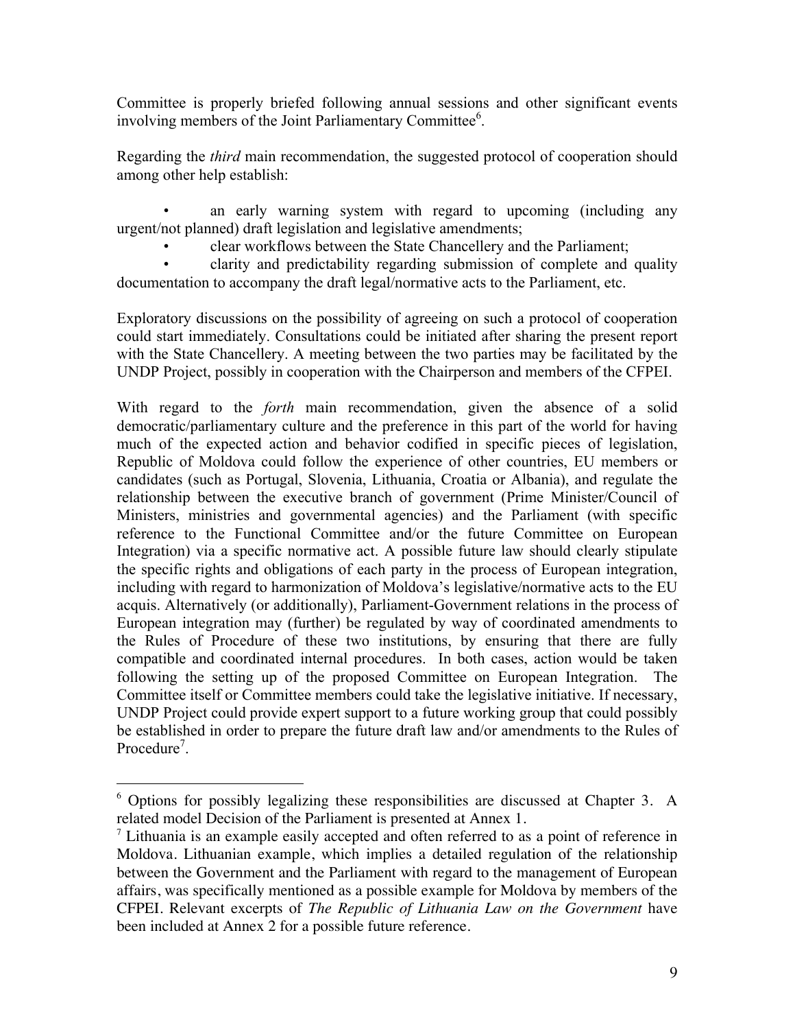Committee is properly briefed following annual sessions and other significant events involving members of the Joint Parliamentary Committee[6].

Regarding the *third* main recommendation, the suggested protocol of cooperation should among other help establish:

- an early warning system with regard to upcoming (including any urgent/not planned) draft legislation and legislative amendments;
- clear workflows between the State Chancellery and the Parliament;
- clarity and predictability regarding submission of complete and quality documentation to accompany the draft legal/normative acts to the Parliament, etc.

Exploratory discussions on the possibility of agreeing on such a protocol of cooperation could start immediately. Consultations could be initiated after sharing the present report with the State Chancellery. A meeting between the two parties may be facilitated by the UNDP Project, possibly in cooperation with the Chairperson and members of the CFPEI.

With regard to the *forth* main recommendation, given the absence of a solid democratic/parliamentary culture and the preference in this part of the world for having much of the expected action and behavior codified in specific pieces of legislation, Republic of Moldova could follow the experience of other countries, EU members or candidates (such as Portugal, Slovenia, Lithuania, Croatia or Albania), and regulate the relationship between the executive branch of government (Prime Minister/Council of Ministers, ministries and governmental agencies) and the Parliament (with specific reference to the Functional Committee and/or the future Committee on European Integration) via a specific normative act. A possible future law should clearly stipulate the specific rights and obligations of each party in the process of European integration, including with regard to harmonization of Moldova's legislative/normative acts to the EU acquis. Alternatively (or additionally), Parliament-Government relations in the process of European integration may (further) be regulated by way of coordinated amendments to the Rules of Procedure of these two institutions, by ensuring that there are fully compatible and coordinated internal procedures. In both cases, action would be taken following the setting up of the proposed Committee on European Integration. The Committee itself or Committee members could take the legislative initiative. If necessary, UNDP Project could provide expert support to a future working group that could possibly be established in order to prepare the future draft law and/or amendments to the Rules of Procedure[7].

---

[6] Options for possibly legalizing these responsibilities are discussed at Chapter 3. A related model Decision of the Parliament is presented at Annex 1.

[7] Lithuania is an example easily accepted and often referred to as a point of reference in Moldova. Lithuanian example, which implies a detailed regulation of the relationship between the Government and the Parliament with regard to the management of European affairs, was specifically mentioned as a possible example for Moldova by members of the CFPEI. Relevant excerpts of *The Republic of Lithuania Law on the Government* have been included at Annex 2 for a possible future reference.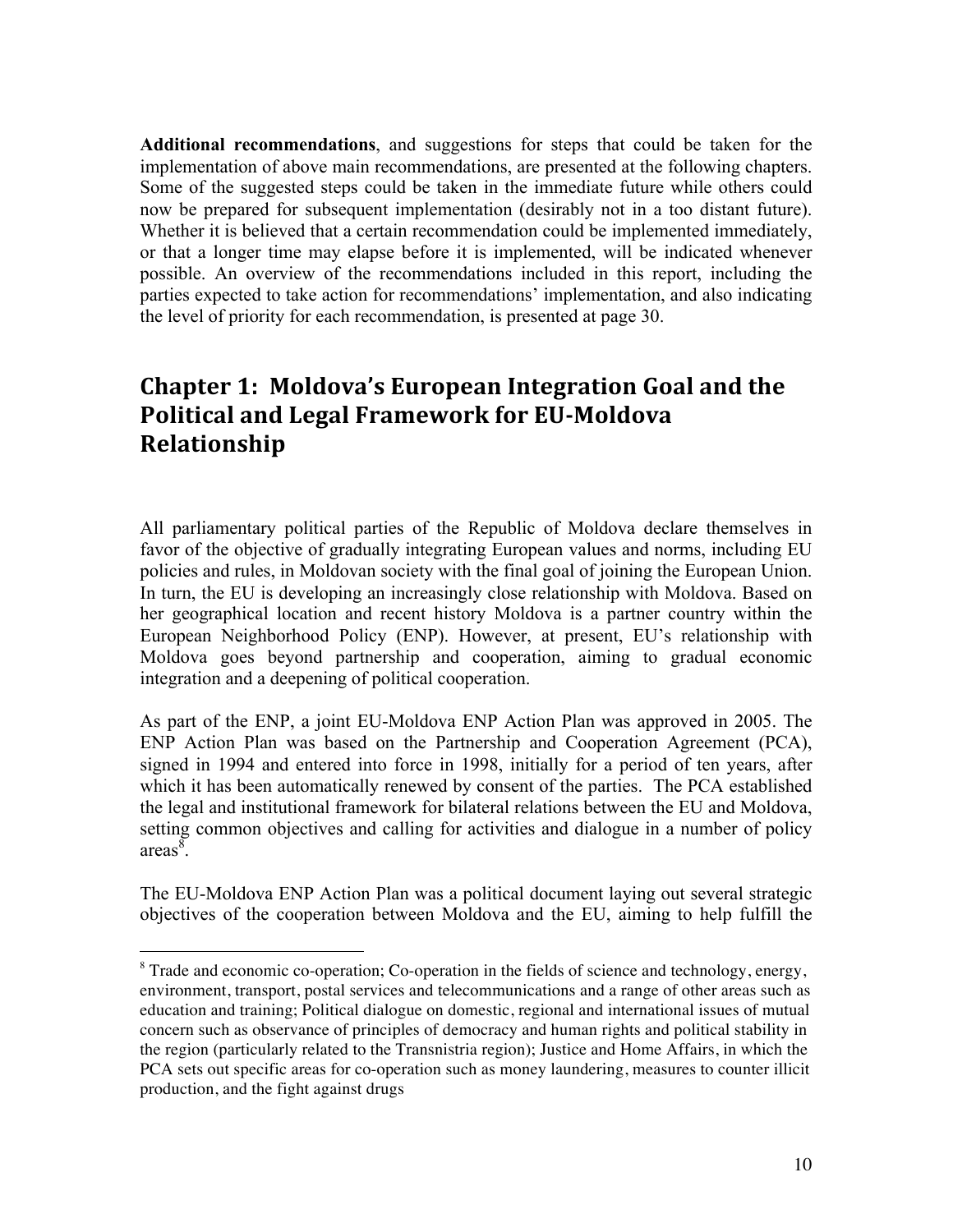**Additional recommendations**, and suggestions for steps that could be taken for the implementation of above main recommendations, are presented at the following chapters. Some of the suggested steps could be taken in the immediate future while others could now be prepared for subsequent implementation (desirably not in a too distant future). Whether it is believed that a certain recommendation could be implemented immediately, or that a longer time may elapse before it is implemented, will be indicated whenever possible. An overview of the recommendations included in this report, including the parties expected to take action for recommendations' implementation, and also indicating the level of priority for each recommendation, is presented at page 30.

# Chapter 1: Moldova's European Integration Goal and the Political and Legal Framework for EU-Moldova Relationship

All parliamentary political parties of the Republic of Moldova declare themselves in favor of the objective of gradually integrating European values and norms, including EU policies and rules, in Moldovan society with the final goal of joining the European Union. In turn, the EU is developing an increasingly close relationship with Moldova. Based on her geographical location and recent history Moldova is a partner country within the European Neighborhood Policy (ENP). However, at present, EU's relationship with Moldova goes beyond partnership and cooperation, aiming to gradual economic integration and a deepening of political cooperation.

As part of the ENP, a joint EU-Moldova ENP Action Plan was approved in 2005. The ENP Action Plan was based on the Partnership and Cooperation Agreement (PCA), signed in 1994 and entered into force in 1998, initially for a period of ten years, after which it has been automatically renewed by consent of the parties. The PCA established the legal and institutional framework for bilateral relations between the EU and Moldova, setting common objectives and calling for activities and dialogue in a number of policy areas[8].

The EU-Moldova ENP Action Plan was a political document laying out several strategic objectives of the cooperation between Moldova and the EU, aiming to help fulfill the

[8] Trade and economic co-operation; Co-operation in the fields of science and technology, energy, environment, transport, postal services and telecommunications and a range of other areas such as education and training; Political dialogue on domestic, regional and international issues of mutual concern such as observance of principles of democracy and human rights and political stability in the region (particularly related to the Transnistria region); Justice and Home Affairs, in which the PCA sets out specific areas for co-operation such as money laundering, measures to counter illicit production, and the fight against drugs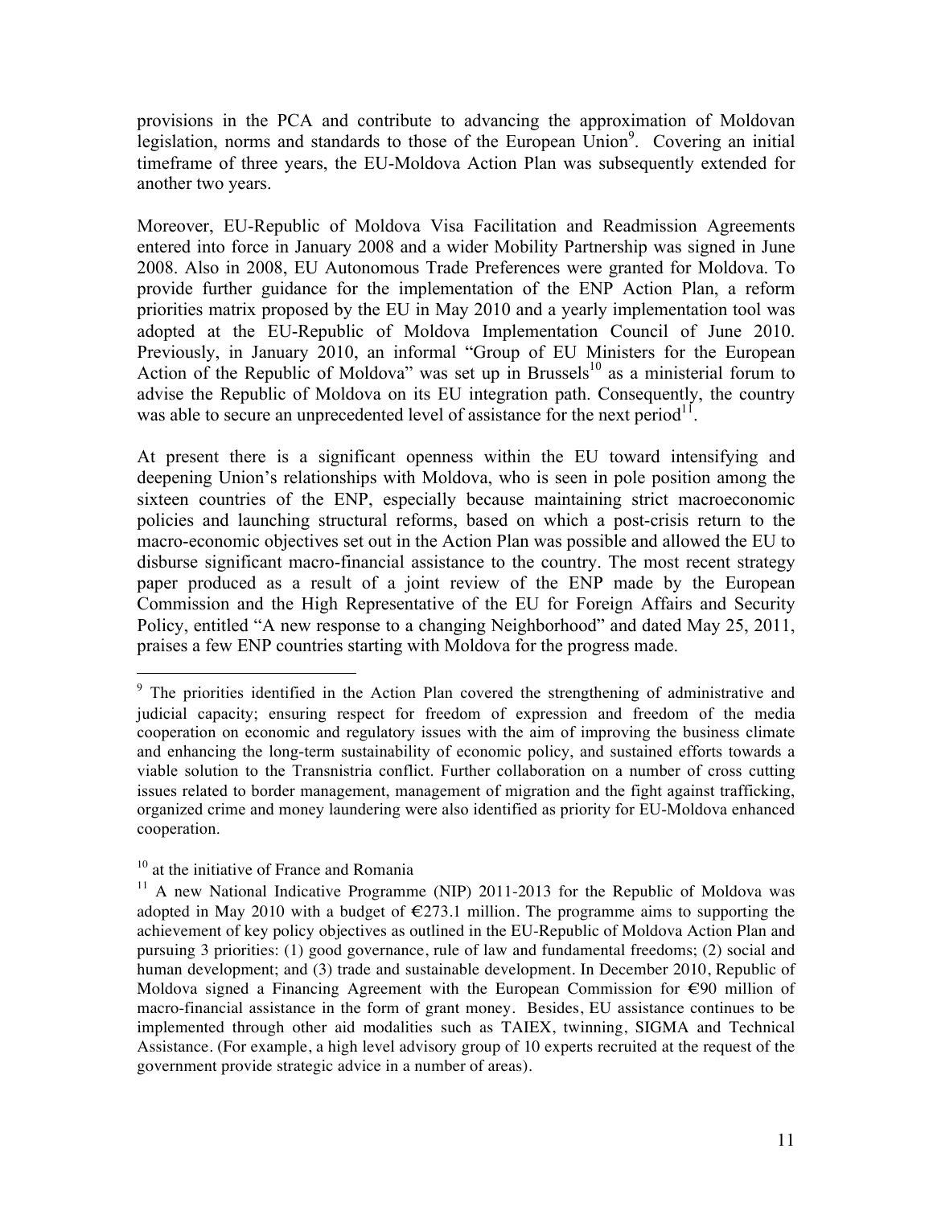provisions in the PCA and contribute to advancing the approximation of Moldovan legislation, norms and standards to those of the European Union[9]. Covering an initial timeframe of three years, the EU-Moldova Action Plan was subsequently extended for another two years.

Moreover, EU-Republic of Moldova Visa Facilitation and Readmission Agreements entered into force in January 2008 and a wider Mobility Partnership was signed in June 2008. Also in 2008, EU Autonomous Trade Preferences were granted for Moldova. To provide further guidance for the implementation of the ENP Action Plan, a reform priorities matrix proposed by the EU in May 2010 and a yearly implementation tool was adopted at the EU-Republic of Moldova Implementation Council of June 2010. Previously, in January 2010, an informal "Group of EU Ministers for the European Action of the Republic of Moldova" was set up in Brussels[10] as a ministerial forum to advise the Republic of Moldova on its EU integration path. Consequently, the country was able to secure an unprecedented level of assistance for the next period[11].

At present there is a significant openness within the EU toward intensifying and deepening Union's relationships with Moldova, who is seen in pole position among the sixteen countries of the ENP, especially because maintaining strict macroeconomic policies and launching structural reforms, based on which a post-crisis return to the macro-economic objectives set out in the Action Plan was possible and allowed the EU to disburse significant macro-financial assistance to the country. The most recent strategy paper produced as a result of a joint review of the ENP made by the European Commission and the High Representative of the EU for Foreign Affairs and Security Policy, entitled "A new response to a changing Neighborhood" and dated May 25, 2011, praises a few ENP countries starting with Moldova for the progress made.

---

[9] The priorities identified in the Action Plan covered the strengthening of administrative and judicial capacity; ensuring respect for freedom of expression and freedom of the media cooperation on economic and regulatory issues with the aim of improving the business climate and enhancing the long-term sustainability of economic policy, and sustained efforts towards a viable solution to the Transnistria conflict. Further collaboration on a number of cross cutting issues related to border management, management of migration and the fight against trafficking, organized crime and money laundering were also identified as priority for EU-Moldova enhanced cooperation.

[10] at the initiative of France and Romania

[11] A new National Indicative Programme (NIP) 2011-2013 for the Republic of Moldova was adopted in May 2010 with a budget of €273.1 million. The programme aims to supporting the achievement of key policy objectives as outlined in the EU-Republic of Moldova Action Plan and pursuing 3 priorities: (1) good governance, rule of law and fundamental freedoms; (2) social and human development; and (3) trade and sustainable development. In December 2010, Republic of Moldova signed a Financing Agreement with the European Commission for €90 million of macro-financial assistance in the form of grant money. Besides, EU assistance continues to be implemented through other aid modalities such as TAIEX, twinning, SIGMA and Technical Assistance. (For example, a high level advisory group of 10 experts recruited at the request of the government provide strategic advice in a number of areas).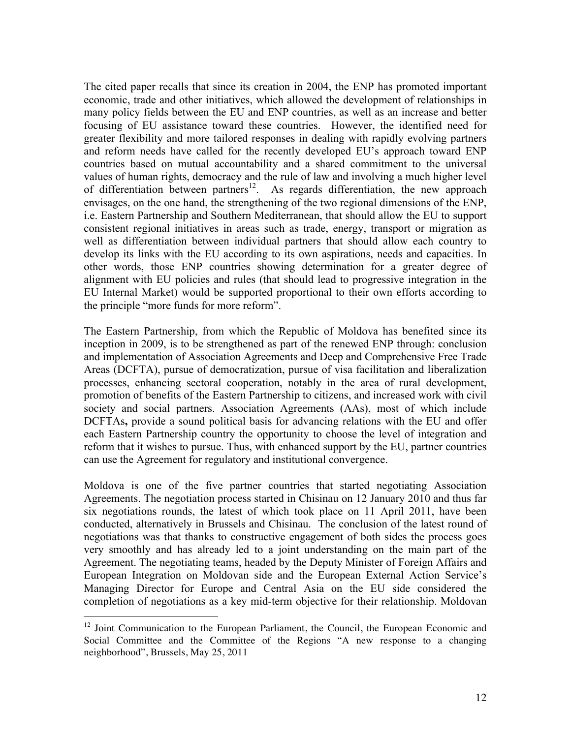The cited paper recalls that since its creation in 2004, the ENP has promoted important economic, trade and other initiatives, which allowed the development of relationships in many policy fields between the EU and ENP countries, as well as an increase and better focusing of EU assistance toward these countries. However, the identified need for greater flexibility and more tailored responses in dealing with rapidly evolving partners and reform needs have called for the recently developed EU's approach toward ENP countries based on mutual accountability and a shared commitment to the universal values of human rights, democracy and the rule of law and involving a much higher level of differentiation between partners[12]. As regards differentiation, the new approach envisages, on the one hand, the strengthening of the two regional dimensions of the ENP, i.e. Eastern Partnership and Southern Mediterranean, that should allow the EU to support consistent regional initiatives in areas such as trade, energy, transport or migration as well as differentiation between individual partners that should allow each country to develop its links with the EU according to its own aspirations, needs and capacities. In other words, those ENP countries showing determination for a greater degree of alignment with EU policies and rules (that should lead to progressive integration in the EU Internal Market) would be supported proportional to their own efforts according to the principle "more funds for more reform".

The Eastern Partnership, from which the Republic of Moldova has benefited since its inception in 2009, is to be strengthened as part of the renewed ENP through: conclusion and implementation of Association Agreements and Deep and Comprehensive Free Trade Areas (DCFTA), pursue of democratization, pursue of visa facilitation and liberalization processes, enhancing sectoral cooperation, notably in the area of rural development, promotion of benefits of the Eastern Partnership to citizens, and increased work with civil society and social partners. Association Agreements (AAs), most of which include DCFTAs**,** provide a sound political basis for advancing relations with the EU and offer each Eastern Partnership country the opportunity to choose the level of integration and reform that it wishes to pursue. Thus, with enhanced support by the EU, partner countries can use the Agreement for regulatory and institutional convergence.

Moldova is one of the five partner countries that started negotiating Association Agreements. The negotiation process started in Chisinau on 12 January 2010 and thus far six negotiations rounds, the latest of which took place on 11 April 2011, have been conducted, alternatively in Brussels and Chisinau. The conclusion of the latest round of negotiations was that thanks to constructive engagement of both sides the process goes very smoothly and has already led to a joint understanding on the main part of the Agreement. The negotiating teams, headed by the Deputy Minister of Foreign Affairs and European Integration on Moldovan side and the European External Action Service's Managing Director for Europe and Central Asia on the EU side considered the completion of negotiations as a key mid-term objective for their relationship. Moldovan

---

[12] Joint Communication to the European Parliament, the Council, the European Economic and Social Committee and the Committee of the Regions "A new response to a changing neighborhood", Brussels, May 25, 2011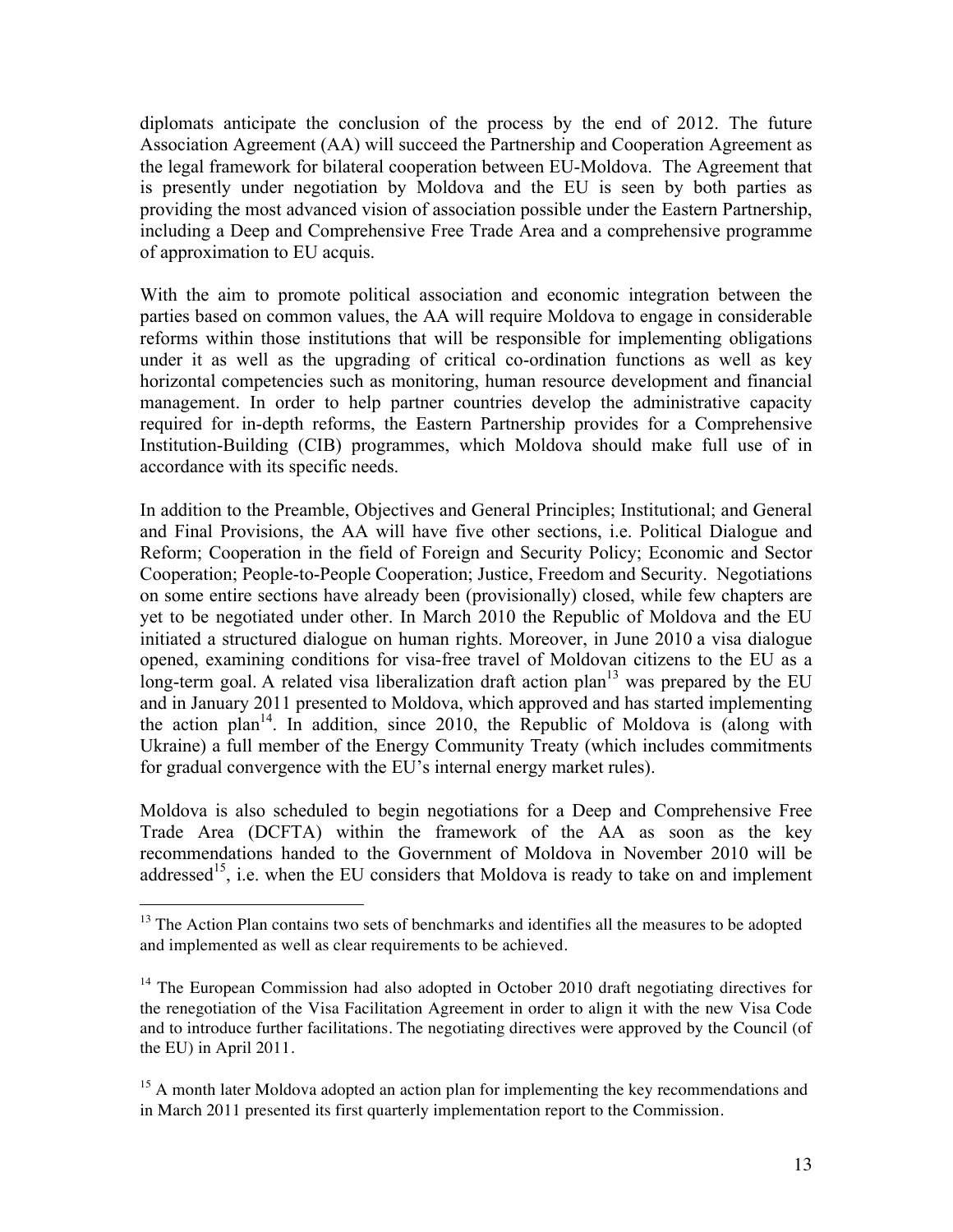diplomats anticipate the conclusion of the process by the end of 2012. The future Association Agreement (AA) will succeed the Partnership and Cooperation Agreement as the legal framework for bilateral cooperation between EU-Moldova. The Agreement that is presently under negotiation by Moldova and the EU is seen by both parties as providing the most advanced vision of association possible under the Eastern Partnership, including a Deep and Comprehensive Free Trade Area and a comprehensive programme of approximation to EU acquis.

With the aim to promote political association and economic integration between the parties based on common values, the AA will require Moldova to engage in considerable reforms within those institutions that will be responsible for implementing obligations under it as well as the upgrading of critical co-ordination functions as well as key horizontal competencies such as monitoring, human resource development and financial management. In order to help partner countries develop the administrative capacity required for in-depth reforms, the Eastern Partnership provides for a Comprehensive Institution-Building (CIB) programmes, which Moldova should make full use of in accordance with its specific needs.

In addition to the Preamble, Objectives and General Principles; Institutional; and General and Final Provisions, the AA will have five other sections, i.e. Political Dialogue and Reform; Cooperation in the field of Foreign and Security Policy; Economic and Sector Cooperation; People-to-People Cooperation; Justice, Freedom and Security. Negotiations on some entire sections have already been (provisionally) closed, while few chapters are yet to be negotiated under other. In March 2010 the Republic of Moldova and the EU initiated a structured dialogue on human rights. Moreover, in June 2010 a visa dialogue opened, examining conditions for visa-free travel of Moldovan citizens to the EU as a long-term goal. A related visa liberalization draft action plan[13] was prepared by the EU and in January 2011 presented to Moldova, which approved and has started implementing the action plan[14]. In addition, since 2010, the Republic of Moldova is (along with Ukraine) a full member of the Energy Community Treaty (which includes commitments for gradual convergence with the EU's internal energy market rules).

Moldova is also scheduled to begin negotiations for a Deep and Comprehensive Free Trade Area (DCFTA) within the framework of the AA as soon as the key recommendations handed to the Government of Moldova in November 2010 will be addressed[15], i.e. when the EU considers that Moldova is ready to take on and implement

[13] The Action Plan contains two sets of benchmarks and identifies all the measures to be adopted and implemented as well as clear requirements to be achieved.

[14] The European Commission had also adopted in October 2010 draft negotiating directives for the renegotiation of the Visa Facilitation Agreement in order to align it with the new Visa Code and to introduce further facilitations. The negotiating directives were approved by the Council (of the EU) in April 2011.

[15] A month later Moldova adopted an action plan for implementing the key recommendations and in March 2011 presented its first quarterly implementation report to the Commission.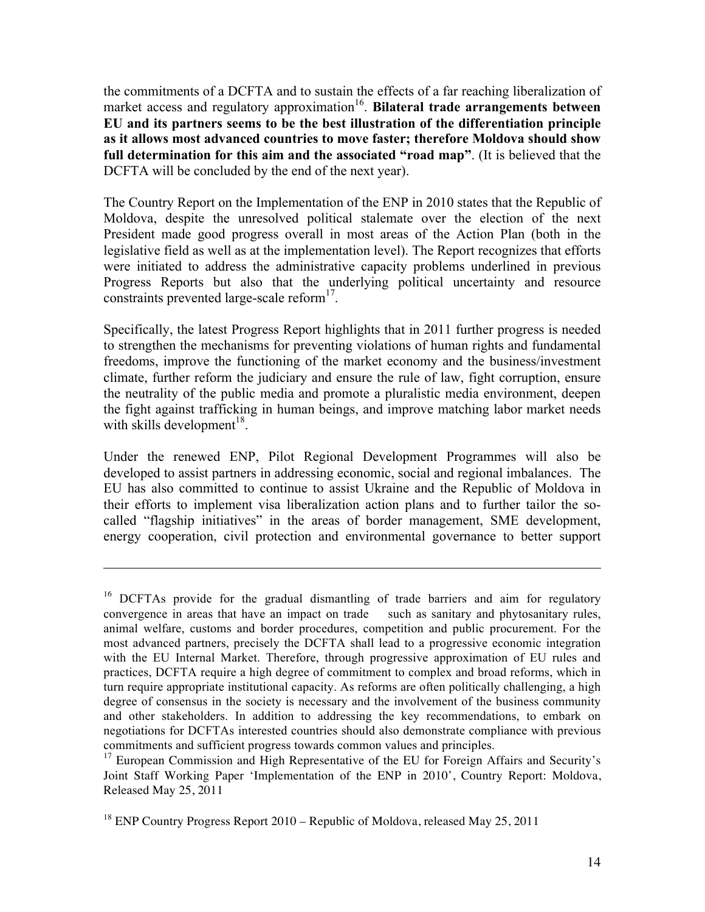the commitments of a DCFTA and to sustain the effects of a far reaching liberalization of market access and regulatory approximation[16]. **Bilateral trade arrangements between EU and its partners seems to be the best illustration of the differentiation principle as it allows most advanced countries to move faster; therefore Moldova should show full determination for this aim and the associated "road map"**. (It is believed that the DCFTA will be concluded by the end of the next year).

The Country Report on the Implementation of the ENP in 2010 states that the Republic of Moldova, despite the unresolved political stalemate over the election of the next President made good progress overall in most areas of the Action Plan (both in the legislative field as well as at the implementation level). The Report recognizes that efforts were initiated to address the administrative capacity problems underlined in previous Progress Reports but also that the underlying political uncertainty and resource constraints prevented large-scale reform[17].

Specifically, the latest Progress Report highlights that in 2011 further progress is needed to strengthen the mechanisms for preventing violations of human rights and fundamental freedoms, improve the functioning of the market economy and the business/investment climate, further reform the judiciary and ensure the rule of law, fight corruption, ensure the neutrality of the public media and promote a pluralistic media environment, deepen the fight against trafficking in human beings, and improve matching labor market needs with skills development[18].

Under the renewed ENP, Pilot Regional Development Programmes will also be developed to assist partners in addressing economic, social and regional imbalances. The EU has also committed to continue to assist Ukraine and the Republic of Moldova in their efforts to implement visa liberalization action plans and to further tailor the so-called "flagship initiatives" in the areas of border management, SME development, energy cooperation, civil protection and environmental governance to better support

---

[16] DCFTAs provide for the gradual dismantling of trade barriers and aim for regulatory convergence in areas that have an impact on trade such as sanitary and phytosanitary rules, animal welfare, customs and border procedures, competition and public procurement. For the most advanced partners, precisely the DCFTA shall lead to a progressive economic integration with the EU Internal Market. Therefore, through progressive approximation of EU rules and practices, DCFTA require a high degree of commitment to complex and broad reforms, which in turn require appropriate institutional capacity. As reforms are often politically challenging, a high degree of consensus in the society is necessary and the involvement of the business community and other stakeholders. In addition to addressing the key recommendations, to embark on negotiations for DCFTAs interested countries should also demonstrate compliance with previous commitments and sufficient progress towards common values and principles.

[17] European Commission and High Representative of the EU for Foreign Affairs and Security's Joint Staff Working Paper 'Implementation of the ENP in 2010', Country Report: Moldova, Released May 25, 2011

[18] ENP Country Progress Report 2010 – Republic of Moldova, released May 25, 2011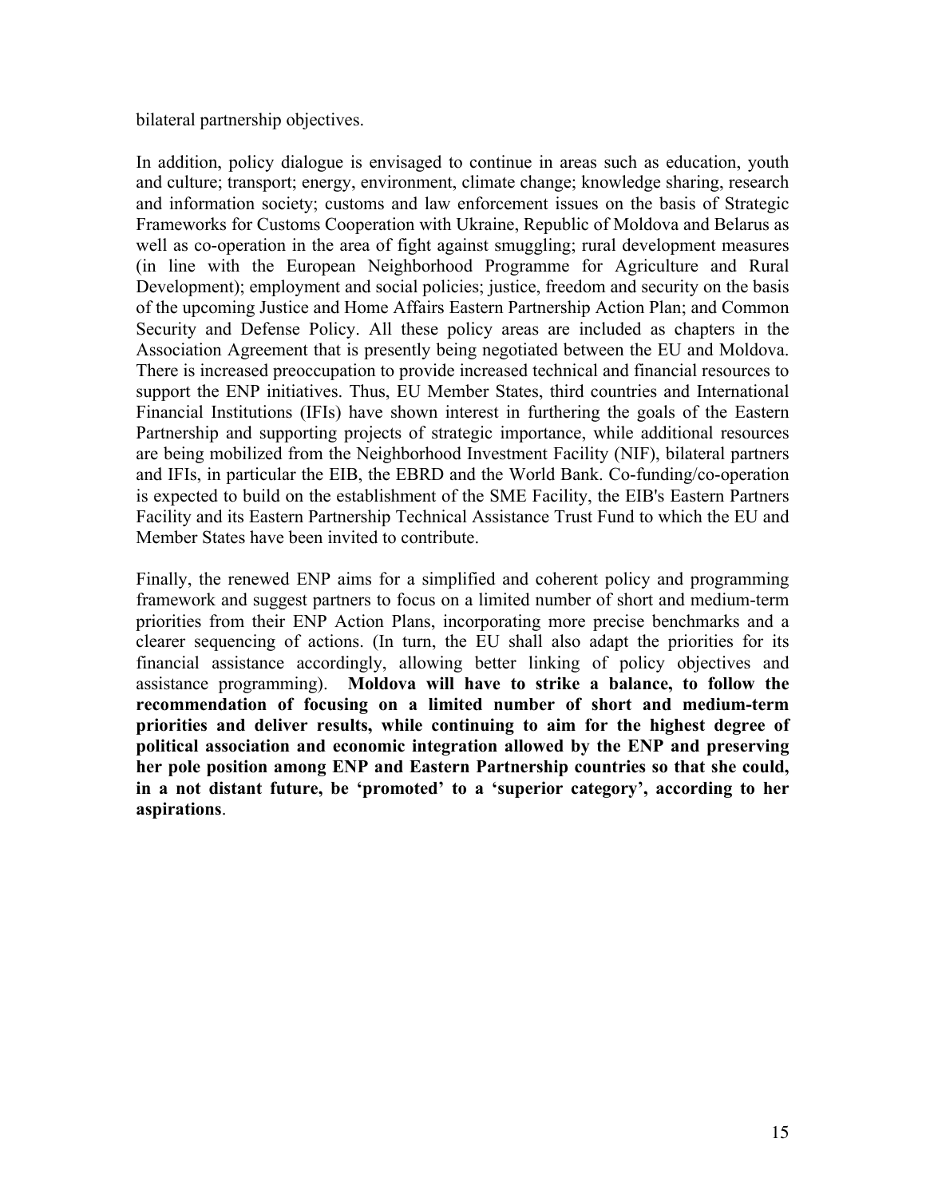bilateral partnership objectives.

In addition, policy dialogue is envisaged to continue in areas such as education, youth and culture; transport; energy, environment, climate change; knowledge sharing, research and information society; customs and law enforcement issues on the basis of Strategic Frameworks for Customs Cooperation with Ukraine, Republic of Moldova and Belarus as well as co-operation in the area of fight against smuggling; rural development measures (in line with the European Neighborhood Programme for Agriculture and Rural Development); employment and social policies; justice, freedom and security on the basis of the upcoming Justice and Home Affairs Eastern Partnership Action Plan; and Common Security and Defense Policy. All these policy areas are included as chapters in the Association Agreement that is presently being negotiated between the EU and Moldova. There is increased preoccupation to provide increased technical and financial resources to support the ENP initiatives. Thus, EU Member States, third countries and International Financial Institutions (IFIs) have shown interest in furthering the goals of the Eastern Partnership and supporting projects of strategic importance, while additional resources are being mobilized from the Neighborhood Investment Facility (NIF), bilateral partners and IFIs, in particular the EIB, the EBRD and the World Bank. Co-funding/co-operation is expected to build on the establishment of the SME Facility, the EIB's Eastern Partners Facility and its Eastern Partnership Technical Assistance Trust Fund to which the EU and Member States have been invited to contribute.

Finally, the renewed ENP aims for a simplified and coherent policy and programming framework and suggest partners to focus on a limited number of short and medium-term priorities from their ENP Action Plans, incorporating more precise benchmarks and a clearer sequencing of actions. (In turn, the EU shall also adapt the priorities for its financial assistance accordingly, allowing better linking of policy objectives and assistance programming). **Moldova will have to strike a balance, to follow the recommendation of focusing on a limited number of short and medium-term priorities and deliver results, while continuing to aim for the highest degree of political association and economic integration allowed by the ENP and preserving her pole position among ENP and Eastern Partnership countries so that she could, in a not distant future, be 'promoted' to a 'superior category', according to her aspirations**.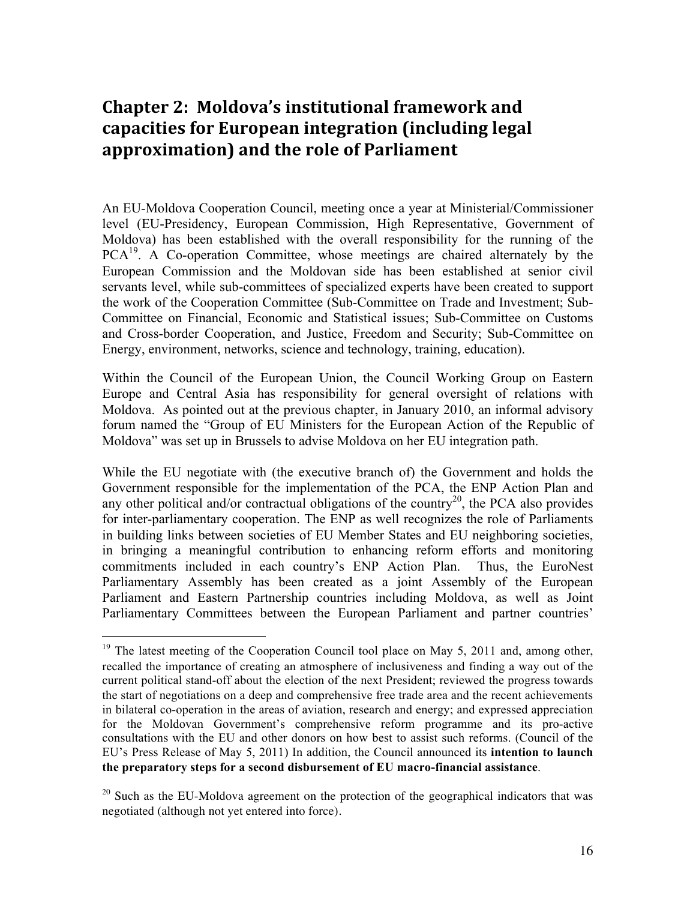# Chapter 2: Moldova's institutional framework and capacities for European integration (including legal approximation) and the role of Parliament

An EU-Moldova Cooperation Council, meeting once a year at Ministerial/Commissioner level (EU-Presidency, European Commission, High Representative, Government of Moldova) has been established with the overall responsibility for the running of the PCA[19]. A Co-operation Committee, whose meetings are chaired alternately by the European Commission and the Moldovan side has been established at senior civil servants level, while sub-committees of specialized experts have been created to support the work of the Cooperation Committee (Sub-Committee on Trade and Investment; Sub-Committee on Financial, Economic and Statistical issues; Sub-Committee on Customs and Cross-border Cooperation, and Justice, Freedom and Security; Sub-Committee on Energy, environment, networks, science and technology, training, education).

Within the Council of the European Union, the Council Working Group on Eastern Europe and Central Asia has responsibility for general oversight of relations with Moldova. As pointed out at the previous chapter, in January 2010, an informal advisory forum named the "Group of EU Ministers for the European Action of the Republic of Moldova" was set up in Brussels to advise Moldova on her EU integration path.

While the EU negotiate with (the executive branch of) the Government and holds the Government responsible for the implementation of the PCA, the ENP Action Plan and any other political and/or contractual obligations of the country[20], the PCA also provides for inter-parliamentary cooperation. The ENP as well recognizes the role of Parliaments in building links between societies of EU Member States and EU neighboring societies, in bringing a meaningful contribution to enhancing reform efforts and monitoring commitments included in each country's ENP Action Plan. Thus, the EuroNest Parliamentary Assembly has been created as a joint Assembly of the European Parliament and Eastern Partnership countries including Moldova, as well as Joint Parliamentary Committees between the European Parliament and partner countries'

---

[19] The latest meeting of the Cooperation Council tool place on May 5, 2011 and, among other, recalled the importance of creating an atmosphere of inclusiveness and finding a way out of the current political stand-off about the election of the next President; reviewed the progress towards the start of negotiations on a deep and comprehensive free trade area and the recent achievements in bilateral co-operation in the areas of aviation, research and energy; and expressed appreciation for the Moldovan Government's comprehensive reform programme and its pro-active consultations with the EU and other donors on how best to assist such reforms. (Council of the EU's Press Release of May 5, 2011) In addition, the Council announced its **intention to launch the preparatory steps for a second disbursement of EU macro-financial assistance**.

[20] Such as the EU-Moldova agreement on the protection of the geographical indicators that was negotiated (although not yet entered into force).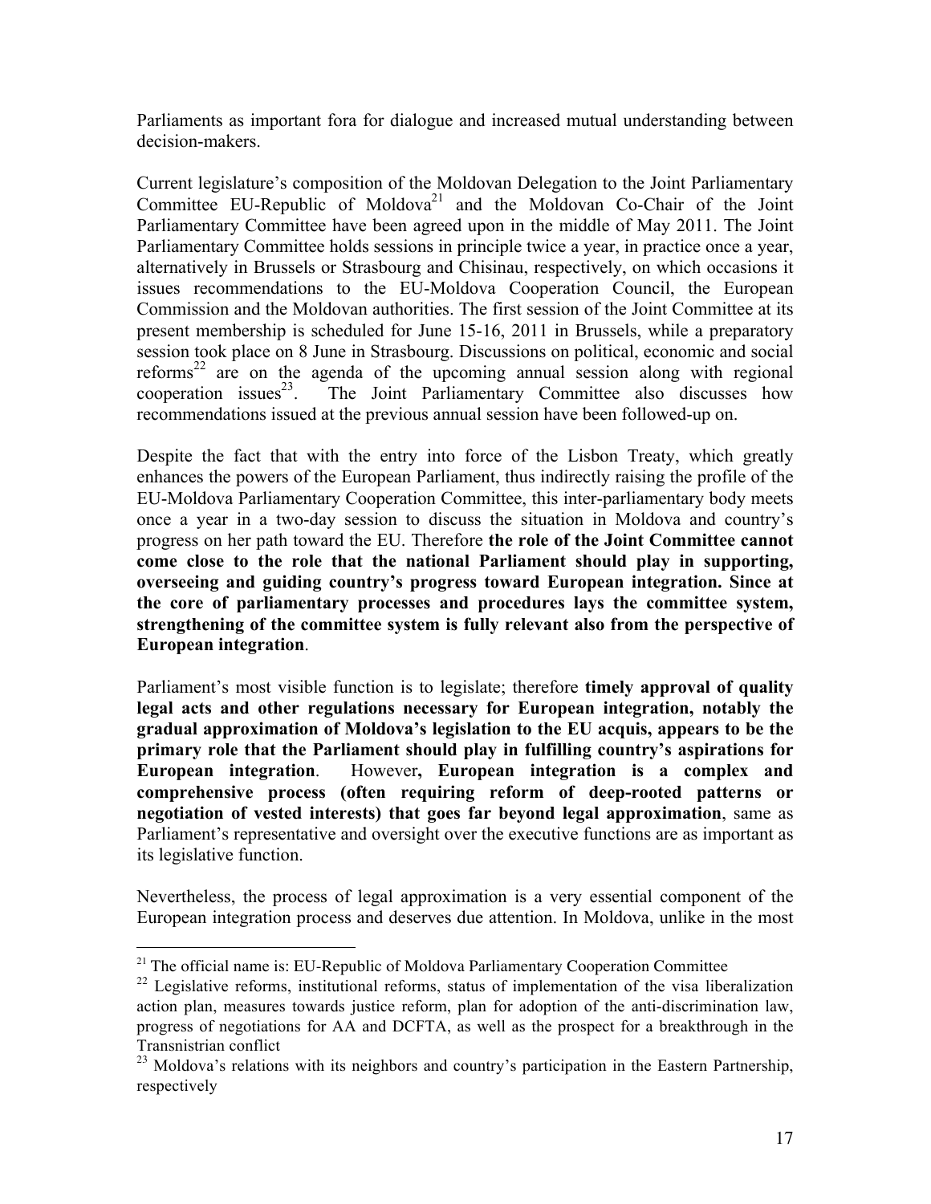Parliaments as important fora for dialogue and increased mutual understanding between decision-makers.

Current legislature's composition of the Moldovan Delegation to the Joint Parliamentary Committee EU-Republic of Moldova[21] and the Moldovan Co-Chair of the Joint Parliamentary Committee have been agreed upon in the middle of May 2011. The Joint Parliamentary Committee holds sessions in principle twice a year, in practice once a year, alternatively in Brussels or Strasbourg and Chisinau, respectively, on which occasions it issues recommendations to the EU-Moldova Cooperation Council, the European Commission and the Moldovan authorities. The first session of the Joint Committee at its present membership is scheduled for June 15-16, 2011 in Brussels, while a preparatory session took place on 8 June in Strasbourg. Discussions on political, economic and social reforms[22] are on the agenda of the upcoming annual session along with regional cooperation issues[23]. The Joint Parliamentary Committee also discusses how recommendations issued at the previous annual session have been followed-up on.

Despite the fact that with the entry into force of the Lisbon Treaty, which greatly enhances the powers of the European Parliament, thus indirectly raising the profile of the EU-Moldova Parliamentary Cooperation Committee, this inter-parliamentary body meets once a year in a two-day session to discuss the situation in Moldova and country's progress on her path toward the EU. Therefore **the role of the Joint Committee cannot come close to the role that the national Parliament should play in supporting, overseeing and guiding country's progress toward European integration. Since at the core of parliamentary processes and procedures lays the committee system, strengthening of the committee system is fully relevant also from the perspective of European integration**.

Parliament's most visible function is to legislate; therefore **timely approval of quality legal acts and other regulations necessary for European integration, notably the gradual approximation of Moldova's legislation to the EU acquis, appears to be the primary role that the Parliament should play in fulfilling country's aspirations for European integration**. However**, European integration is a complex and comprehensive process (often requiring reform of deep-rooted patterns or negotiation of vested interests) that goes far beyond legal approximation**, same as Parliament's representative and oversight over the executive functions are as important as its legislative function.

Nevertheless, the process of legal approximation is a very essential component of the European integration process and deserves due attention. In Moldova, unlike in the most

---

[21] The official name is: EU-Republic of Moldova Parliamentary Cooperation Committee

[22] Legislative reforms, institutional reforms, status of implementation of the visa liberalization action plan, measures towards justice reform, plan for adoption of the anti-discrimination law, progress of negotiations for AA and DCFTA, as well as the prospect for a breakthrough in the Transnistrian conflict

[23] Moldova's relations with its neighbors and country's participation in the Eastern Partnership, respectively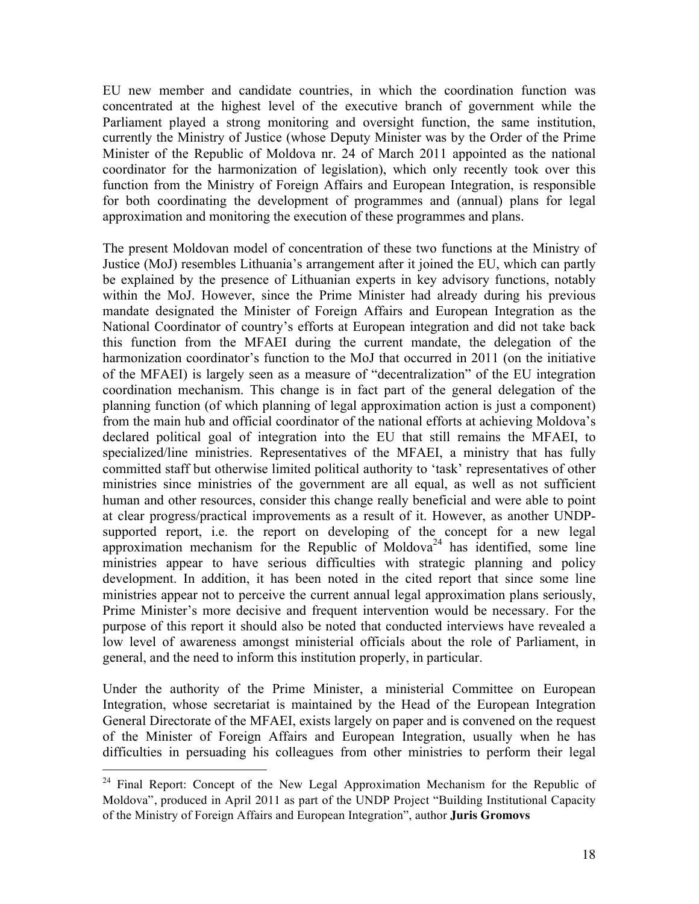EU new member and candidate countries, in which the coordination function was concentrated at the highest level of the executive branch of government while the Parliament played a strong monitoring and oversight function, the same institution, currently the Ministry of Justice (whose Deputy Minister was by the Order of the Prime Minister of the Republic of Moldova nr. 24 of March 2011 appointed as the national coordinator for the harmonization of legislation), which only recently took over this function from the Ministry of Foreign Affairs and European Integration, is responsible for both coordinating the development of programmes and (annual) plans for legal approximation and monitoring the execution of these programmes and plans.

The present Moldovan model of concentration of these two functions at the Ministry of Justice (MoJ) resembles Lithuania's arrangement after it joined the EU, which can partly be explained by the presence of Lithuanian experts in key advisory functions, notably within the MoJ. However, since the Prime Minister had already during his previous mandate designated the Minister of Foreign Affairs and European Integration as the National Coordinator of country's efforts at European integration and did not take back this function from the MFAEI during the current mandate, the delegation of the harmonization coordinator's function to the MoJ that occurred in 2011 (on the initiative of the MFAEI) is largely seen as a measure of "decentralization" of the EU integration coordination mechanism. This change is in fact part of the general delegation of the planning function (of which planning of legal approximation action is just a component) from the main hub and official coordinator of the national efforts at achieving Moldova's declared political goal of integration into the EU that still remains the MFAEI, to specialized/line ministries. Representatives of the MFAEI, a ministry that has fully committed staff but otherwise limited political authority to 'task' representatives of other ministries since ministries of the government are all equal, as well as not sufficient human and other resources, consider this change really beneficial and were able to point at clear progress/practical improvements as a result of it. However, as another UNDP-supported report, i.e. the report on developing of the concept for a new legal approximation mechanism for the Republic of Moldova[24] has identified, some line ministries appear to have serious difficulties with strategic planning and policy development. In addition, it has been noted in the cited report that since some line ministries appear not to perceive the current annual legal approximation plans seriously, Prime Minister's more decisive and frequent intervention would be necessary. For the purpose of this report it should also be noted that conducted interviews have revealed a low level of awareness amongst ministerial officials about the role of Parliament, in general, and the need to inform this institution properly, in particular.

Under the authority of the Prime Minister, a ministerial Committee on European Integration, whose secretariat is maintained by the Head of the European Integration General Directorate of the MFAEI, exists largely on paper and is convened on the request of the Minister of Foreign Affairs and European Integration, usually when he has difficulties in persuading his colleagues from other ministries to perform their legal

[24] Final Report: Concept of the New Legal Approximation Mechanism for the Republic of Moldova", produced in April 2011 as part of the UNDP Project "Building Institutional Capacity of the Ministry of Foreign Affairs and European Integration", author **Juris Gromovs**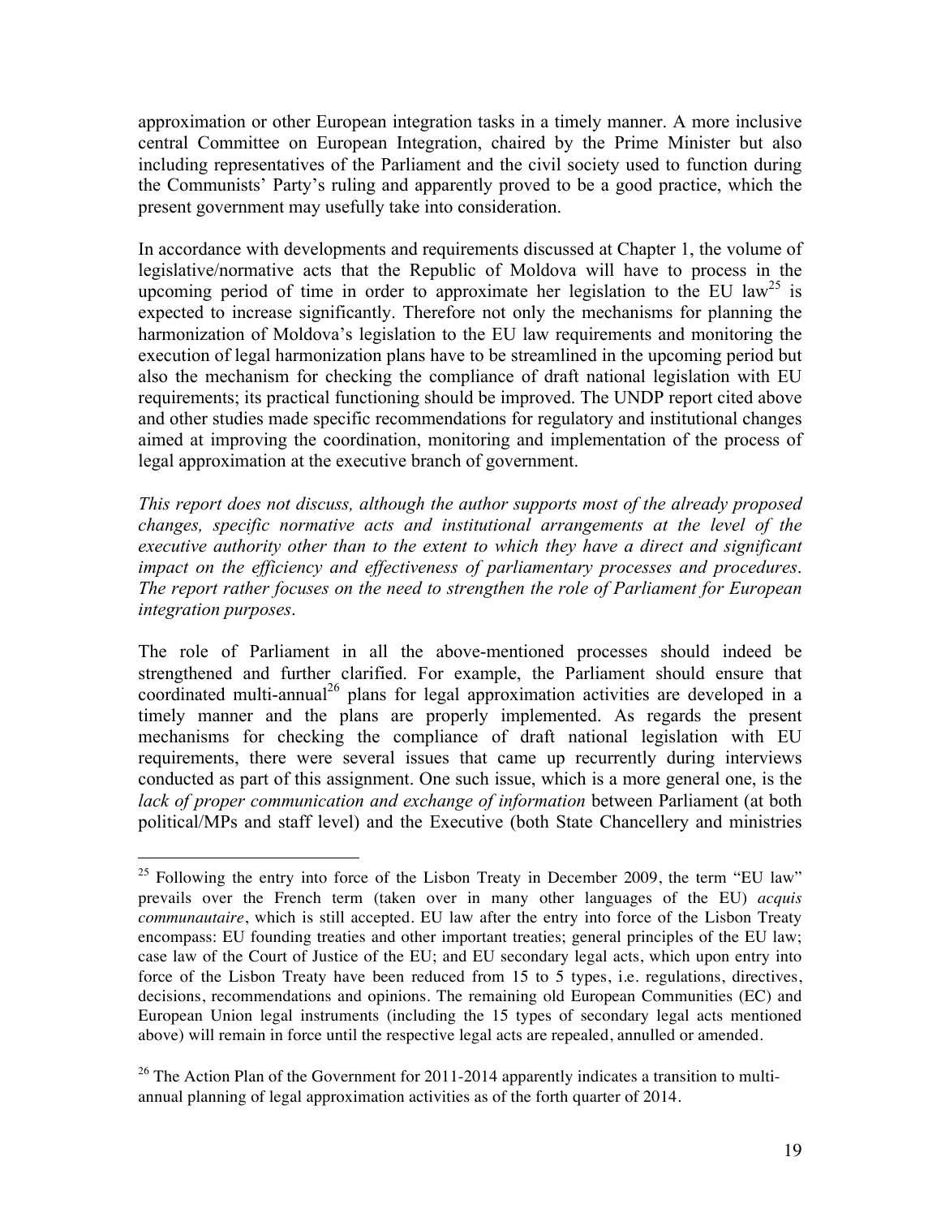approximation or other European integration tasks in a timely manner. A more inclusive central Committee on European Integration, chaired by the Prime Minister but also including representatives of the Parliament and the civil society used to function during the Communists' Party's ruling and apparently proved to be a good practice, which the present government may usefully take into consideration.

In accordance with developments and requirements discussed at Chapter 1, the volume of legislative/normative acts that the Republic of Moldova will have to process in the upcoming period of time in order to approximate her legislation to the EU law[25] is expected to increase significantly. Therefore not only the mechanisms for planning the harmonization of Moldova's legislation to the EU law requirements and monitoring the execution of legal harmonization plans have to be streamlined in the upcoming period but also the mechanism for checking the compliance of draft national legislation with EU requirements; its practical functioning should be improved. The UNDP report cited above and other studies made specific recommendations for regulatory and institutional changes aimed at improving the coordination, monitoring and implementation of the process of legal approximation at the executive branch of government.

*This report does not discuss, although the author supports most of the already proposed changes, specific normative acts and institutional arrangements at the level of the executive authority other than to the extent to which they have a direct and significant impact on the efficiency and effectiveness of parliamentary processes and procedures. The report rather focuses on the need to strengthen the role of Parliament for European integration purposes.*

The role of Parliament in all the above-mentioned processes should indeed be strengthened and further clarified. For example, the Parliament should ensure that coordinated multi-annual[26] plans for legal approximation activities are developed in a timely manner and the plans are properly implemented. As regards the present mechanisms for checking the compliance of draft national legislation with EU requirements, there were several issues that came up recurrently during interviews conducted as part of this assignment. One such issue, which is a more general one, is the *lack of proper communication and exchange of information* between Parliament (at both political/MPs and staff level) and the Executive (both State Chancellery and ministries

---

[25] Following the entry into force of the Lisbon Treaty in December 2009, the term "EU law" prevails over the French term (taken over in many other languages of the EU) *acquis communautaire*, which is still accepted. EU law after the entry into force of the Lisbon Treaty encompass: EU founding treaties and other important treaties; general principles of the EU law; case law of the Court of Justice of the EU; and EU secondary legal acts, which upon entry into force of the Lisbon Treaty have been reduced from 15 to 5 types, i.e. regulations, directives, decisions, recommendations and opinions. The remaining old European Communities (EC) and European Union legal instruments (including the 15 types of secondary legal acts mentioned above) will remain in force until the respective legal acts are repealed, annulled or amended.

[26] The Action Plan of the Government for 2011-2014 apparently indicates a transition to multi-annual planning of legal approximation activities as of the forth quarter of 2014.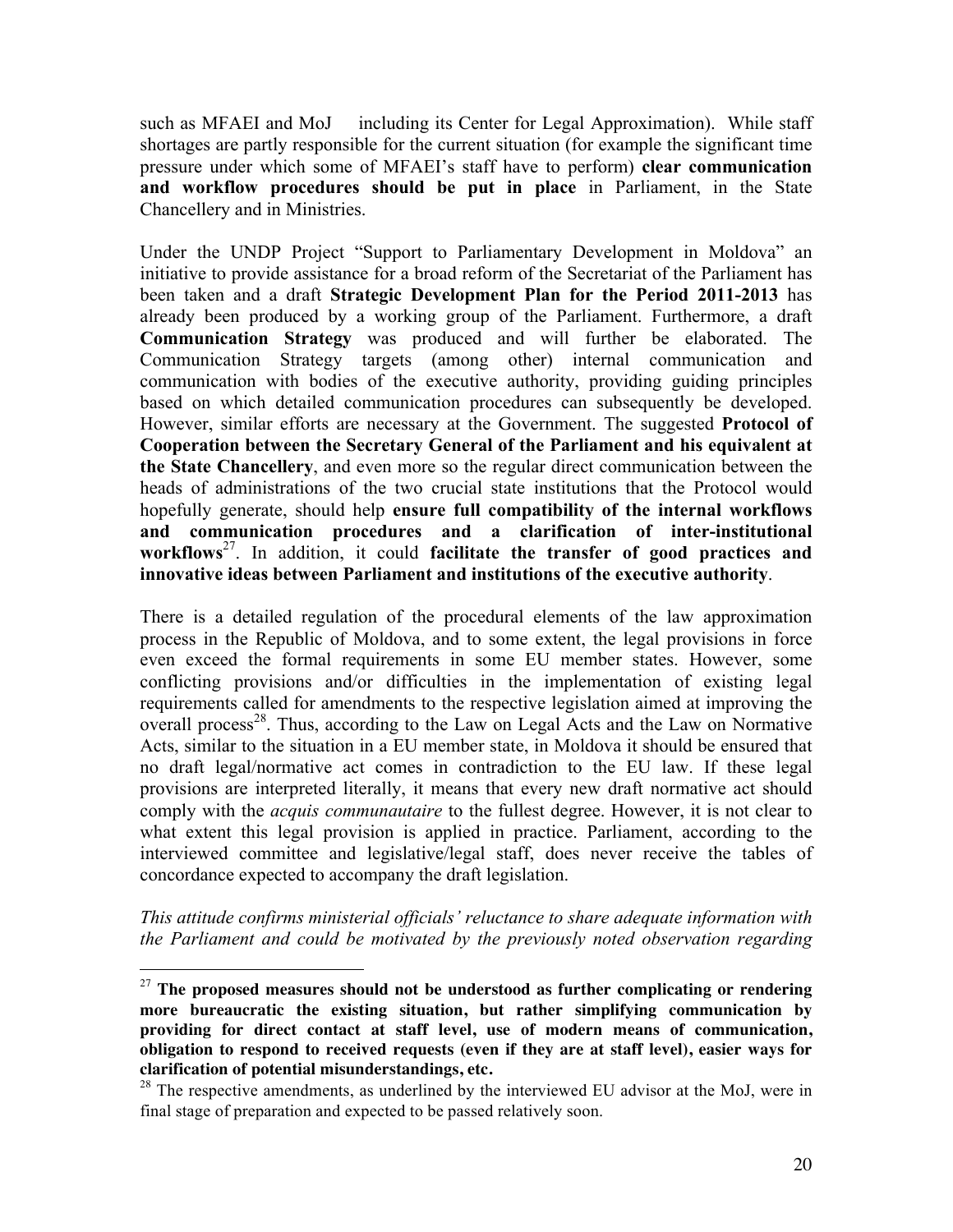such as MFAEI and MoJ including its Center for Legal Approximation). While staff shortages are partly responsible for the current situation (for example the significant time pressure under which some of MFAEI's staff have to perform) **clear communication and workflow procedures should be put in place** in Parliament, in the State Chancellery and in Ministries.

Under the UNDP Project "Support to Parliamentary Development in Moldova" an initiative to provide assistance for a broad reform of the Secretariat of the Parliament has been taken and a draft **Strategic Development Plan for the Period 2011-2013** has already been produced by a working group of the Parliament. Furthermore, a draft **Communication Strategy** was produced and will further be elaborated. The Communication Strategy targets (among other) internal communication and communication with bodies of the executive authority, providing guiding principles based on which detailed communication procedures can subsequently be developed. However, similar efforts are necessary at the Government. The suggested **Protocol of Cooperation between the Secretary General of the Parliament and his equivalent at the State Chancellery**, and even more so the regular direct communication between the heads of administrations of the two crucial state institutions that the Protocol would hopefully generate, should help **ensure full compatibility of the internal workflows and communication procedures and a clarification of inter-institutional workflows**[27]. In addition, it could **facilitate the transfer of good practices and innovative ideas between Parliament and institutions of the executive authority**.

There is a detailed regulation of the procedural elements of the law approximation process in the Republic of Moldova, and to some extent, the legal provisions in force even exceed the formal requirements in some EU member states. However, some conflicting provisions and/or difficulties in the implementation of existing legal requirements called for amendments to the respective legislation aimed at improving the overall process[28]. Thus, according to the Law on Legal Acts and the Law on Normative Acts, similar to the situation in a EU member state, in Moldova it should be ensured that no draft legal/normative act comes in contradiction to the EU law. If these legal provisions are interpreted literally, it means that every new draft normative act should comply with the *acquis communautaire* to the fullest degree. However, it is not clear to what extent this legal provision is applied in practice. Parliament, according to the interviewed committee and legislative/legal staff, does never receive the tables of concordance expected to accompany the draft legislation.

*This attitude confirms ministerial officials' reluctance to share adequate information with the Parliament and could be motivated by the previously noted observation regarding*

---

[27] **The proposed measures should not be understood as further complicating or rendering more bureaucratic the existing situation, but rather simplifying communication by providing for direct contact at staff level, use of modern means of communication, obligation to respond to received requests (even if they are at staff level), easier ways for clarification of potential misunderstandings, etc.**

[28] The respective amendments, as underlined by the interviewed EU advisor at the MoJ, were in final stage of preparation and expected to be passed relatively soon.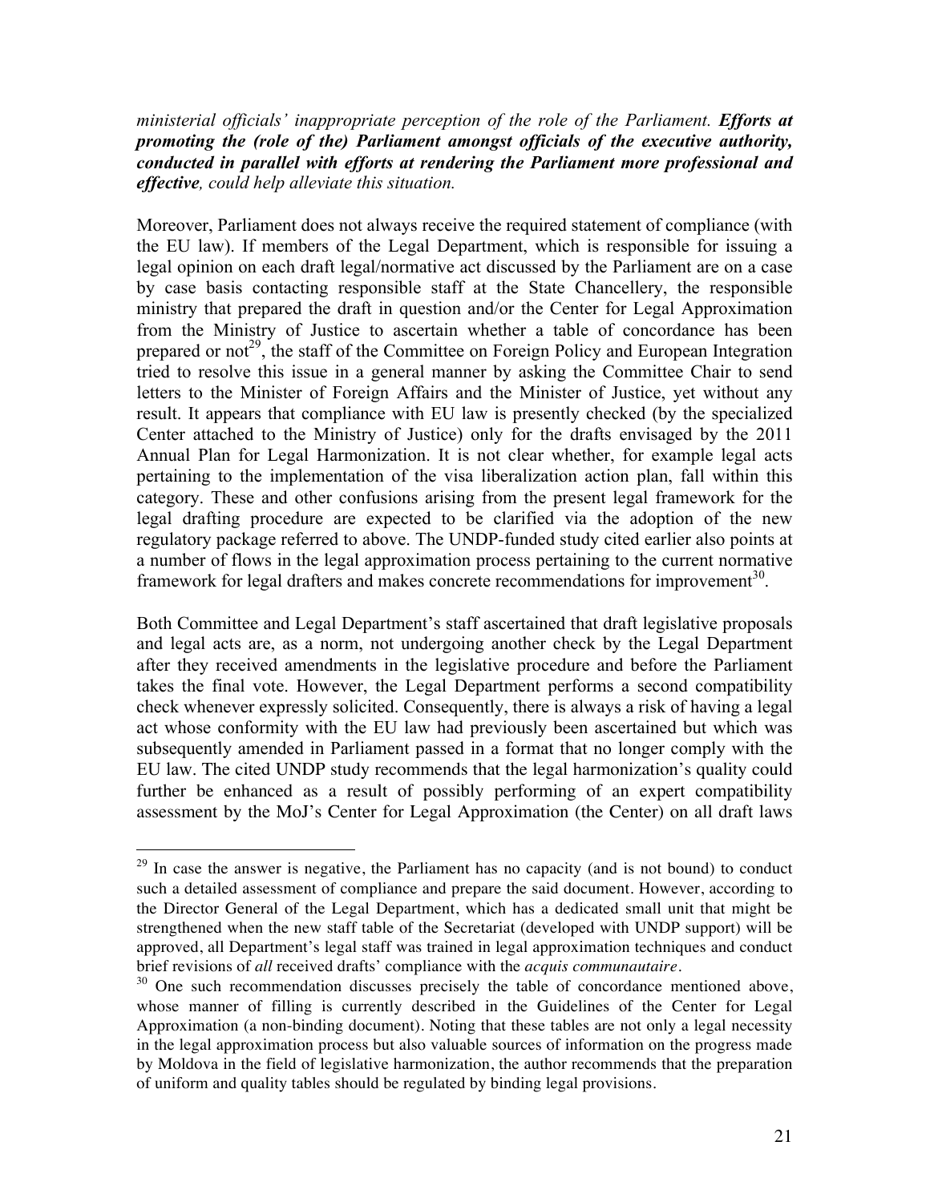*ministerial officials' inappropriate perception of the role of the Parliament.* ***Efforts at promoting the (role of the) Parliament amongst officials of the executive authority, conducted in parallel with efforts at rendering the Parliament more professional and effective****, could help alleviate this situation.*

Moreover, Parliament does not always receive the required statement of compliance (with the EU law). If members of the Legal Department, which is responsible for issuing a legal opinion on each draft legal/normative act discussed by the Parliament are on a case by case basis contacting responsible staff at the State Chancellery, the responsible ministry that prepared the draft in question and/or the Center for Legal Approximation from the Ministry of Justice to ascertain whether a table of concordance has been prepared or not[29], the staff of the Committee on Foreign Policy and European Integration tried to resolve this issue in a general manner by asking the Committee Chair to send letters to the Minister of Foreign Affairs and the Minister of Justice, yet without any result. It appears that compliance with EU law is presently checked (by the specialized Center attached to the Ministry of Justice) only for the drafts envisaged by the 2011 Annual Plan for Legal Harmonization. It is not clear whether, for example legal acts pertaining to the implementation of the visa liberalization action plan, fall within this category. These and other confusions arising from the present legal framework for the legal drafting procedure are expected to be clarified via the adoption of the new regulatory package referred to above. The UNDP-funded study cited earlier also points at a number of flows in the legal approximation process pertaining to the current normative framework for legal drafters and makes concrete recommendations for improvement[30].

Both Committee and Legal Department's staff ascertained that draft legislative proposals and legal acts are, as a norm, not undergoing another check by the Legal Department after they received amendments in the legislative procedure and before the Parliament takes the final vote. However, the Legal Department performs a second compatibility check whenever expressly solicited. Consequently, there is always a risk of having a legal act whose conformity with the EU law had previously been ascertained but which was subsequently amended in Parliament passed in a format that no longer comply with the EU law. The cited UNDP study recommends that the legal harmonization's quality could further be enhanced as a result of possibly performing of an expert compatibility assessment by the MoJ's Center for Legal Approximation (the Center) on all draft laws

---

[29] In case the answer is negative, the Parliament has no capacity (and is not bound) to conduct such a detailed assessment of compliance and prepare the said document. However, according to the Director General of the Legal Department, which has a dedicated small unit that might be strengthened when the new staff table of the Secretariat (developed with UNDP support) will be approved, all Department's legal staff was trained in legal approximation techniques and conduct brief revisions of *all* received drafts' compliance with the *acquis communautaire*.

[30] One such recommendation discusses precisely the table of concordance mentioned above, whose manner of filling is currently described in the Guidelines of the Center for Legal Approximation (a non-binding document). Noting that these tables are not only a legal necessity in the legal approximation process but also valuable sources of information on the progress made by Moldova in the field of legislative harmonization, the author recommends that the preparation of uniform and quality tables should be regulated by binding legal provisions.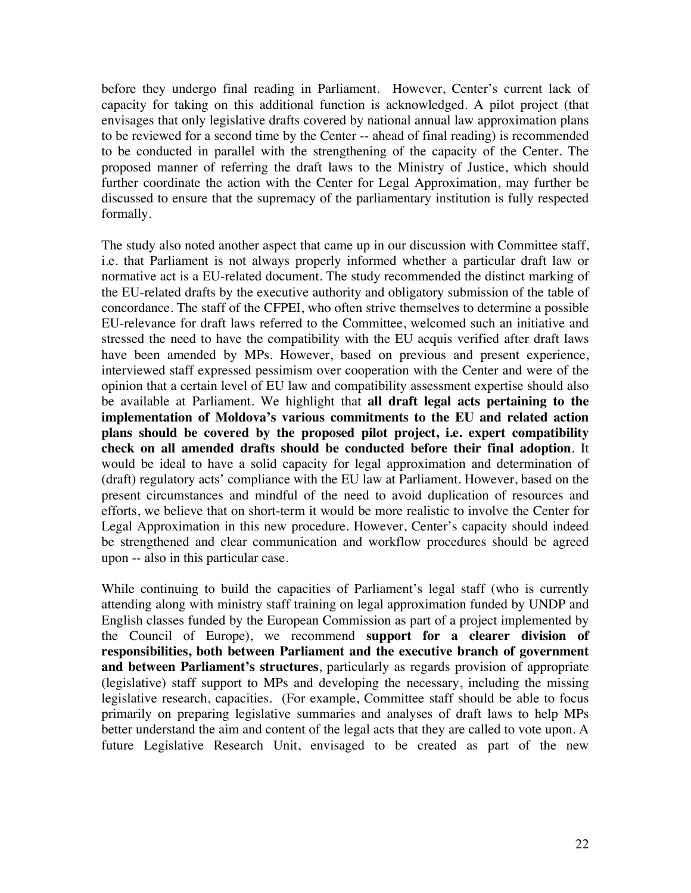before they undergo final reading in Parliament. However, Center's current lack of capacity for taking on this additional function is acknowledged. A pilot project (that envisages that only legislative drafts covered by national annual law approximation plans to be reviewed for a second time by the Center -- ahead of final reading) is recommended to be conducted in parallel with the strengthening of the capacity of the Center. The proposed manner of referring the draft laws to the Ministry of Justice, which should further coordinate the action with the Center for Legal Approximation, may further be discussed to ensure that the supremacy of the parliamentary institution is fully respected formally.

The study also noted another aspect that came up in our discussion with Committee staff, i.e. that Parliament is not always properly informed whether a particular draft law or normative act is a EU-related document. The study recommended the distinct marking of the EU-related drafts by the executive authority and obligatory submission of the table of concordance. The staff of the CFPEI, who often strive themselves to determine a possible EU-relevance for draft laws referred to the Committee, welcomed such an initiative and stressed the need to have the compatibility with the EU acquis verified after draft laws have been amended by MPs. However, based on previous and present experience, interviewed staff expressed pessimism over cooperation with the Center and were of the opinion that a certain level of EU law and compatibility assessment expertise should also be available at Parliament. We highlight that **all draft legal acts pertaining to the implementation of Moldova's various commitments to the EU and related action plans should be covered by the proposed pilot project, i.e. expert compatibility check on all amended drafts should be conducted before their final adoption**. It would be ideal to have a solid capacity for legal approximation and determination of (draft) regulatory acts' compliance with the EU law at Parliament. However, based on the present circumstances and mindful of the need to avoid duplication of resources and efforts, we believe that on short-term it would be more realistic to involve the Center for Legal Approximation in this new procedure. However, Center's capacity should indeed be strengthened and clear communication and workflow procedures should be agreed upon -- also in this particular case.

While continuing to build the capacities of Parliament's legal staff (who is currently attending along with ministry staff training on legal approximation funded by UNDP and English classes funded by the European Commission as part of a project implemented by the Council of Europe), we recommend **support for a clearer division of responsibilities, both between Parliament and the executive branch of government and between Parliament's structures**, particularly as regards provision of appropriate (legislative) staff support to MPs and developing the necessary, including the missing legislative research, capacities. (For example, Committee staff should be able to focus primarily on preparing legislative summaries and analyses of draft laws to help MPs better understand the aim and content of the legal acts that they are called to vote upon. A future Legislative Research Unit, envisaged to be created as part of the new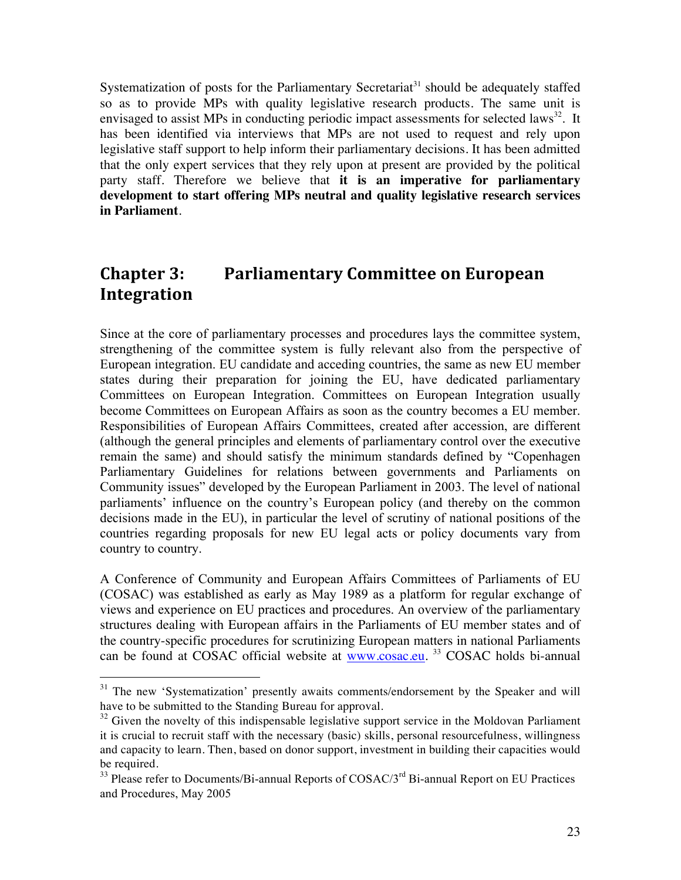Systematization of posts for the Parliamentary Secretariat[31] should be adequately staffed so as to provide MPs with quality legislative research products. The same unit is envisaged to assist MPs in conducting periodic impact assessments for selected laws[32]. It has been identified via interviews that MPs are not used to request and rely upon legislative staff support to help inform their parliamentary decisions. It has been admitted that the only expert services that they rely upon at present are provided by the political party staff. Therefore we believe that **it is an imperative for parliamentary development to start offering MPs neutral and quality legislative research services in Parliament**.

# Chapter 3: Parliamentary Committee on European Integration

Since at the core of parliamentary processes and procedures lays the committee system, strengthening of the committee system is fully relevant also from the perspective of European integration. EU candidate and acceding countries, the same as new EU member states during their preparation for joining the EU, have dedicated parliamentary Committees on European Integration. Committees on European Integration usually become Committees on European Affairs as soon as the country becomes a EU member. Responsibilities of European Affairs Committees, created after accession, are different (although the general principles and elements of parliamentary control over the executive remain the same) and should satisfy the minimum standards defined by "Copenhagen Parliamentary Guidelines for relations between governments and Parliaments on Community issues" developed by the European Parliament in 2003. The level of national parliaments' influence on the country's European policy (and thereby on the common decisions made in the EU), in particular the level of scrutiny of national positions of the countries regarding proposals for new EU legal acts or policy documents vary from country to country.

A Conference of Community and European Affairs Committees of Parliaments of EU (COSAC) was established as early as May 1989 as a platform for regular exchange of views and experience on EU practices and procedures. An overview of the parliamentary structures dealing with European affairs in the Parliaments of EU member states and of the country-specific procedures for scrutinizing European matters in national Parliaments can be found at COSAC official website at www.cosac.eu. [33] COSAC holds bi-annual

---

[31] The new 'Systematization' presently awaits comments/endorsement by the Speaker and will have to be submitted to the Standing Bureau for approval.

[32] Given the novelty of this indispensable legislative support service in the Moldovan Parliament it is crucial to recruit staff with the necessary (basic) skills, personal resourcefulness, willingness and capacity to learn. Then, based on donor support, investment in building their capacities would be required.

[33] Please refer to Documents/Bi-annual Reports of COSAC/3rd Bi-annual Report on EU Practices and Procedures, May 2005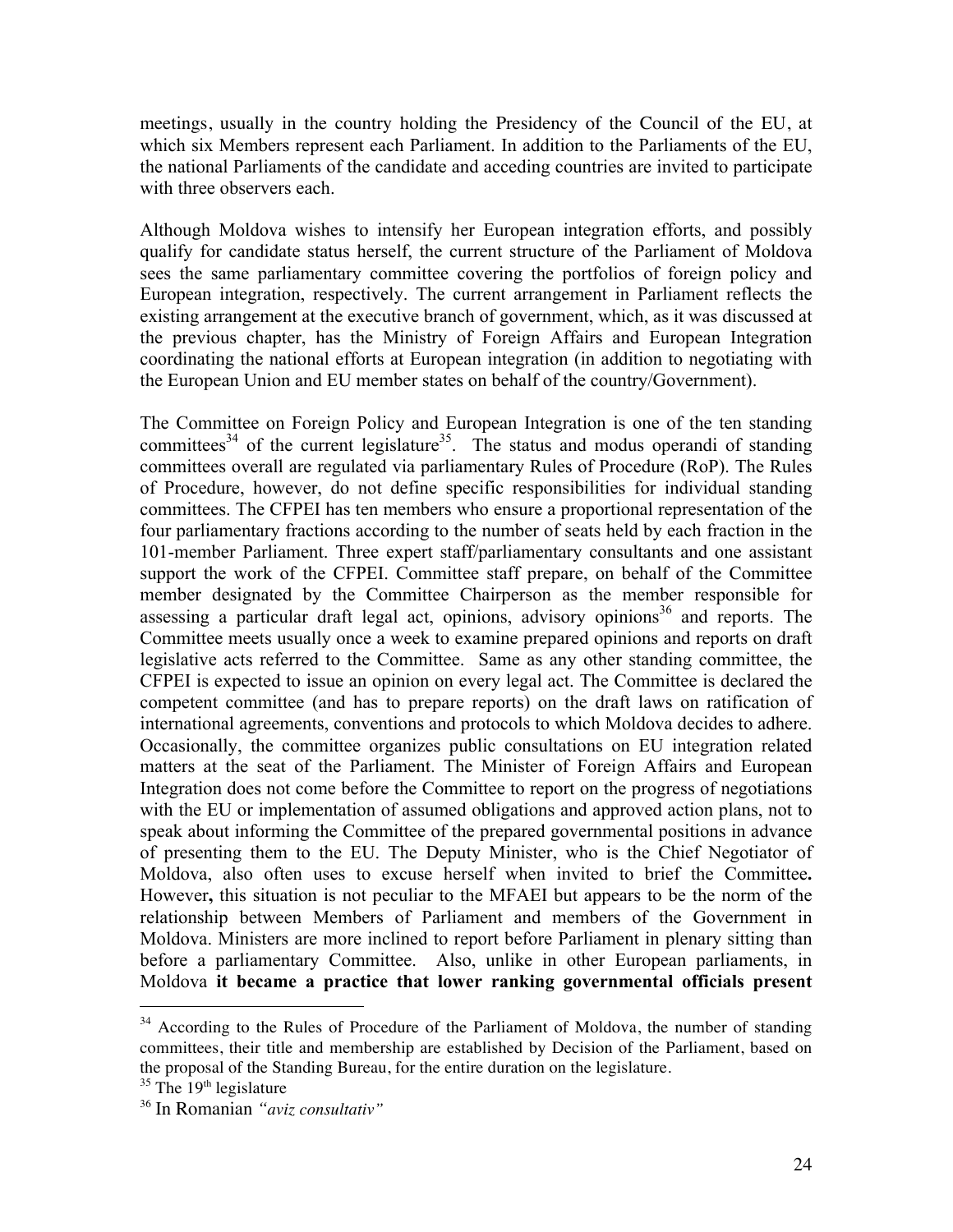meetings, usually in the country holding the Presidency of the Council of the EU, at which six Members represent each Parliament. In addition to the Parliaments of the EU, the national Parliaments of the candidate and acceding countries are invited to participate with three observers each.

Although Moldova wishes to intensify her European integration efforts, and possibly qualify for candidate status herself, the current structure of the Parliament of Moldova sees the same parliamentary committee covering the portfolios of foreign policy and European integration, respectively. The current arrangement in Parliament reflects the existing arrangement at the executive branch of government, which, as it was discussed at the previous chapter, has the Ministry of Foreign Affairs and European Integration coordinating the national efforts at European integration (in addition to negotiating with the European Union and EU member states on behalf of the country/Government).

The Committee on Foreign Policy and European Integration is one of the ten standing committees[34] of the current legislature[35]. The status and modus operandi of standing committees overall are regulated via parliamentary Rules of Procedure (RoP). The Rules of Procedure, however, do not define specific responsibilities for individual standing committees. The CFPEI has ten members who ensure a proportional representation of the four parliamentary fractions according to the number of seats held by each fraction in the 101-member Parliament. Three expert staff/parliamentary consultants and one assistant support the work of the CFPEI. Committee staff prepare, on behalf of the Committee member designated by the Committee Chairperson as the member responsible for assessing a particular draft legal act, opinions, advisory opinions[36] and reports. The Committee meets usually once a week to examine prepared opinions and reports on draft legislative acts referred to the Committee. Same as any other standing committee, the CFPEI is expected to issue an opinion on every legal act. The Committee is declared the competent committee (and has to prepare reports) on the draft laws on ratification of international agreements, conventions and protocols to which Moldova decides to adhere. Occasionally, the committee organizes public consultations on EU integration related matters at the seat of the Parliament. The Minister of Foreign Affairs and European Integration does not come before the Committee to report on the progress of negotiations with the EU or implementation of assumed obligations and approved action plans, not to speak about informing the Committee of the prepared governmental positions in advance of presenting them to the EU. The Deputy Minister, who is the Chief Negotiator of Moldova, also often uses to excuse herself when invited to brief the Committee**.** However**,** this situation is not peculiar to the MFAEI but appears to be the norm of the relationship between Members of Parliament and members of the Government in Moldova. Ministers are more inclined to report before Parliament in plenary sitting than before a parliamentary Committee. Also, unlike in other European parliaments, in Moldova **it became a practice that lower ranking governmental officials present**

---

[34] According to the Rules of Procedure of the Parliament of Moldova, the number of standing committees, their title and membership are established by Decision of the Parliament, based on the proposal of the Standing Bureau, for the entire duration on the legislature.

[35] The 19th legislature

[36] In Romanian *"aviz consultativ"*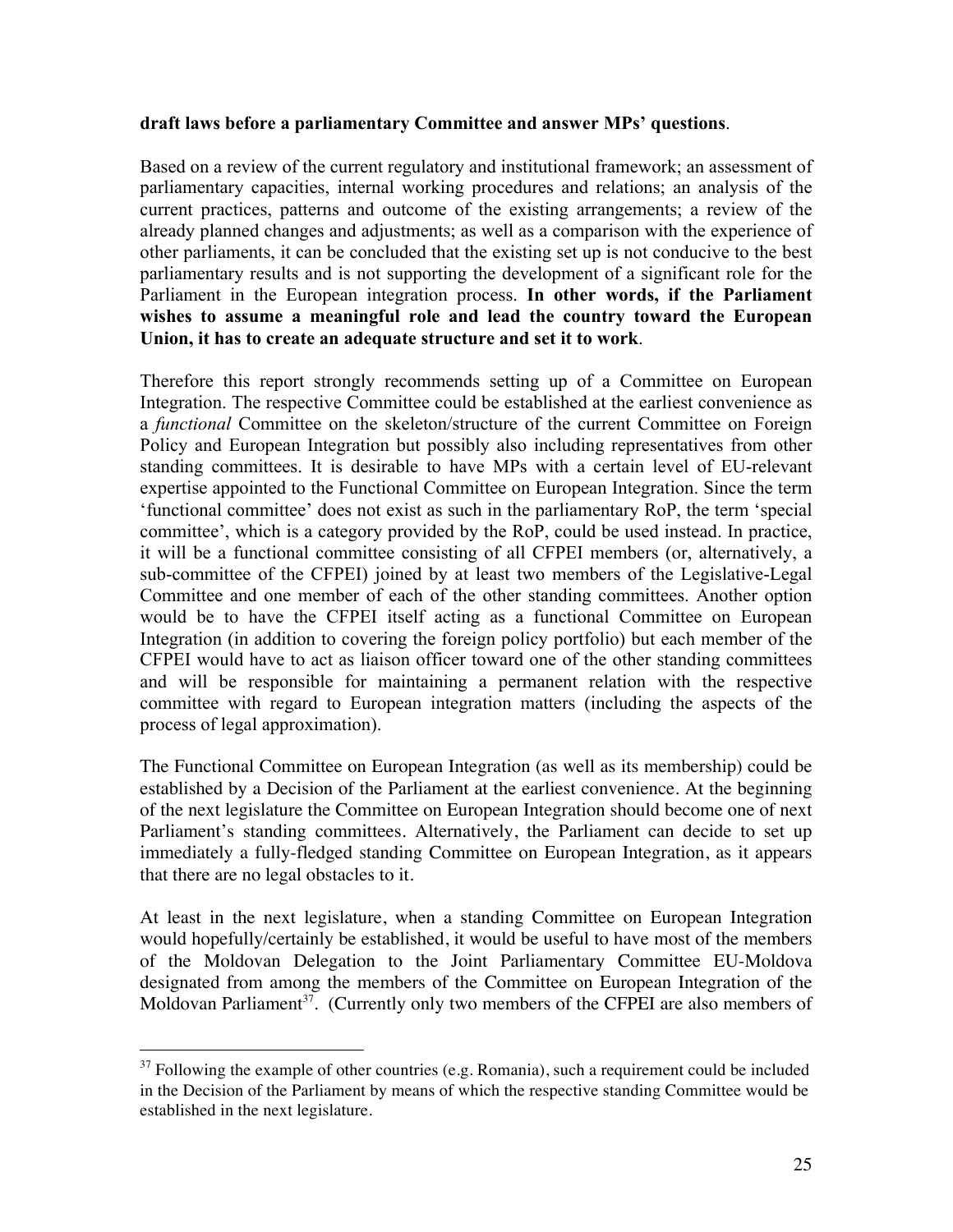**draft laws before a parliamentary Committee and answer MPs' questions**.

Based on a review of the current regulatory and institutional framework; an assessment of parliamentary capacities, internal working procedures and relations; an analysis of the current practices, patterns and outcome of the existing arrangements; a review of the already planned changes and adjustments; as well as a comparison with the experience of other parliaments, it can be concluded that the existing set up is not conducive to the best parliamentary results and is not supporting the development of a significant role for the Parliament in the European integration process. **In other words, if the Parliament wishes to assume a meaningful role and lead the country toward the European Union, it has to create an adequate structure and set it to work**.

Therefore this report strongly recommends setting up of a Committee on European Integration. The respective Committee could be established at the earliest convenience as a *functional* Committee on the skeleton/structure of the current Committee on Foreign Policy and European Integration but possibly also including representatives from other standing committees. It is desirable to have MPs with a certain level of EU-relevant expertise appointed to the Functional Committee on European Integration. Since the term 'functional committee' does not exist as such in the parliamentary RoP, the term 'special committee', which is a category provided by the RoP, could be used instead. In practice, it will be a functional committee consisting of all CFPEI members (or, alternatively, a sub-committee of the CFPEI) joined by at least two members of the Legislative-Legal Committee and one member of each of the other standing committees. Another option would be to have the CFPEI itself acting as a functional Committee on European Integration (in addition to covering the foreign policy portfolio) but each member of the CFPEI would have to act as liaison officer toward one of the other standing committees and will be responsible for maintaining a permanent relation with the respective committee with regard to European integration matters (including the aspects of the process of legal approximation).

The Functional Committee on European Integration (as well as its membership) could be established by a Decision of the Parliament at the earliest convenience. At the beginning of the next legislature the Committee on European Integration should become one of next Parliament's standing committees. Alternatively, the Parliament can decide to set up immediately a fully-fledged standing Committee on European Integration, as it appears that there are no legal obstacles to it.

At least in the next legislature, when a standing Committee on European Integration would hopefully/certainly be established, it would be useful to have most of the members of the Moldovan Delegation to the Joint Parliamentary Committee EU-Moldova designated from among the members of the Committee on European Integration of the Moldovan Parliament[37]. (Currently only two members of the CFPEI are also members of

[37] Following the example of other countries (e.g. Romania), such a requirement could be included in the Decision of the Parliament by means of which the respective standing Committee would be established in the next legislature.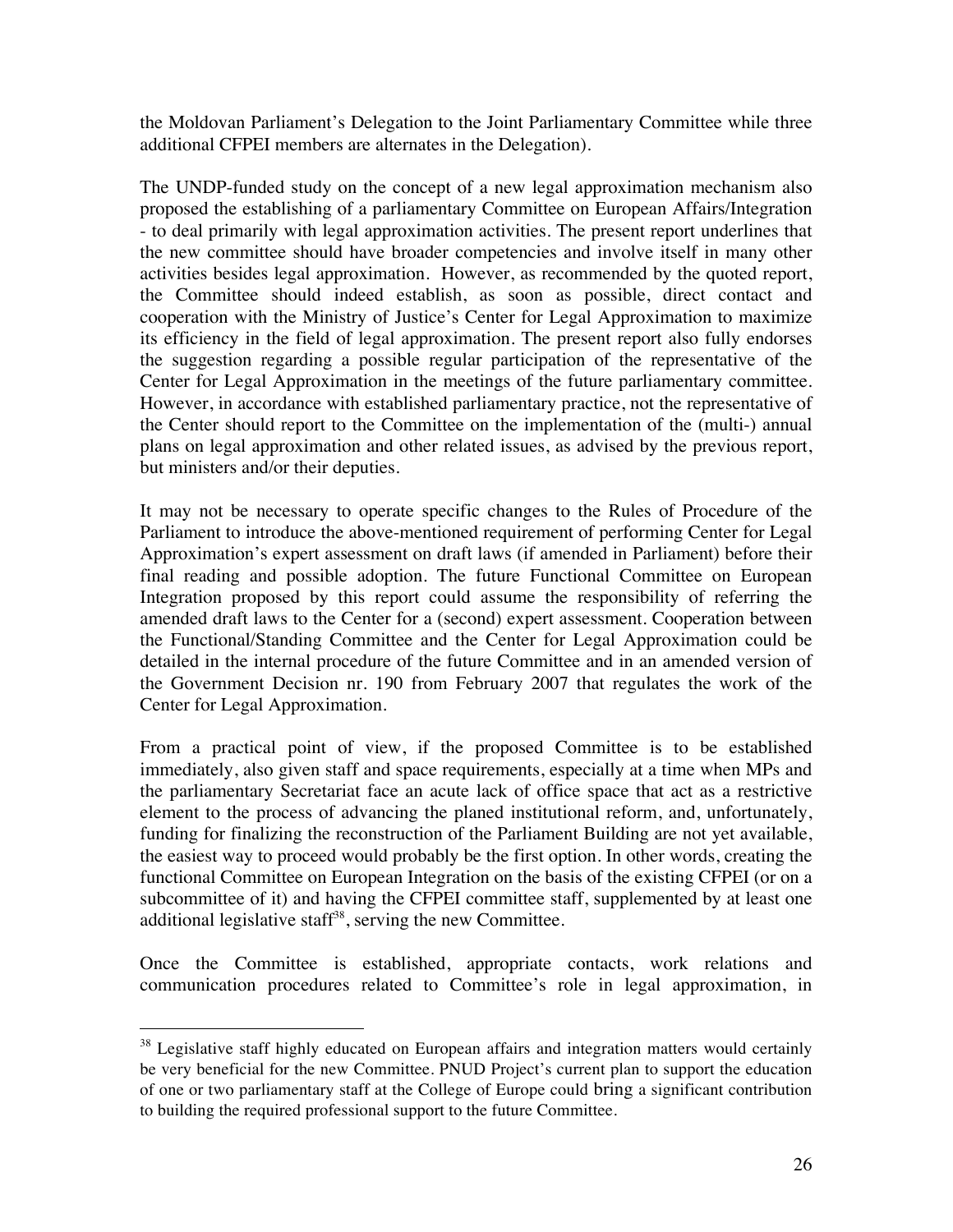the Moldovan Parliament's Delegation to the Joint Parliamentary Committee while three additional CFPEI members are alternates in the Delegation).

The UNDP-funded study on the concept of a new legal approximation mechanism also proposed the establishing of a parliamentary Committee on European Affairs/Integration - to deal primarily with legal approximation activities. The present report underlines that the new committee should have broader competencies and involve itself in many other activities besides legal approximation. However, as recommended by the quoted report, the Committee should indeed establish, as soon as possible, direct contact and cooperation with the Ministry of Justice's Center for Legal Approximation to maximize its efficiency in the field of legal approximation. The present report also fully endorses the suggestion regarding a possible regular participation of the representative of the Center for Legal Approximation in the meetings of the future parliamentary committee. However, in accordance with established parliamentary practice, not the representative of the Center should report to the Committee on the implementation of the (multi-) annual plans on legal approximation and other related issues, as advised by the previous report, but ministers and/or their deputies.

It may not be necessary to operate specific changes to the Rules of Procedure of the Parliament to introduce the above-mentioned requirement of performing Center for Legal Approximation's expert assessment on draft laws (if amended in Parliament) before their final reading and possible adoption. The future Functional Committee on European Integration proposed by this report could assume the responsibility of referring the amended draft laws to the Center for a (second) expert assessment. Cooperation between the Functional/Standing Committee and the Center for Legal Approximation could be detailed in the internal procedure of the future Committee and in an amended version of the Government Decision nr. 190 from February 2007 that regulates the work of the Center for Legal Approximation.

From a practical point of view, if the proposed Committee is to be established immediately, also given staff and space requirements, especially at a time when MPs and the parliamentary Secretariat face an acute lack of office space that act as a restrictive element to the process of advancing the planed institutional reform, and, unfortunately, funding for finalizing the reconstruction of the Parliament Building are not yet available, the easiest way to proceed would probably be the first option. In other words, creating the functional Committee on European Integration on the basis of the existing CFPEI (or on a subcommittee of it) and having the CFPEI committee staff, supplemented by at least one additional legislative staff[38], serving the new Committee.

Once the Committee is established, appropriate contacts, work relations and communication procedures related to Committee's role in legal approximation, in

---

[38] Legislative staff highly educated on European affairs and integration matters would certainly be very beneficial for the new Committee. PNUD Project's current plan to support the education of one or two parliamentary staff at the College of Europe could bring a significant contribution to building the required professional support to the future Committee.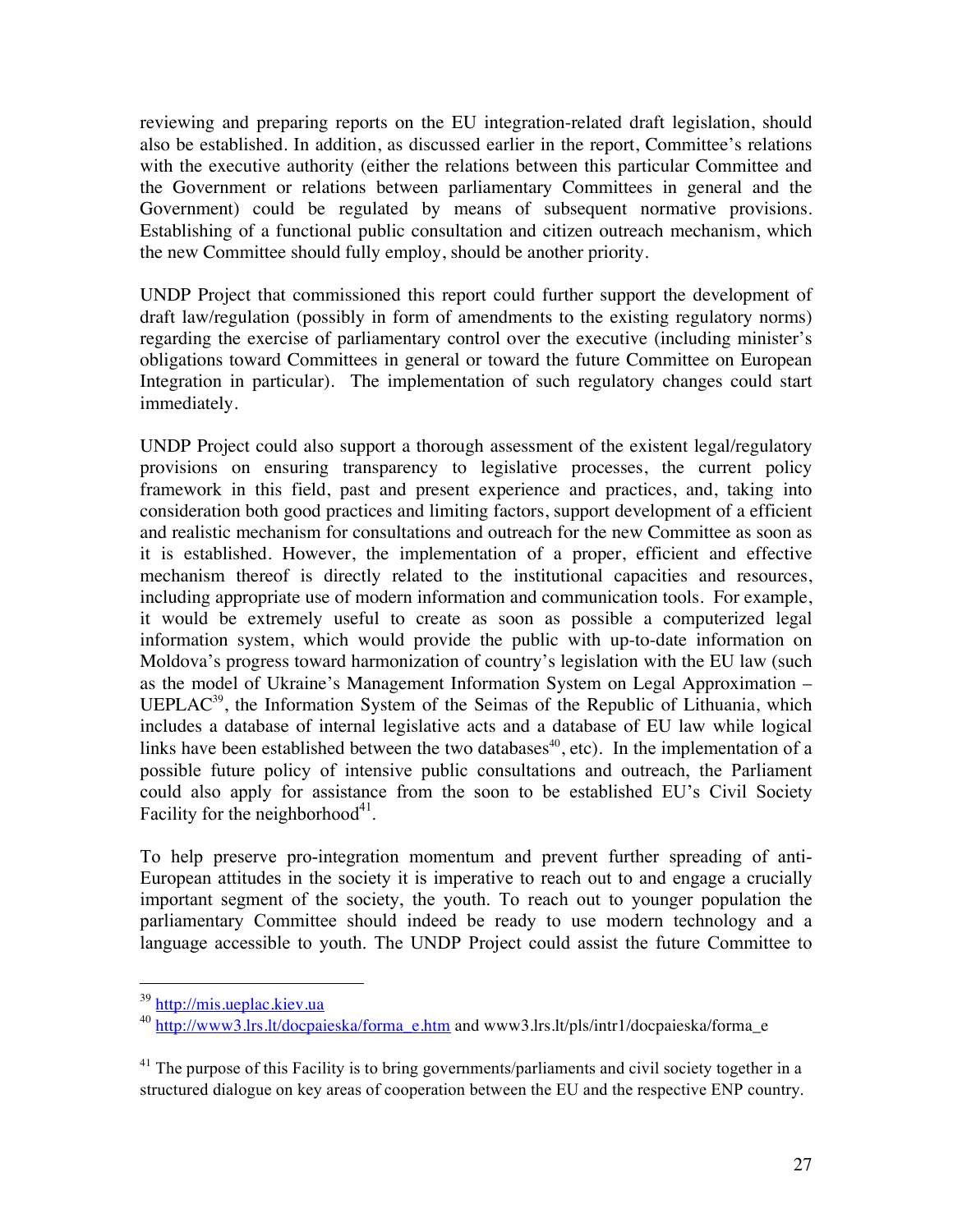reviewing and preparing reports on the EU integration-related draft legislation, should also be established. In addition, as discussed earlier in the report, Committee's relations with the executive authority (either the relations between this particular Committee and the Government or relations between parliamentary Committees in general and the Government) could be regulated by means of subsequent normative provisions. Establishing of a functional public consultation and citizen outreach mechanism, which the new Committee should fully employ, should be another priority.

UNDP Project that commissioned this report could further support the development of draft law/regulation (possibly in form of amendments to the existing regulatory norms) regarding the exercise of parliamentary control over the executive (including minister's obligations toward Committees in general or toward the future Committee on European Integration in particular). The implementation of such regulatory changes could start immediately.

UNDP Project could also support a thorough assessment of the existent legal/regulatory provisions on ensuring transparency to legislative processes, the current policy framework in this field, past and present experience and practices, and, taking into consideration both good practices and limiting factors, support development of a efficient and realistic mechanism for consultations and outreach for the new Committee as soon as it is established. However, the implementation of a proper, efficient and effective mechanism thereof is directly related to the institutional capacities and resources, including appropriate use of modern information and communication tools. For example, it would be extremely useful to create as soon as possible a computerized legal information system, which would provide the public with up-to-date information on Moldova's progress toward harmonization of country's legislation with the EU law (such as the model of Ukraine's Management Information System on Legal Approximation – UEPLAC[39], the Information System of the Seimas of the Republic of Lithuania, which includes a database of internal legislative acts and a database of EU law while logical links have been established between the two databases[40], etc). In the implementation of a possible future policy of intensive public consultations and outreach, the Parliament could also apply for assistance from the soon to be established EU's Civil Society Facility for the neighborhood[41].

To help preserve pro-integration momentum and prevent further spreading of anti-European attitudes in the society it is imperative to reach out to and engage a crucially important segment of the society, the youth. To reach out to younger population the parliamentary Committee should indeed be ready to use modern technology and a language accessible to youth. The UNDP Project could assist the future Committee to

---

[39] http://mis.ueplac.kiev.ua

[40] http://www3.lrs.lt/docpaieska/forma_e.htm and www3.lrs.lt/pls/intr1/docpaieska/forma_e

[41] The purpose of this Facility is to bring governments/parliaments and civil society together in a structured dialogue on key areas of cooperation between the EU and the respective ENP country.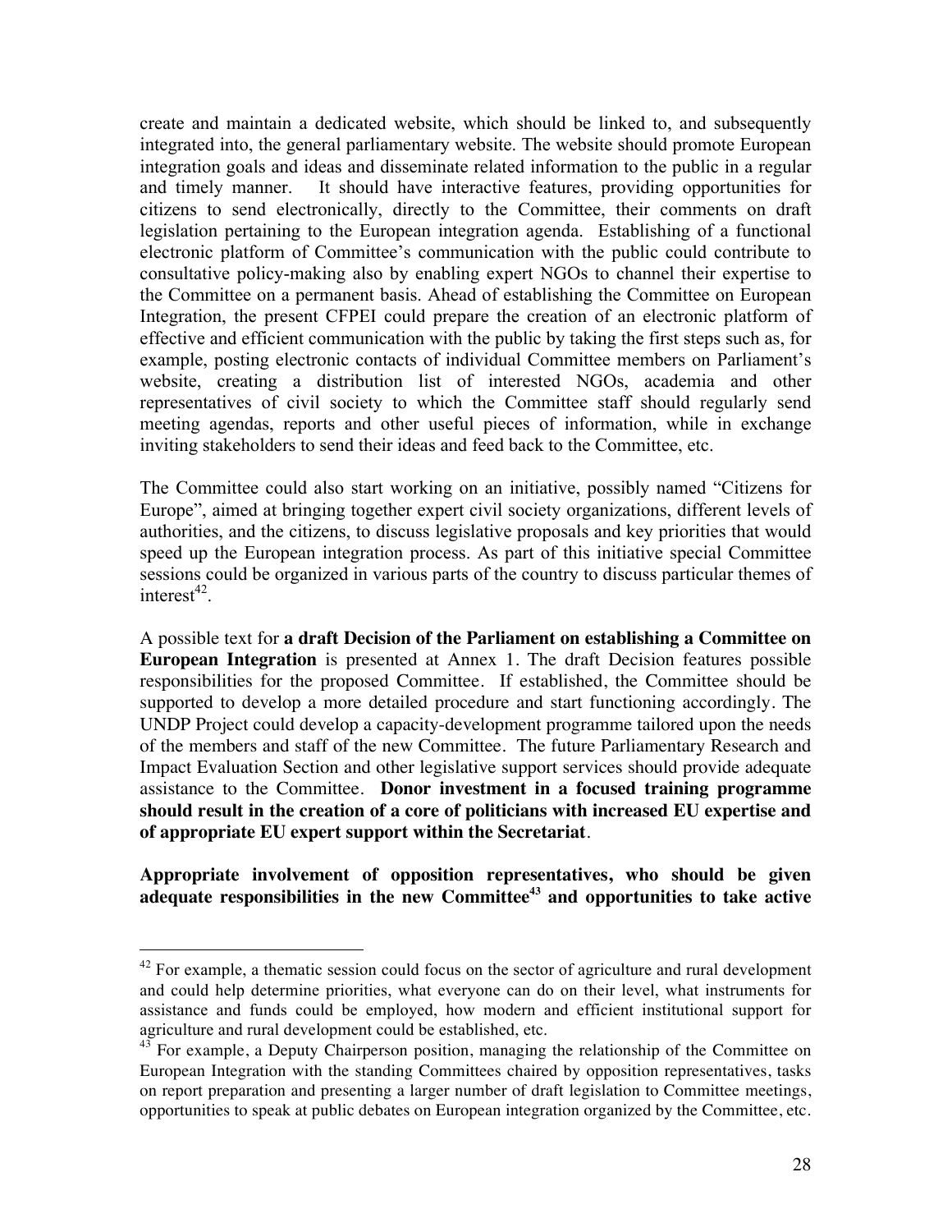create and maintain a dedicated website, which should be linked to, and subsequently integrated into, the general parliamentary website. The website should promote European integration goals and ideas and disseminate related information to the public in a regular and timely manner. It should have interactive features, providing opportunities for citizens to send electronically, directly to the Committee, their comments on draft legislation pertaining to the European integration agenda. Establishing of a functional electronic platform of Committee's communication with the public could contribute to consultative policy-making also by enabling expert NGOs to channel their expertise to the Committee on a permanent basis. Ahead of establishing the Committee on European Integration, the present CFPEI could prepare the creation of an electronic platform of effective and efficient communication with the public by taking the first steps such as, for example, posting electronic contacts of individual Committee members on Parliament's website, creating a distribution list of interested NGOs, academia and other representatives of civil society to which the Committee staff should regularly send meeting agendas, reports and other useful pieces of information, while in exchange inviting stakeholders to send their ideas and feed back to the Committee, etc.

The Committee could also start working on an initiative, possibly named "Citizens for Europe", aimed at bringing together expert civil society organizations, different levels of authorities, and the citizens, to discuss legislative proposals and key priorities that would speed up the European integration process. As part of this initiative special Committee sessions could be organized in various parts of the country to discuss particular themes of interest[42].

A possible text for **a draft Decision of the Parliament on establishing a Committee on European Integration** is presented at Annex 1. The draft Decision features possible responsibilities for the proposed Committee. If established, the Committee should be supported to develop a more detailed procedure and start functioning accordingly. The UNDP Project could develop a capacity-development programme tailored upon the needs of the members and staff of the new Committee. The future Parliamentary Research and Impact Evaluation Section and other legislative support services should provide adequate assistance to the Committee. **Donor investment in a focused training programme should result in the creation of a core of politicians with increased EU expertise and of appropriate EU expert support within the Secretariat**.

**Appropriate involvement of opposition representatives, who should be given adequate responsibilities in the new Committee[43] and opportunities to take active**

---

[42] For example, a thematic session could focus on the sector of agriculture and rural development and could help determine priorities, what everyone can do on their level, what instruments for assistance and funds could be employed, how modern and efficient institutional support for agriculture and rural development could be established, etc.

[43] For example, a Deputy Chairperson position, managing the relationship of the Committee on European Integration with the standing Committees chaired by opposition representatives, tasks on report preparation and presenting a larger number of draft legislation to Committee meetings, opportunities to speak at public debates on European integration organized by the Committee, etc.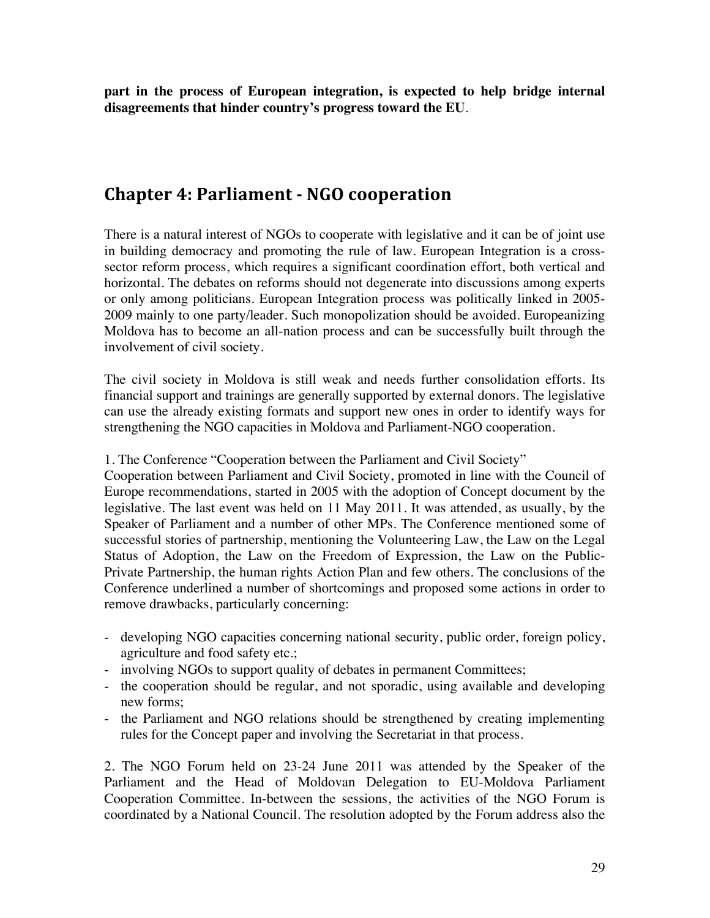**part in the process of European integration, is expected to help bridge internal disagreements that hinder country's progress toward the EU**.

## Chapter 4: Parliament - NGO cooperation

There is a natural interest of NGOs to cooperate with legislative and it can be of joint use in building democracy and promoting the rule of law. European Integration is a cross-sector reform process, which requires a significant coordination effort, both vertical and horizontal. The debates on reforms should not degenerate into discussions among experts or only among politicians. European Integration process was politically linked in 2005-2009 mainly to one party/leader. Such monopolization should be avoided. Europeanizing Moldova has to become an all-nation process and can be successfully built through the involvement of civil society.

The civil society in Moldova is still weak and needs further consolidation efforts. Its financial support and trainings are generally supported by external donors. The legislative can use the already existing formats and support new ones in order to identify ways for strengthening the NGO capacities in Moldova and Parliament-NGO cooperation.

1. The Conference "Cooperation between the Parliament and Civil Society"

Cooperation between Parliament and Civil Society, promoted in line with the Council of Europe recommendations, started in 2005 with the adoption of Concept document by the legislative. The last event was held on 11 May 2011. It was attended, as usually, by the Speaker of Parliament and a number of other MPs. The Conference mentioned some of successful stories of partnership, mentioning the Volunteering Law, the Law on the Legal Status of Adoption, the Law on the Freedom of Expression, the Law on the Public-Private Partnership, the human rights Action Plan and few others. The conclusions of the Conference underlined a number of shortcomings and proposed some actions in order to remove drawbacks, particularly concerning:

- developing NGO capacities concerning national security, public order, foreign policy, agriculture and food safety etc.;
- involving NGOs to support quality of debates in permanent Committees;
- the cooperation should be regular, and not sporadic, using available and developing new forms;
- the Parliament and NGO relations should be strengthened by creating implementing rules for the Concept paper and involving the Secretariat in that process.

2. The NGO Forum held on 23-24 June 2011 was attended by the Speaker of the Parliament and the Head of Moldovan Delegation to EU-Moldova Parliament Cooperation Committee. In-between the sessions, the activities of the NGO Forum is coordinated by a National Council. The resolution adopted by the Forum address also the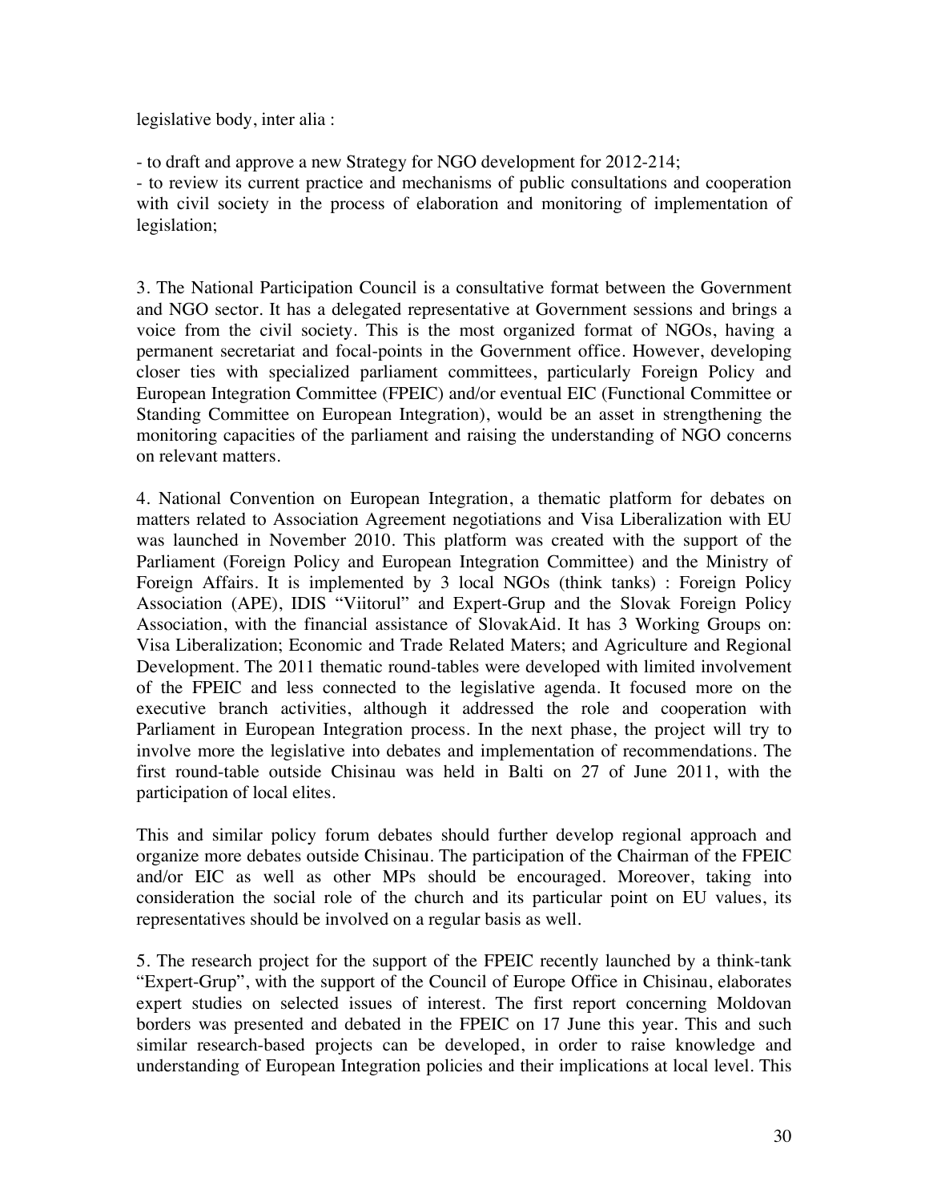legislative body, inter alia :

- to draft and approve a new Strategy for NGO development for 2012-214;
- to review its current practice and mechanisms of public consultations and cooperation with civil society in the process of elaboration and monitoring of implementation of legislation;

3. The National Participation Council is a consultative format between the Government and NGO sector. It has a delegated representative at Government sessions and brings a voice from the civil society. This is the most organized format of NGOs, having a permanent secretariat and focal-points in the Government office. However, developing closer ties with specialized parliament committees, particularly Foreign Policy and European Integration Committee (FPEIC) and/or eventual EIC (Functional Committee or Standing Committee on European Integration), would be an asset in strengthening the monitoring capacities of the parliament and raising the understanding of NGO concerns on relevant matters.

4. National Convention on European Integration, a thematic platform for debates on matters related to Association Agreement negotiations and Visa Liberalization with EU was launched in November 2010. This platform was created with the support of the Parliament (Foreign Policy and European Integration Committee) and the Ministry of Foreign Affairs. It is implemented by 3 local NGOs (think tanks) : Foreign Policy Association (APE), IDIS "Viitorul" and Expert-Grup and the Slovak Foreign Policy Association, with the financial assistance of SlovakAid. It has 3 Working Groups on: Visa Liberalization; Economic and Trade Related Maters; and Agriculture and Regional Development. The 2011 thematic round-tables were developed with limited involvement of the FPEIC and less connected to the legislative agenda. It focused more on the executive branch activities, although it addressed the role and cooperation with Parliament in European Integration process. In the next phase, the project will try to involve more the legislative into debates and implementation of recommendations. The first round-table outside Chisinau was held in Balti on 27 of June 2011, with the participation of local elites.

This and similar policy forum debates should further develop regional approach and organize more debates outside Chisinau. The participation of the Chairman of the FPEIC and/or EIC as well as other MPs should be encouraged. Moreover, taking into consideration the social role of the church and its particular point on EU values, its representatives should be involved on a regular basis as well.

5. The research project for the support of the FPEIC recently launched by a think-tank "Expert-Grup", with the support of the Council of Europe Office in Chisinau, elaborates expert studies on selected issues of interest. The first report concerning Moldovan borders was presented and debated in the FPEIC on 17 June this year. This and such similar research-based projects can be developed, in order to raise knowledge and understanding of European Integration policies and their implications at local level. This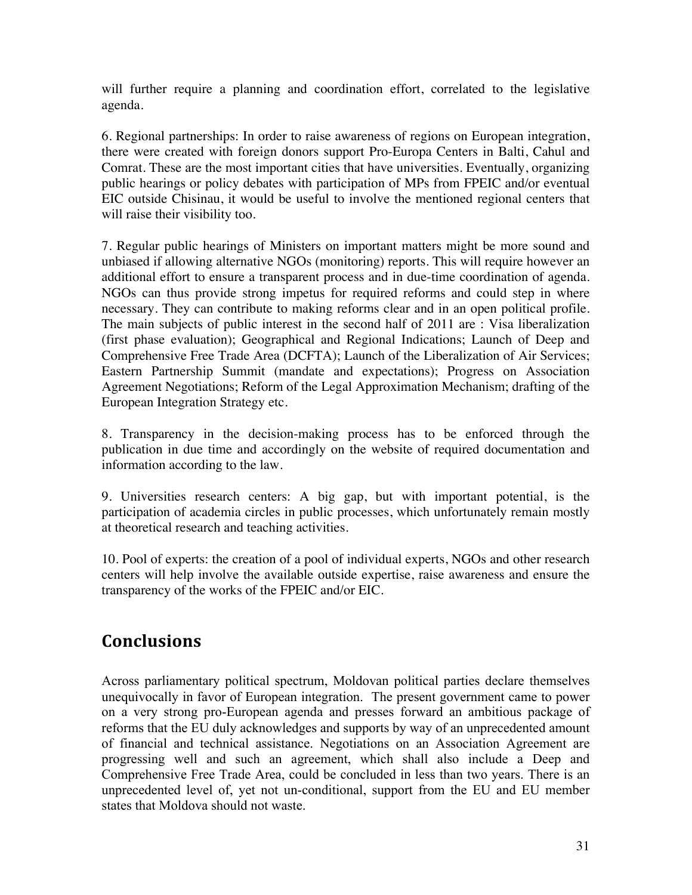will further require a planning and coordination effort, correlated to the legislative agenda.

6. Regional partnerships: In order to raise awareness of regions on European integration, there were created with foreign donors support Pro-Europa Centers in Balti, Cahul and Comrat. These are the most important cities that have universities. Eventually, organizing public hearings or policy debates with participation of MPs from FPEIC and/or eventual EIC outside Chisinau, it would be useful to involve the mentioned regional centers that will raise their visibility too.

7. Regular public hearings of Ministers on important matters might be more sound and unbiased if allowing alternative NGOs (monitoring) reports. This will require however an additional effort to ensure a transparent process and in due-time coordination of agenda. NGOs can thus provide strong impetus for required reforms and could step in where necessary. They can contribute to making reforms clear and in an open political profile. The main subjects of public interest in the second half of 2011 are : Visa liberalization (first phase evaluation); Geographical and Regional Indications; Launch of Deep and Comprehensive Free Trade Area (DCFTA); Launch of the Liberalization of Air Services; Eastern Partnership Summit (mandate and expectations); Progress on Association Agreement Negotiations; Reform of the Legal Approximation Mechanism; drafting of the European Integration Strategy etc.

8. Transparency in the decision-making process has to be enforced through the publication in due time and accordingly on the website of required documentation and information according to the law.

9. Universities research centers: A big gap, but with important potential, is the participation of academia circles in public processes, which unfortunately remain mostly at theoretical research and teaching activities.

10. Pool of experts: the creation of a pool of individual experts, NGOs and other research centers will help involve the available outside expertise, raise awareness and ensure the transparency of the works of the FPEIC and/or EIC.

## Conclusions

Across parliamentary political spectrum, Moldovan political parties declare themselves unequivocally in favor of European integration. The present government came to power on a very strong pro-European agenda and presses forward an ambitious package of reforms that the EU duly acknowledges and supports by way of an unprecedented amount of financial and technical assistance. Negotiations on an Association Agreement are progressing well and such an agreement, which shall also include a Deep and Comprehensive Free Trade Area, could be concluded in less than two years. There is an unprecedented level of, yet not un-conditional, support from the EU and EU member states that Moldova should not waste.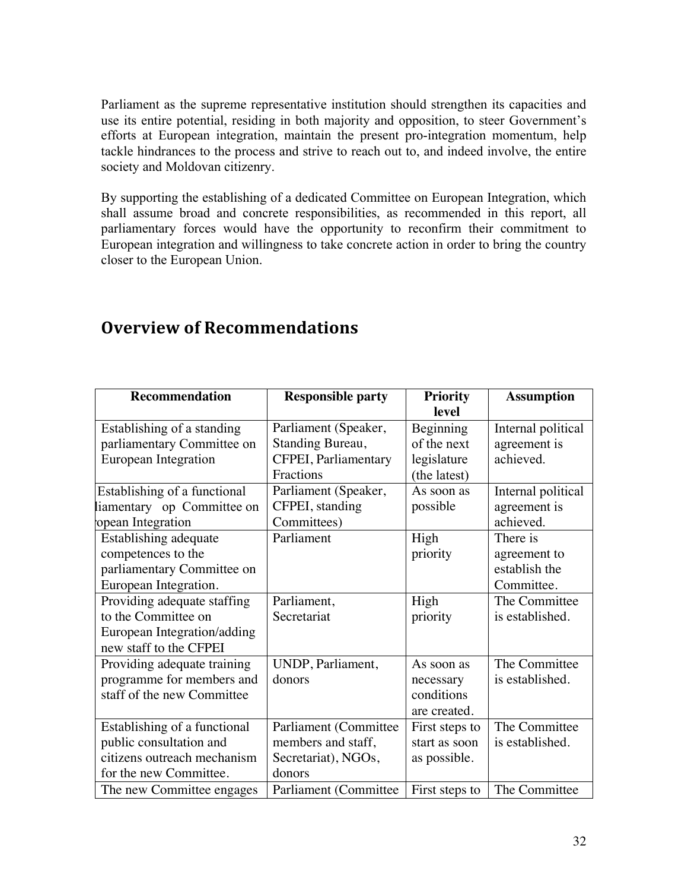Parliament as the supreme representative institution should strengthen its capacities and use its entire potential, residing in both majority and opposition, to steer Government's efforts at European integration, maintain the present pro-integration momentum, help tackle hindrances to the process and strive to reach out to, and indeed involve, the entire society and Moldovan citizenry.

By supporting the establishing of a dedicated Committee on European Integration, which shall assume broad and concrete responsibilities, as recommended in this report, all parliamentary forces would have the opportunity to reconfirm their commitment to European integration and willingness to take concrete action in order to bring the country closer to the European Union.

## Overview of Recommendations

| Recommendation | Responsible party | Priority level | Assumption |
|---|---|---|---|
| Establishing of a standing parliamentary Committee on European Integration | Parliament (Speaker, Standing Bureau, CFPEI, Parliamentary Fractions | Beginning of the next legislature (the latest) | Internal political agreement is achieved. |
| Establishing of a functional liamentary op Committee on opean Integration | Parliament (Speaker, CFPEI, standing Committees) | As soon as possible | Internal political agreement is achieved. |
| Establishing adequate competences to the parliamentary Committee on European Integration. | Parliament | High priority | There is agreement to establish the Committee. |
| Providing adequate staffing to the Committee on European Integration/adding new staff to the CFPEI | Parliament, Secretariat | High priority | The Committee is established. |
| Providing adequate training programme for members and staff of the new Committee | UNDP, Parliament, donors | As soon as necessary conditions are created. | The Committee is established. |
| Establishing of a functional public consultation and citizens outreach mechanism for the new Committee. | Parliament (Committee members and staff, Secretariat), NGOs, donors | First steps to start as soon as possible. | The Committee is established. |
| The new Committee engages | Parliament (Committee | First steps to | The Committee |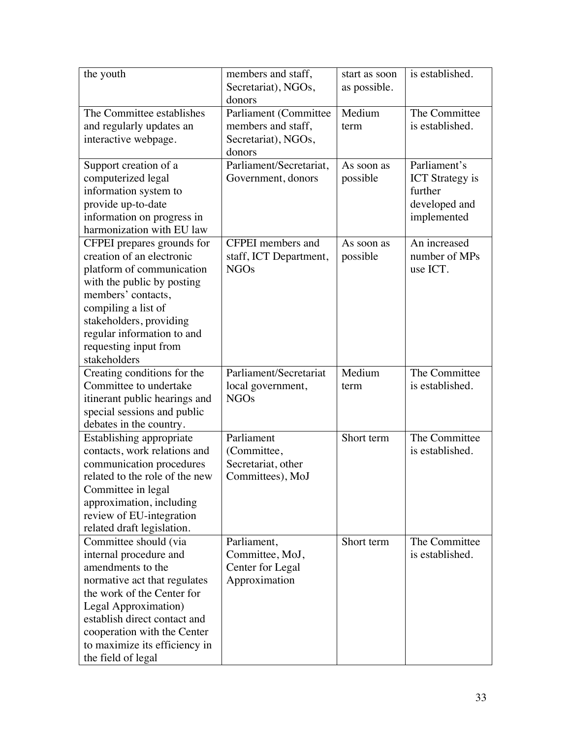| | | | |
|---|---|---|---|
| the youth | members and staff, Secretariat), NGOs, donors | start as soon as possible. | is established. |
| The Committee establishes and regularly updates an interactive webpage. | Parliament (Committee members and staff, Secretariat), NGOs, donors | Medium term | The Committee is established. |
| Support creation of a computerized legal information system to provide up-to-date information on progress in harmonization with EU law | Parliament/Secretariat, Government, donors | As soon as possible | Parliament's ICT Strategy is further developed and implemented |
| CFPEI prepares grounds for creation of an electronic platform of communication with the public by posting members' contacts, compiling a list of stakeholders, providing regular information to and requesting input from stakeholders | CFPEI members and staff, ICT Department, NGOs | As soon as possible | An increased number of MPs use ICT. |
| Creating conditions for the Committee to undertake itinerant public hearings and special sessions and public debates in the country. | Parliament/Secretariat local government, NGOs | Medium term | The Committee is established. |
| Establishing appropriate contacts, work relations and communication procedures related to the role of the new Committee in legal approximation, including review of EU-integration related draft legislation. | Parliament (Committee, Secretariat, other Committees), MoJ | Short term | The Committee is established. |
| Committee should (via internal procedure and amendments to the normative act that regulates the work of the Center for Legal Approximation) establish direct contact and cooperation with the Center to maximize its efficiency in the field of legal | Parliament, Committee, MoJ, Center for Legal Approximation | Short term | The Committee is established. |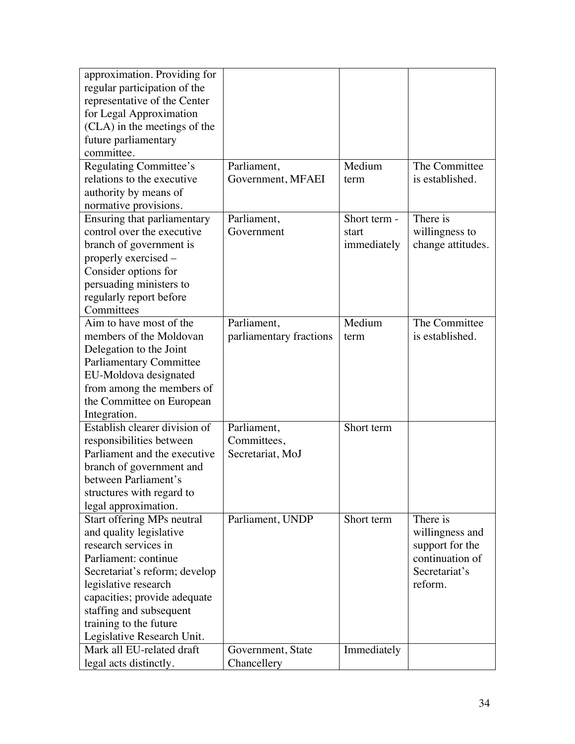| | | | |
|---|---|---|---|
| approximation. Providing for regular participation of the representative of the Center for Legal Approximation (CLA) in the meetings of the future parliamentary committee. | | | |
| Regulating Committee's relations to the executive authority by means of normative provisions. | Parliament, Government, MFAEI | Medium term | The Committee is established. |
| Ensuring that parliamentary control over the executive branch of government is properly exercised – Consider options for persuading ministers to regularly report before Committees | Parliament, Government | Short term - start immediately | There is willingness to change attitudes. |
| Aim to have most of the members of the Moldovan Delegation to the Joint Parliamentary Committee EU-Moldova designated from among the members of the Committee on European Integration. | Parliament, parliamentary fractions | Medium term | The Committee is established. |
| Establish clearer division of responsibilities between Parliament and the executive branch of government and between Parliament's structures with regard to legal approximation. | Parliament, Committees, Secretariat, MoJ | Short term | |
| Start offering MPs neutral and quality legislative research services in Parliament: continue Secretariat's reform; develop legislative research capacities; provide adequate staffing and subsequent training to the future Legislative Research Unit. | Parliament, UNDP | Short term | There is willingness and support for the continuation of Secretariat's reform. |
| Mark all EU-related draft legal acts distinctly. | Government, State Chancellery | Immediately | |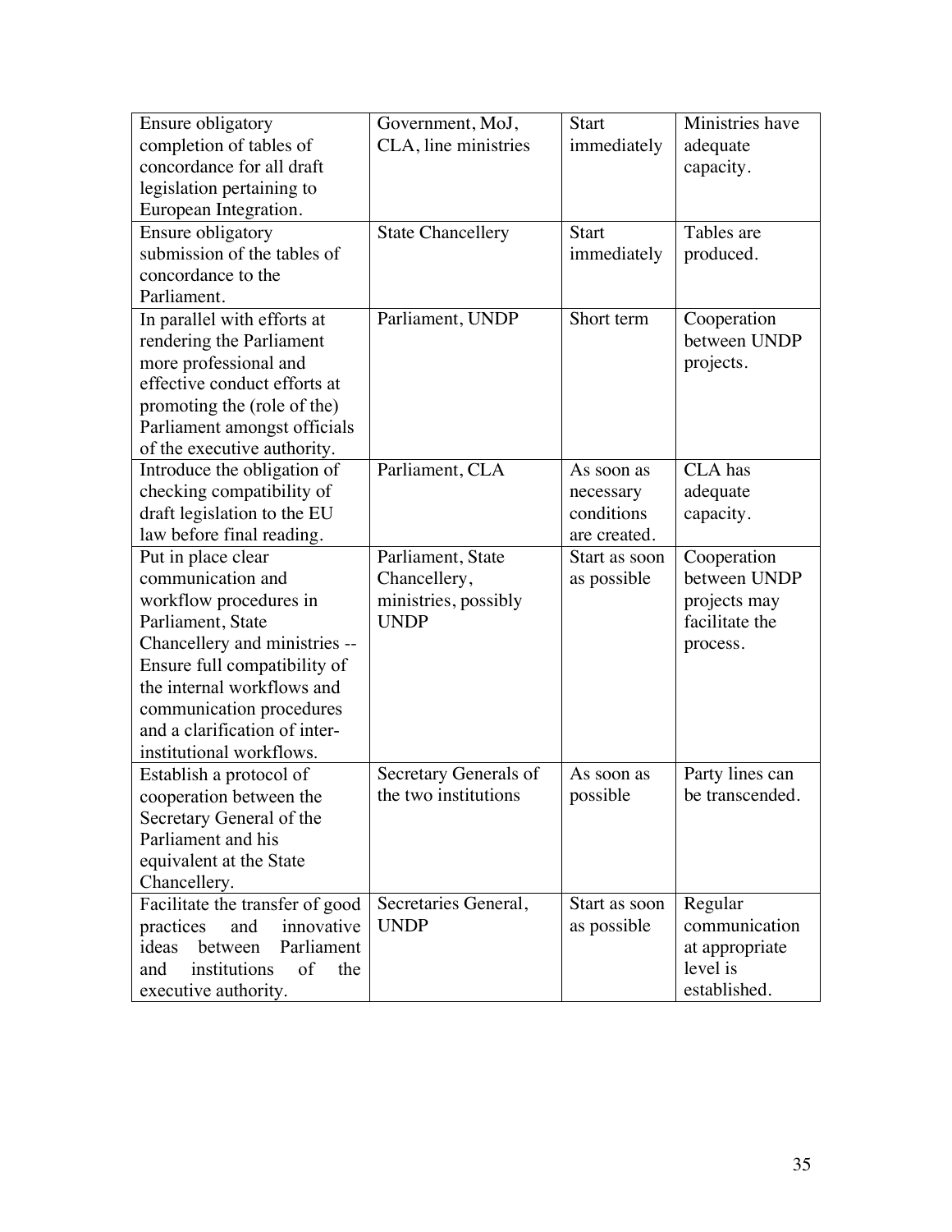| | | | |
|---|---|---|---|
| Ensure obligatory completion of tables of concordance for all draft legislation pertaining to European Integration. | Government, MoJ, CLA, line ministries | Start immediately | Ministries have adequate capacity. |
| Ensure obligatory submission of the tables of concordance to the Parliament. | State Chancellery | Start immediately | Tables are produced. |
| In parallel with efforts at rendering the Parliament more professional and effective conduct efforts at promoting the (role of the) Parliament amongst officials of the executive authority. | Parliament, UNDP | Short term | Cooperation between UNDP projects. |
| Introduce the obligation of checking compatibility of draft legislation to the EU law before final reading. | Parliament, CLA | As soon as necessary conditions are created. | CLA has adequate capacity. |
| Put in place clear communication and workflow procedures in Parliament, State Chancellery and ministries -- Ensure full compatibility of the internal workflows and communication procedures and a clarification of inter-institutional workflows. | Parliament, State Chancellery, ministries, possibly UNDP | Start as soon as possible | Cooperation between UNDP projects may facilitate the process. |
| Establish a protocol of cooperation between the Secretary General of the Parliament and his equivalent at the State Chancellery. | Secretary Generals of the two institutions | As soon as possible | Party lines can be transcended. |
| Facilitate the transfer of good practices and innovative ideas between Parliament and institutions of the executive authority. | Secretaries General, UNDP | Start as soon as possible | Regular communication at appropriate level is established. |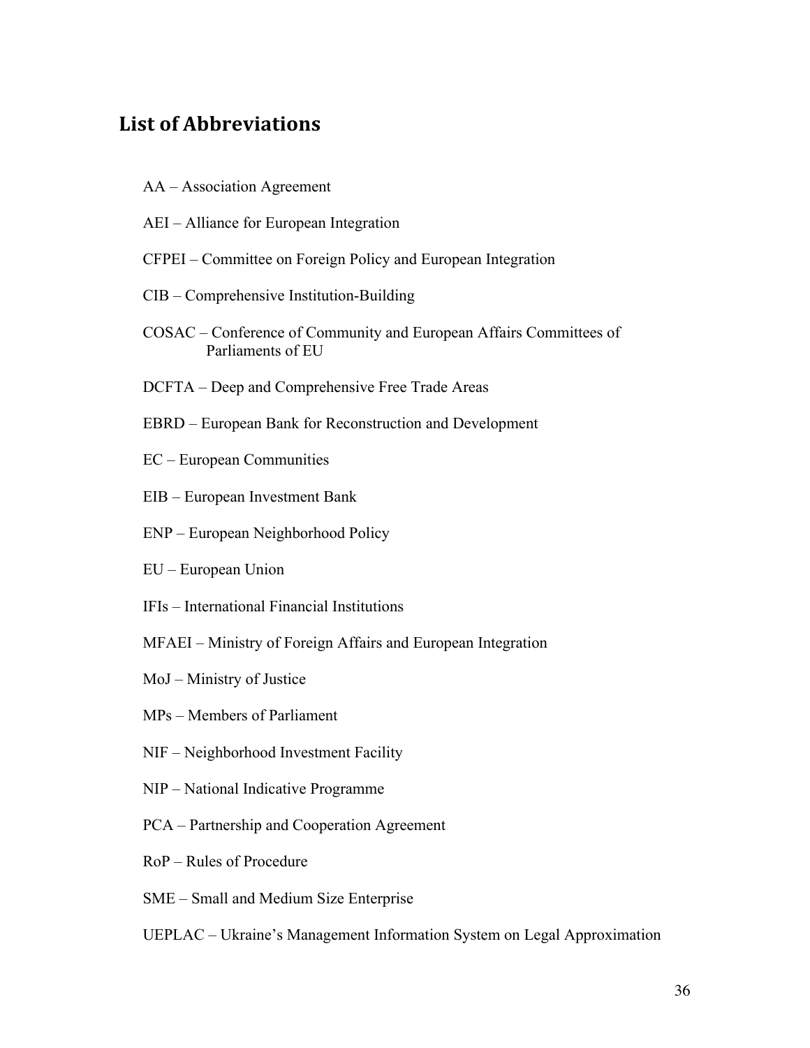## List of Abbreviations

AA – Association Agreement

AEI – Alliance for European Integration

CFPEI – Committee on Foreign Policy and European Integration

CIB – Comprehensive Institution-Building

COSAC – Conference of Community and European Affairs Committees of Parliaments of EU

DCFTA – Deep and Comprehensive Free Trade Areas

EBRD – European Bank for Reconstruction and Development

EC – European Communities

EIB – European Investment Bank

ENP – European Neighborhood Policy

EU – European Union

IFIs – International Financial Institutions

MFAEI – Ministry of Foreign Affairs and European Integration

MoJ – Ministry of Justice

MPs – Members of Parliament

NIF – Neighborhood Investment Facility

NIP – National Indicative Programme

PCA – Partnership and Cooperation Agreement

RoP – Rules of Procedure

SME – Small and Medium Size Enterprise

UEPLAC – Ukraine's Management Information System on Legal Approximation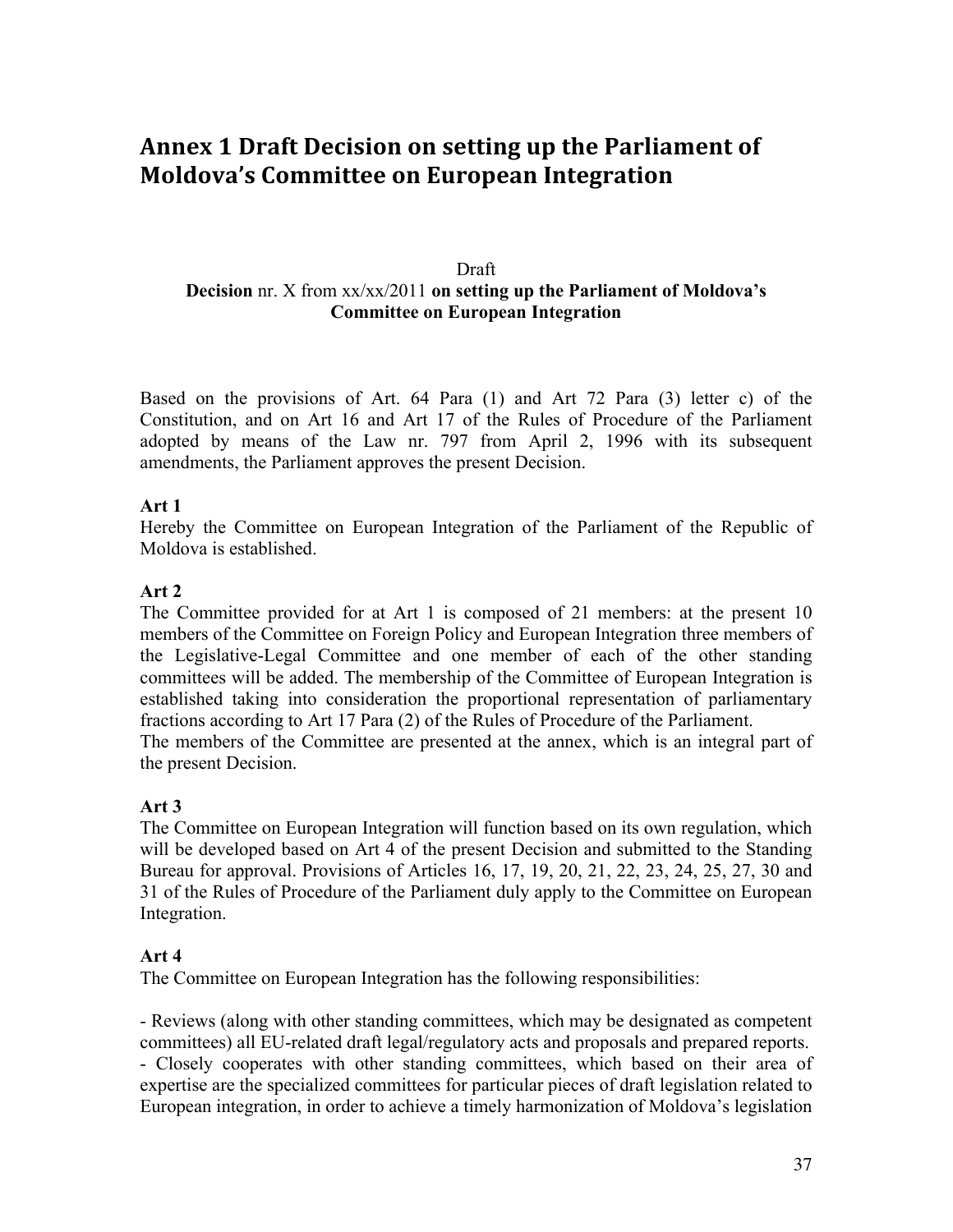# Annex 1 Draft Decision on setting up the Parliament of Moldova's Committee on European Integration

Draft

**Decision** nr. X from xx/xx/2011 **on setting up the Parliament of Moldova's Committee on European Integration**

Based on the provisions of Art. 64 Para (1) and Art 72 Para (3) letter c) of the Constitution, and on Art 16 and Art 17 of the Rules of Procedure of the Parliament adopted by means of the Law nr. 797 from April 2, 1996 with its subsequent amendments, the Parliament approves the present Decision.

**Art 1**

Hereby the Committee on European Integration of the Parliament of the Republic of Moldova is established.

**Art 2**

The Committee provided for at Art 1 is composed of 21 members: at the present 10 members of the Committee on Foreign Policy and European Integration three members of the Legislative-Legal Committee and one member of each of the other standing committees will be added. The membership of the Committee of European Integration is established taking into consideration the proportional representation of parliamentary fractions according to Art 17 Para (2) of the Rules of Procedure of the Parliament.

The members of the Committee are presented at the annex, which is an integral part of the present Decision.

**Art 3**

The Committee on European Integration will function based on its own regulation, which will be developed based on Art 4 of the present Decision and submitted to the Standing Bureau for approval. Provisions of Articles 16, 17, 19, 20, 21, 22, 23, 24, 25, 27, 30 and 31 of the Rules of Procedure of the Parliament duly apply to the Committee on European Integration.

**Art 4**

The Committee on European Integration has the following responsibilities:

- Reviews (along with other standing committees, which may be designated as competent committees) all EU-related draft legal/regulatory acts and proposals and prepared reports.
- Closely cooperates with other standing committees, which based on their area of expertise are the specialized committees for particular pieces of draft legislation related to European integration, in order to achieve a timely harmonization of Moldova's legislation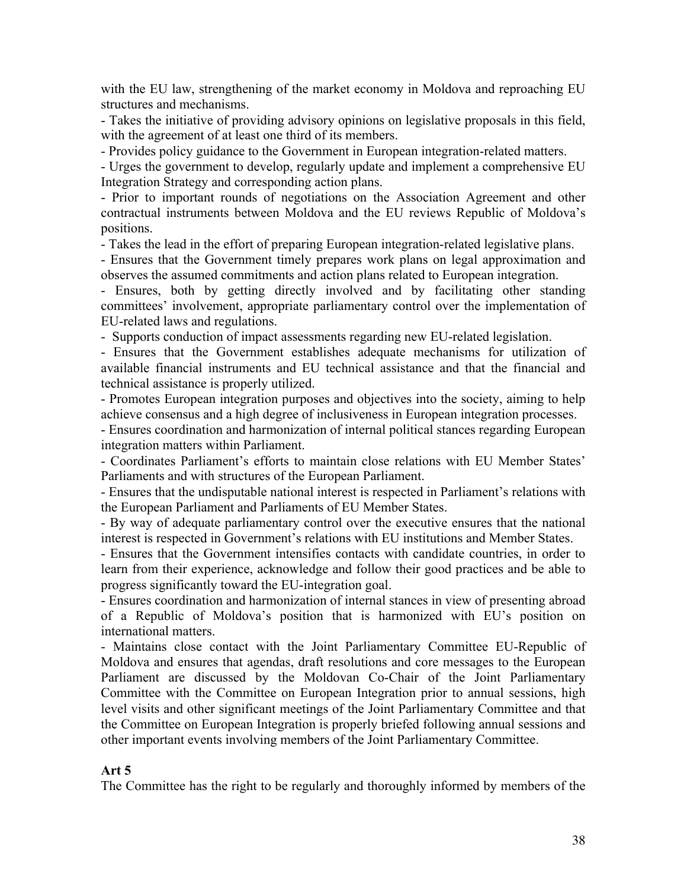with the EU law, strengthening of the market economy in Moldova and reproaching EU structures and mechanisms.

- Takes the initiative of providing advisory opinions on legislative proposals in this field, with the agreement of at least one third of its members.
- Provides policy guidance to the Government in European integration-related matters.
- Urges the government to develop, regularly update and implement a comprehensive EU Integration Strategy and corresponding action plans.
- Prior to important rounds of negotiations on the Association Agreement and other contractual instruments between Moldova and the EU reviews Republic of Moldova's positions.
- Takes the lead in the effort of preparing European integration-related legislative plans.
- Ensures that the Government timely prepares work plans on legal approximation and observes the assumed commitments and action plans related to European integration.
- Ensures, both by getting directly involved and by facilitating other standing committees' involvement, appropriate parliamentary control over the implementation of EU-related laws and regulations.
- Supports conduction of impact assessments regarding new EU-related legislation.
- Ensures that the Government establishes adequate mechanisms for utilization of available financial instruments and EU technical assistance and that the financial and technical assistance is properly utilized.
- Promotes European integration purposes and objectives into the society, aiming to help achieve consensus and a high degree of inclusiveness in European integration processes.
- Ensures coordination and harmonization of internal political stances regarding European integration matters within Parliament.
- Coordinates Parliament's efforts to maintain close relations with EU Member States' Parliaments and with structures of the European Parliament.
- Ensures that the undisputable national interest is respected in Parliament's relations with the European Parliament and Parliaments of EU Member States.
- By way of adequate parliamentary control over the executive ensures that the national interest is respected in Government's relations with EU institutions and Member States.
- Ensures that the Government intensifies contacts with candidate countries, in order to learn from their experience, acknowledge and follow their good practices and be able to progress significantly toward the EU-integration goal.
- Ensures coordination and harmonization of internal stances in view of presenting abroad of a Republic of Moldova's position that is harmonized with EU's position on international matters.
- Maintains close contact with the Joint Parliamentary Committee EU-Republic of Moldova and ensures that agendas, draft resolutions and core messages to the European Parliament are discussed by the Moldovan Co-Chair of the Joint Parliamentary Committee with the Committee on European Integration prior to annual sessions, high level visits and other significant meetings of the Joint Parliamentary Committee and that the Committee on European Integration is properly briefed following annual sessions and other important events involving members of the Joint Parliamentary Committee.

**Art 5**

The Committee has the right to be regularly and thoroughly informed by members of the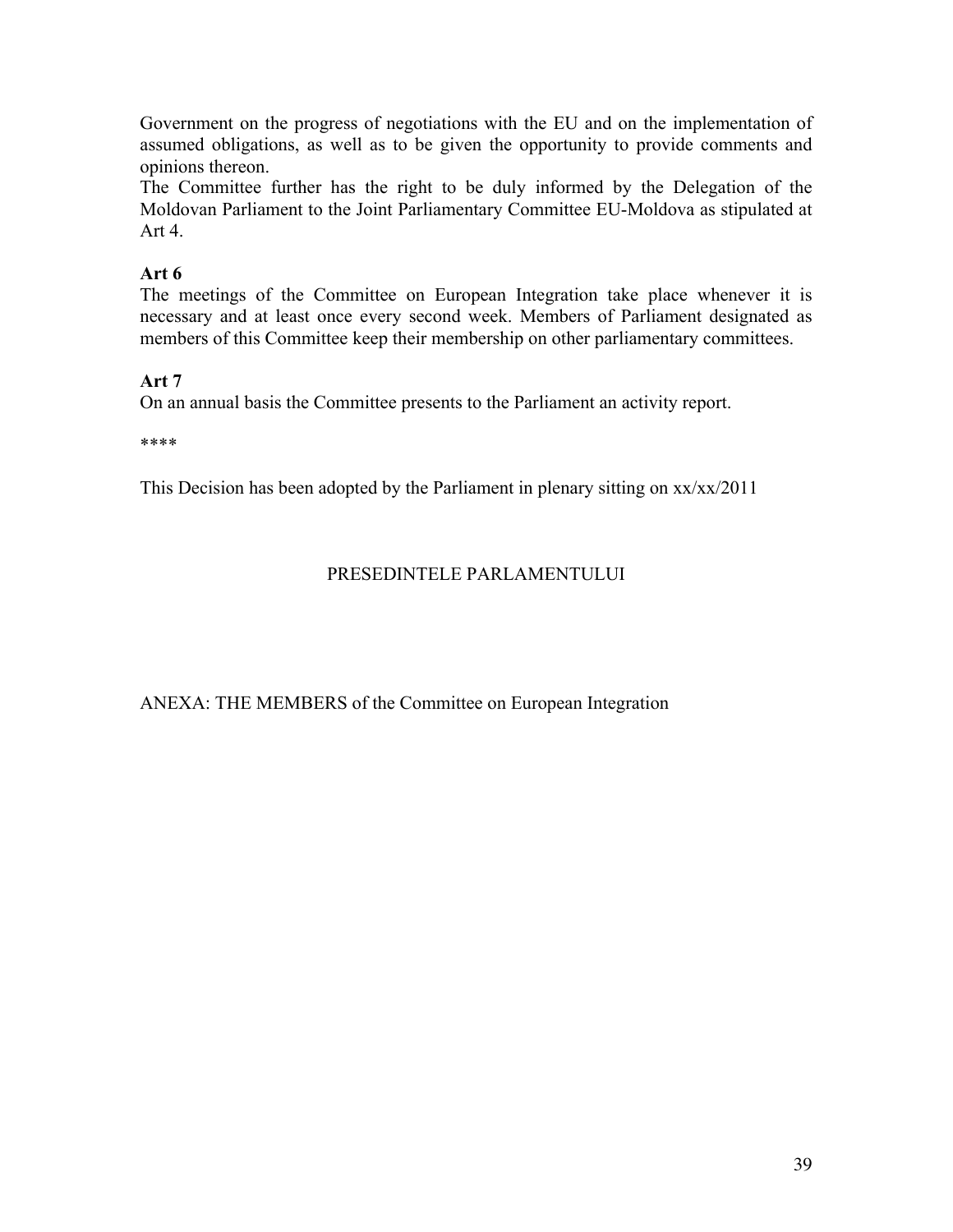Government on the progress of negotiations with the EU and on the implementation of assumed obligations, as well as to be given the opportunity to provide comments and opinions thereon.
The Committee further has the right to be duly informed by the Delegation of the Moldovan Parliament to the Joint Parliamentary Committee EU-Moldova as stipulated at Art 4.

**Art 6**
The meetings of the Committee on European Integration take place whenever it is necessary and at least once every second week. Members of Parliament designated as members of this Committee keep their membership on other parliamentary committees.

**Art 7**
On an annual basis the Committee presents to the Parliament an activity report.

****

This Decision has been adopted by the Parliament in plenary sitting on xx/xx/2011

PRESEDINTELE PARLAMENTULUI

ANEXA: THE MEMBERS of the Committee on European Integration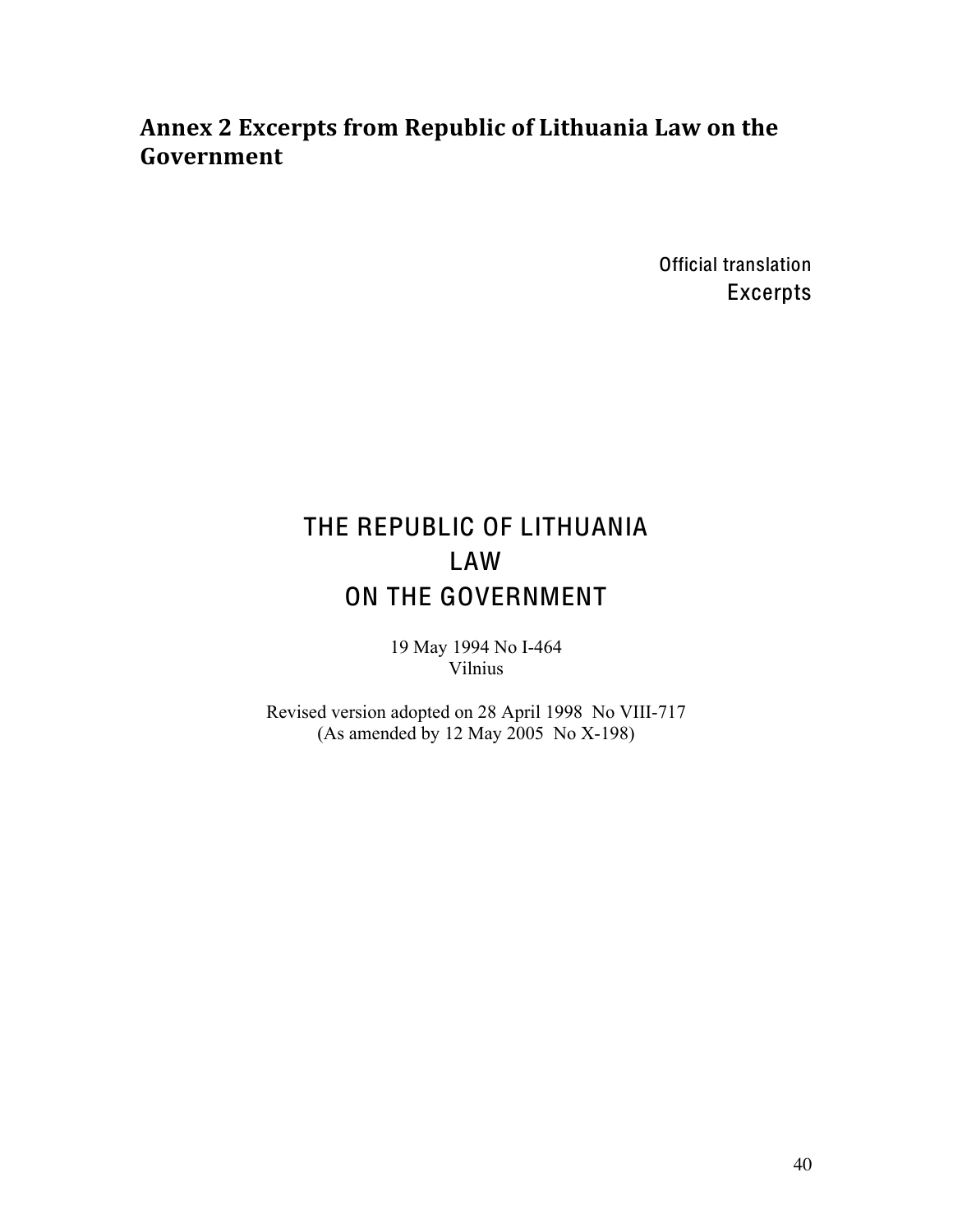## Annex 2 Excerpts from Republic of Lithuania Law on the Government

Official translation

Excerpts

# THE REPUBLIC OF LITHUANIA
# LAW
# ON THE GOVERNMENT

19 May 1994 No I-464
Vilnius

Revised version adopted on 28 April 1998 No VIII-717
(As amended by 12 May 2005 No X-198)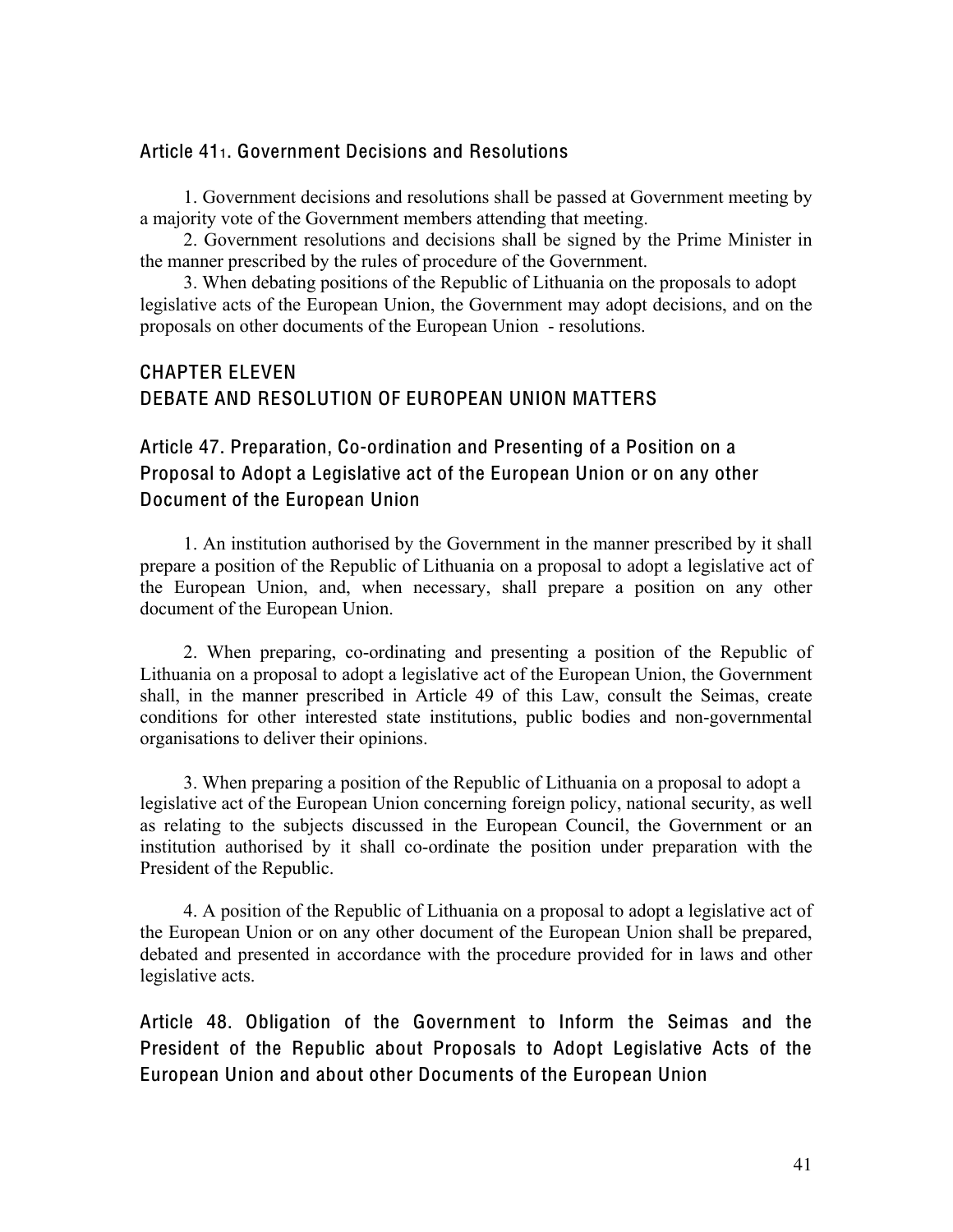### Article 41[1]. Government Decisions and Resolutions

1. Government decisions and resolutions shall be passed at Government meeting by a majority vote of the Government members attending that meeting.

2. Government resolutions and decisions shall be signed by the Prime Minister in the manner prescribed by the rules of procedure of the Government.

3. When debating positions of the Republic of Lithuania on the proposals to adopt legislative acts of the European Union, the Government may adopt decisions, and on the proposals on other documents of the European Union - resolutions.

## CHAPTER ELEVEN
## DEBATE AND RESOLUTION OF EUROPEAN UNION MATTERS

### Article 47. Preparation, Co-ordination and Presenting of a Position on a Proposal to Adopt a Legislative act of the European Union or on any other Document of the European Union

1. An institution authorised by the Government in the manner prescribed by it shall prepare a position of the Republic of Lithuania on a proposal to adopt a legislative act of the European Union, and, when necessary, shall prepare a position on any other document of the European Union.

2. When preparing, co-ordinating and presenting a position of the Republic of Lithuania on a proposal to adopt a legislative act of the European Union, the Government shall, in the manner prescribed in Article 49 of this Law, consult the Seimas, create conditions for other interested state institutions, public bodies and non-governmental organisations to deliver their opinions.

3. When preparing a position of the Republic of Lithuania on a proposal to adopt a legislative act of the European Union concerning foreign policy, national security, as well as relating to the subjects discussed in the European Council, the Government or an institution authorised by it shall co-ordinate the position under preparation with the President of the Republic.

4. A position of the Republic of Lithuania on a proposal to adopt a legislative act of the European Union or on any other document of the European Union shall be prepared, debated and presented in accordance with the procedure provided for in laws and other legislative acts.

### Article 48. Obligation of the Government to Inform the Seimas and the President of the Republic about Proposals to Adopt Legislative Acts of the European Union and about other Documents of the European Union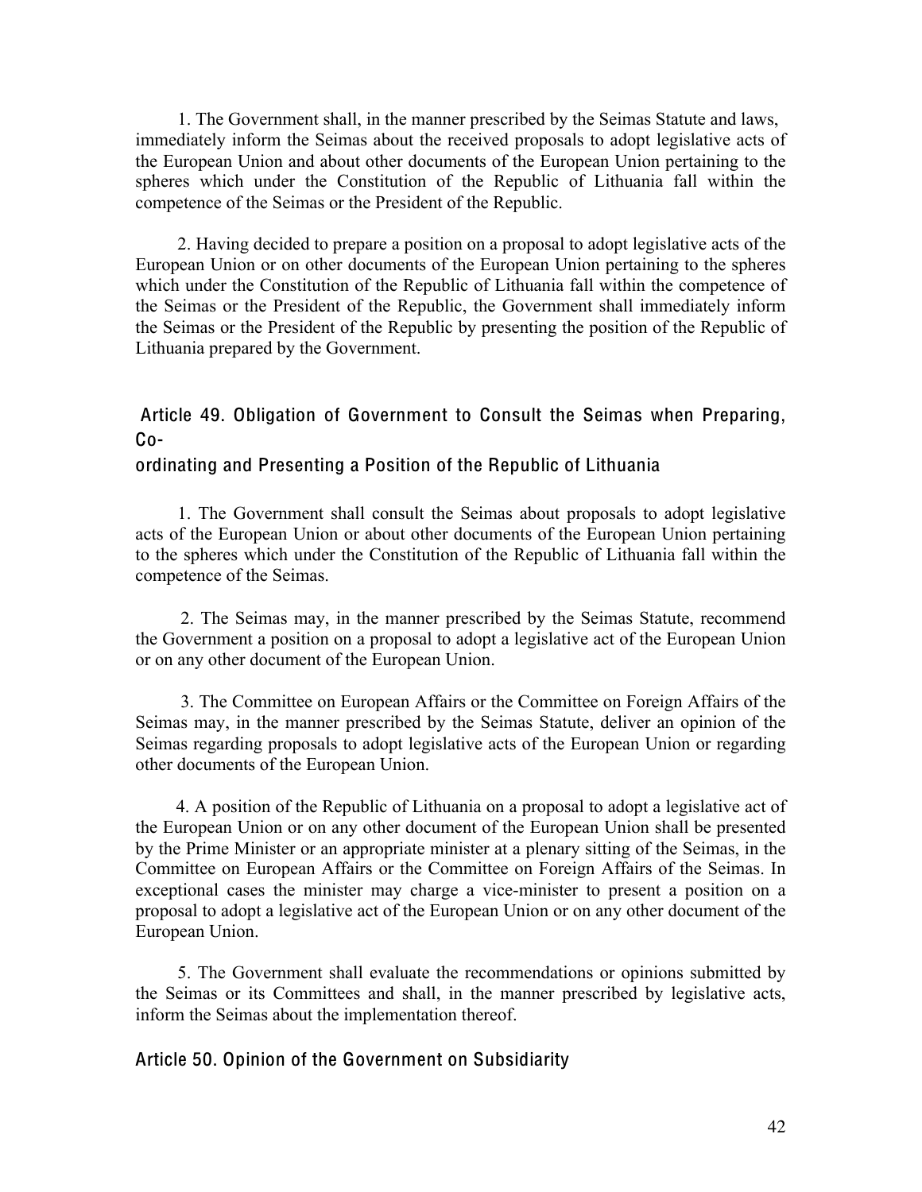1. The Government shall, in the manner prescribed by the Seimas Statute and laws, immediately inform the Seimas about the received proposals to adopt legislative acts of the European Union and about other documents of the European Union pertaining to the spheres which under the Constitution of the Republic of Lithuania fall within the competence of the Seimas or the President of the Republic.

2. Having decided to prepare a position on a proposal to adopt legislative acts of the European Union or on other documents of the European Union pertaining to the spheres which under the Constitution of the Republic of Lithuania fall within the competence of the Seimas or the President of the Republic, the Government shall immediately inform the Seimas or the President of the Republic by presenting the position of the Republic of Lithuania prepared by the Government.

### Article 49. Obligation of Government to Consult the Seimas when Preparing, Co-ordinating and Presenting a Position of the Republic of Lithuania

1. The Government shall consult the Seimas about proposals to adopt legislative acts of the European Union or about other documents of the European Union pertaining to the spheres which under the Constitution of the Republic of Lithuania fall within the competence of the Seimas.

2. The Seimas may, in the manner prescribed by the Seimas Statute, recommend the Government a position on a proposal to adopt a legislative act of the European Union or on any other document of the European Union.

3. The Committee on European Affairs or the Committee on Foreign Affairs of the Seimas may, in the manner prescribed by the Seimas Statute, deliver an opinion of the Seimas regarding proposals to adopt legislative acts of the European Union or regarding other documents of the European Union.

4. A position of the Republic of Lithuania on a proposal to adopt a legislative act of the European Union or on any other document of the European Union shall be presented by the Prime Minister or an appropriate minister at a plenary sitting of the Seimas, in the Committee on European Affairs or the Committee on Foreign Affairs of the Seimas. In exceptional cases the minister may charge a vice-minister to present a position on a proposal to adopt a legislative act of the European Union or on any other document of the European Union.

5. The Government shall evaluate the recommendations or opinions submitted by the Seimas or its Committees and shall, in the manner prescribed by legislative acts, inform the Seimas about the implementation thereof.

### Article 50. Opinion of the Government on Subsidiarity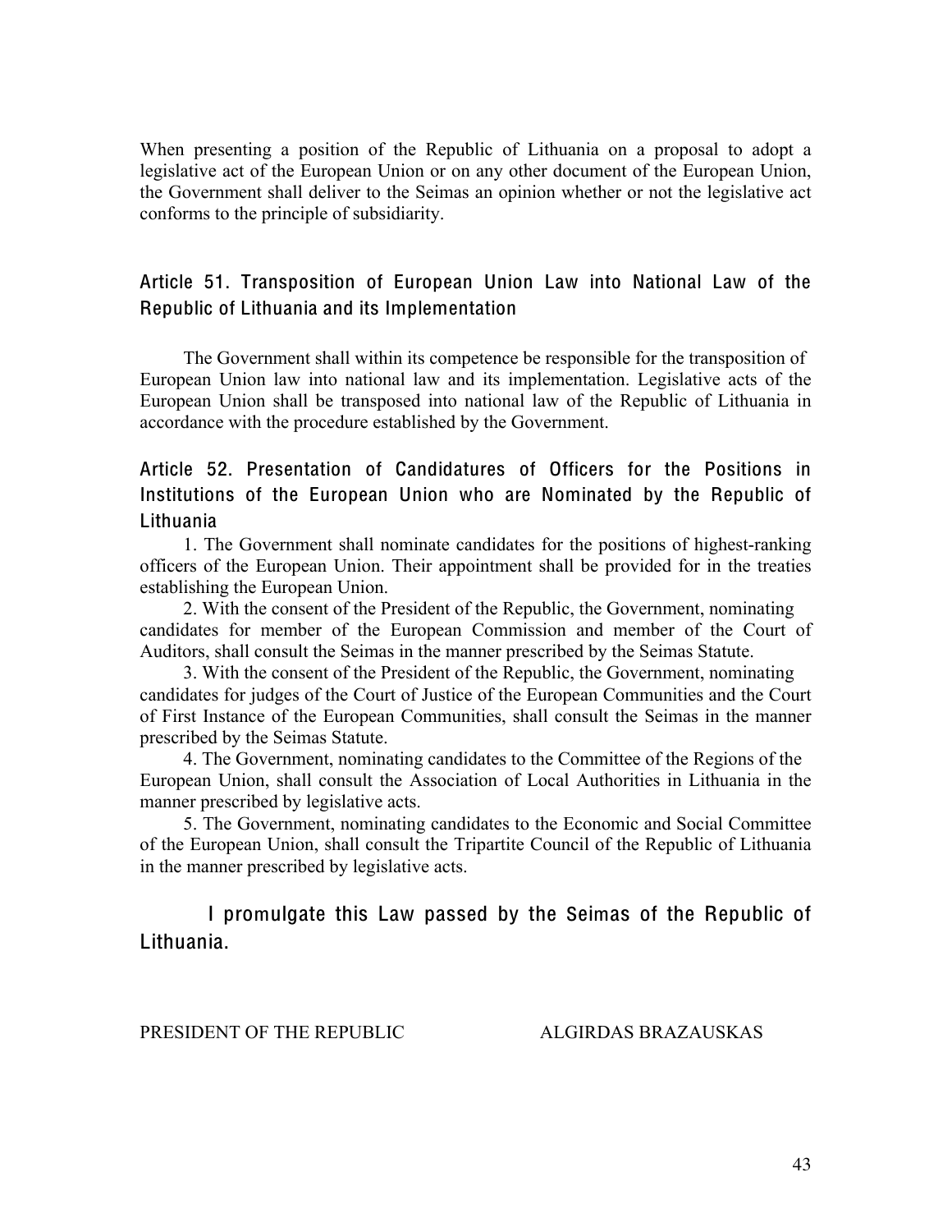When presenting a position of the Republic of Lithuania on a proposal to adopt a legislative act of the European Union or on any other document of the European Union, the Government shall deliver to the Seimas an opinion whether or not the legislative act conforms to the principle of subsidiarity.

### Article 51. Transposition of European Union Law into National Law of the Republic of Lithuania and its Implementation

The Government shall within its competence be responsible for the transposition of European Union law into national law and its implementation. Legislative acts of the European Union shall be transposed into national law of the Republic of Lithuania in accordance with the procedure established by the Government.

### Article 52. Presentation of Candidatures of Officers for the Positions in Institutions of the European Union who are Nominated by the Republic of Lithuania

1. The Government shall nominate candidates for the positions of highest-ranking officers of the European Union. Their appointment shall be provided for in the treaties establishing the European Union.

2. With the consent of the President of the Republic, the Government, nominating candidates for member of the European Commission and member of the Court of Auditors, shall consult the Seimas in the manner prescribed by the Seimas Statute.

3. With the consent of the President of the Republic, the Government, nominating candidates for judges of the Court of Justice of the European Communities and the Court of First Instance of the European Communities, shall consult the Seimas in the manner prescribed by the Seimas Statute.

4. The Government, nominating candidates to the Committee of the Regions of the European Union, shall consult the Association of Local Authorities in Lithuania in the manner prescribed by legislative acts.

5. The Government, nominating candidates to the Economic and Social Committee of the European Union, shall consult the Tripartite Council of the Republic of Lithuania in the manner prescribed by legislative acts.

I promulgate this Law passed by the Seimas of the Republic of Lithuania.

PRESIDENT OF THE REPUBLIC ALGIRDAS BRAZAUSKAS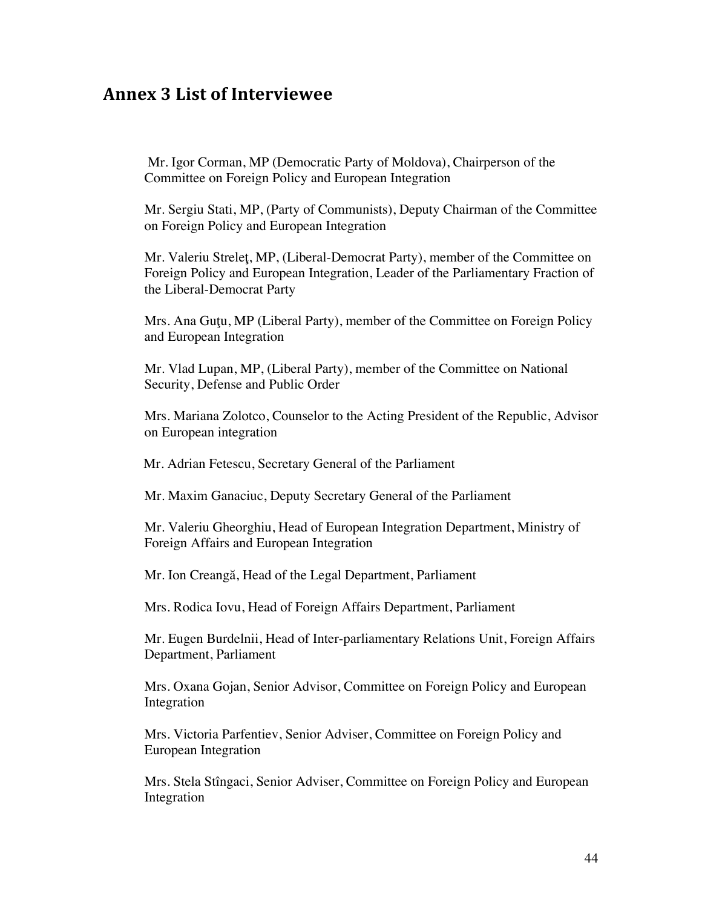## Annex 3 List of Interviewee

Mr. Igor Corman, MP (Democratic Party of Moldova), Chairperson of the Committee on Foreign Policy and European Integration

Mr. Sergiu Stati, MP, (Party of Communists), Deputy Chairman of the Committee on Foreign Policy and European Integration

Mr. Valeriu Streleţ, MP, (Liberal-Democrat Party), member of the Committee on Foreign Policy and European Integration, Leader of the Parliamentary Fraction of the Liberal-Democrat Party

Mrs. Ana Guţu, MP (Liberal Party), member of the Committee on Foreign Policy and European Integration

Mr. Vlad Lupan, MP, (Liberal Party), member of the Committee on National Security, Defense and Public Order

Mrs. Mariana Zolotco, Counselor to the Acting President of the Republic, Advisor on European integration

Mr. Adrian Fetescu, Secretary General of the Parliament

Mr. Maxim Ganaciuc, Deputy Secretary General of the Parliament

Mr. Valeriu Gheorghiu, Head of European Integration Department, Ministry of Foreign Affairs and European Integration

Mr. Ion Creangă, Head of the Legal Department, Parliament

Mrs. Rodica Iovu, Head of Foreign Affairs Department, Parliament

Mr. Eugen Burdelnii, Head of Inter-parliamentary Relations Unit, Foreign Affairs Department, Parliament

Mrs. Oxana Gojan, Senior Advisor, Committee on Foreign Policy and European Integration

Mrs. Victoria Parfentiev, Senior Adviser, Committee on Foreign Policy and European Integration

Mrs. Stela Stîngaci, Senior Adviser, Committee on Foreign Policy and European Integration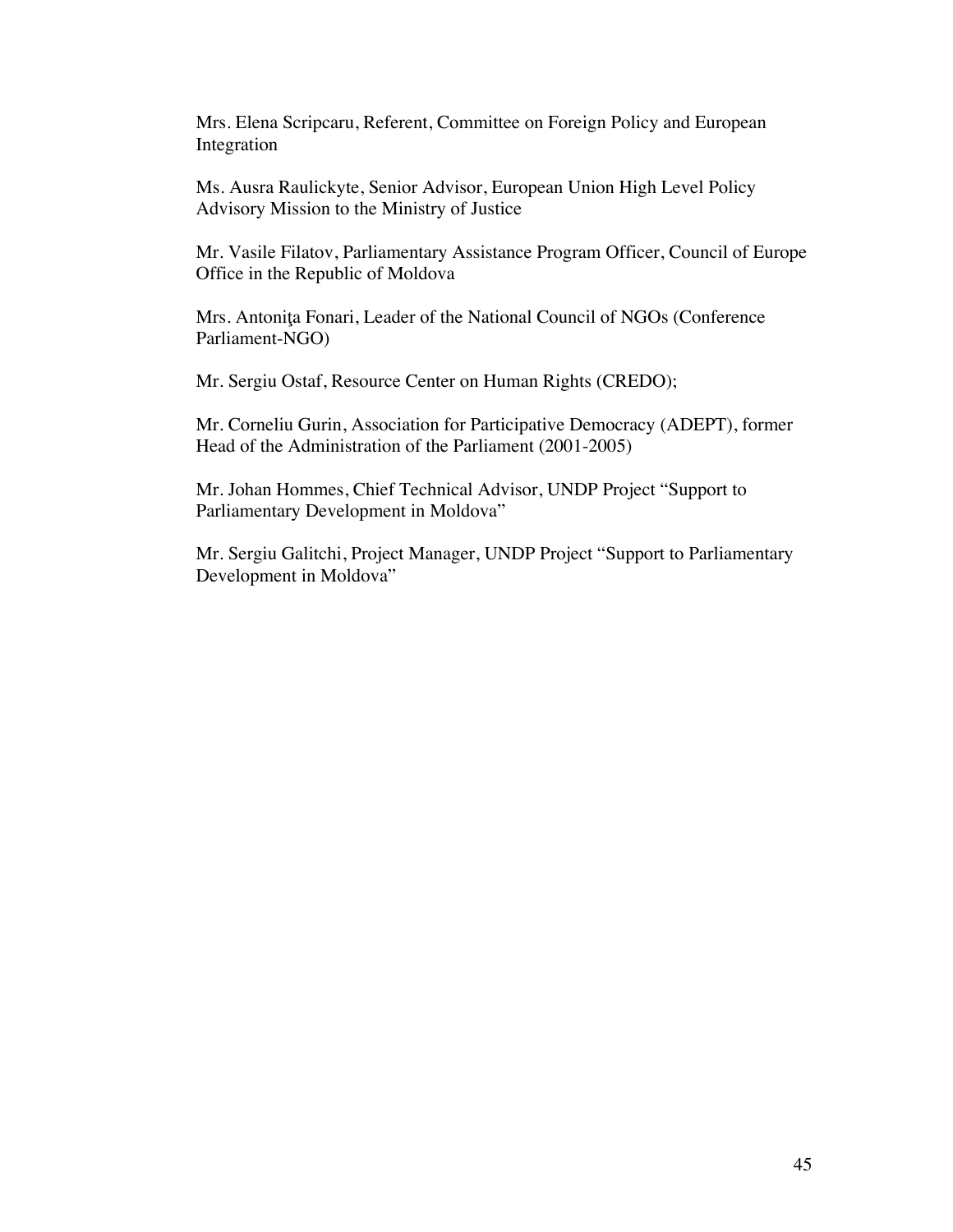Mrs. Elena Scripcaru, Referent, Committee on Foreign Policy and European Integration

Ms. Ausra Raulickyte, Senior Advisor, European Union High Level Policy Advisory Mission to the Ministry of Justice

Mr. Vasile Filatov, Parliamentary Assistance Program Officer, Council of Europe Office in the Republic of Moldova

Mrs. Antoniţa Fonari, Leader of the National Council of NGOs (Conference Parliament-NGO)

Mr. Sergiu Ostaf, Resource Center on Human Rights (CREDO);

Mr. Corneliu Gurin, Association for Participative Democracy (ADEPT), former Head of the Administration of the Parliament (2001-2005)

Mr. Johan Hommes, Chief Technical Advisor, UNDP Project "Support to Parliamentary Development in Moldova"

Mr. Sergiu Galitchi, Project Manager, UNDP Project "Support to Parliamentary Development in Moldova"